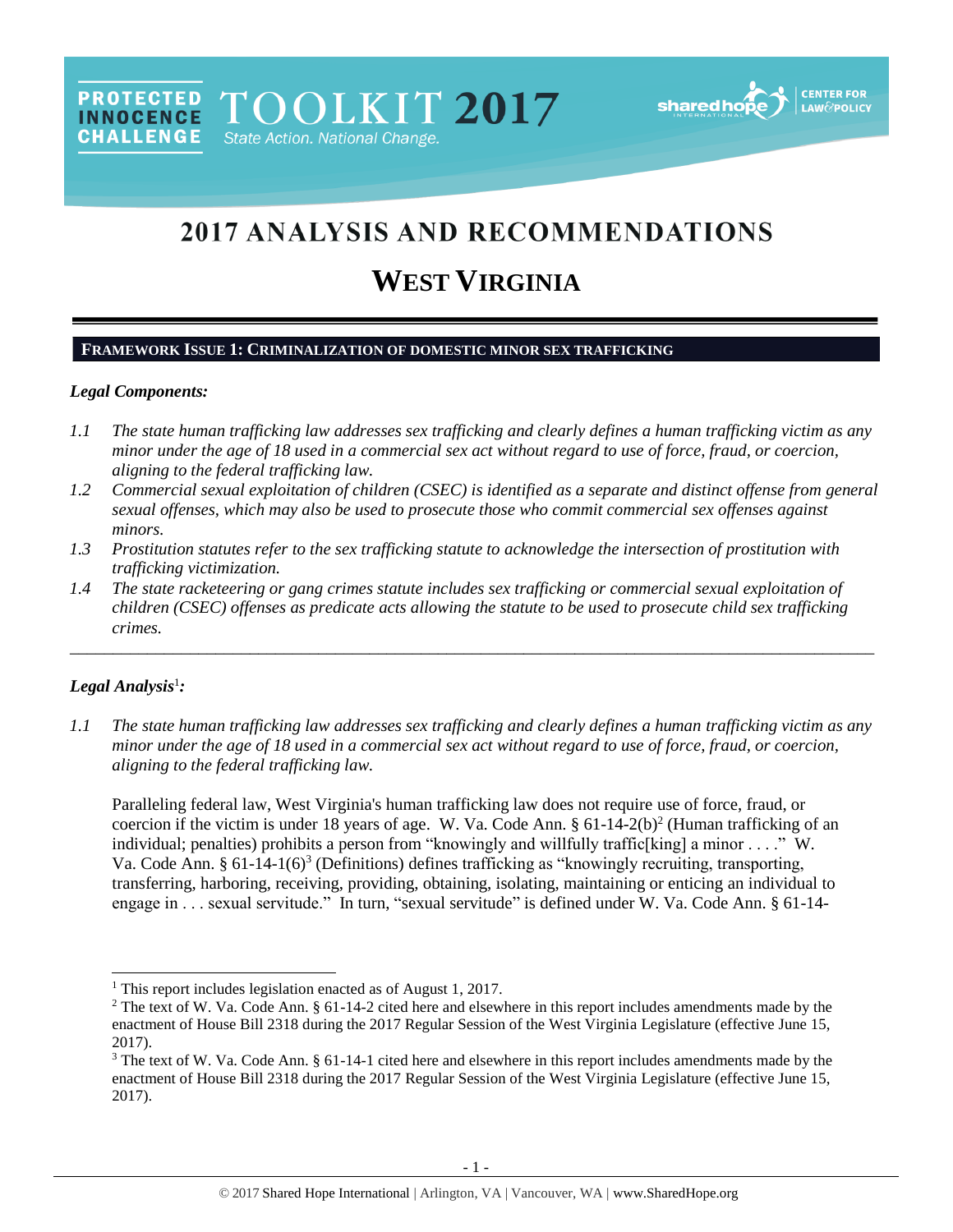PROTECTED INNOCENCE CHALLENGE TOOLKIT 2017 State Action. National Change.

# 2017 ANALYSIS AND RECOMMENDATIONS

# WEST VIRGINIA

## FRAMEWORK ISSUE 1: CRIMINALIZATION OF DOMESTIC MINOR SEX TRAFFICKING

### *Legal Components:*

*1.1 The state human trafficking law addresses sex trafficking and clearly defines a human trafficking victim as any minor under the age of 18 used in a commercial sex act without regard to use of force, fraud, or coercion, aligning to the federal trafficking law.*

*1.2 Commercial sexual exploitation of children (CSEC) is identified as a separate and distinct offense from general sexual offenses, which may also be used to prosecute those who commit commercial sex offenses against minors.*

*1.3 Prostitution statutes refer to the sex trafficking statute to acknowledge the intersection of prostitution with trafficking victimization.*

*1.4 The state racketeering or gang crimes statute includes sex trafficking or commercial sexual exploitation of children (CSEC) offenses as predicate acts allowing the statute to be used to prosecute child sex trafficking crimes.*

---

### *Legal Analysis*[1]*:*

*1.1 The state human trafficking law addresses sex trafficking and clearly defines a human trafficking victim as any minor under the age of 18 used in a commercial sex act without regard to use of force, fraud, or coercion, aligning to the federal trafficking law.*

Paralleling federal law, West Virginia's human trafficking law does not require use of force, fraud, or coercion if the victim is under 18 years of age. W. Va. Code Ann. § 61-14-2(b)[2] (Human trafficking of an individual; penalties) prohibits a person from "knowingly and willfully traffic[king] a minor . . . ." W. Va. Code Ann. § 61-14-1(6)[3] (Definitions) defines trafficking as "knowingly recruiting, transporting, transferring, harboring, receiving, providing, obtaining, isolating, maintaining or enticing an individual to engage in . . . sexual servitude." In turn, "sexual servitude" is defined under W. Va. Code Ann. § 61-14-

---

[1] This report includes legislation enacted as of August 1, 2017.

[2] The text of W. Va. Code Ann. § 61-14-2 cited here and elsewhere in this report includes amendments made by the enactment of House Bill 2318 during the 2017 Regular Session of the West Virginia Legislature (effective June 15, 2017).

[3] The text of W. Va. Code Ann. § 61-14-1 cited here and elsewhere in this report includes amendments made by the enactment of House Bill 2318 during the 2017 Regular Session of the West Virginia Legislature (effective June 15, 2017).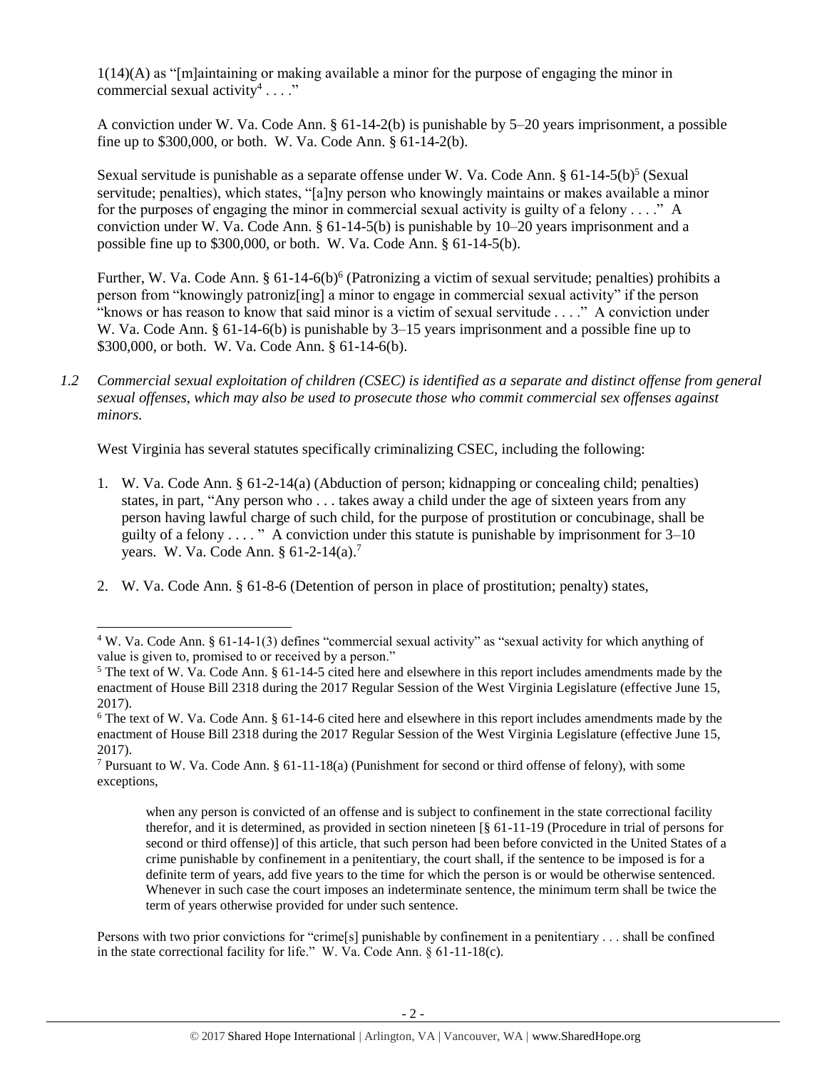1(14)(A) as "[m]aintaining or making available a minor for the purpose of engaging the minor in commercial sexual activity[4] . . . ."

A conviction under W. Va. Code Ann. § 61-14-2(b) is punishable by 5–20 years imprisonment, a possible fine up to $300,000, or both. W. Va. Code Ann. § 61-14-2(b).

Sexual servitude is punishable as a separate offense under W. Va. Code Ann. § 61-14-5(b)[5] (Sexual servitude; penalties), which states, "[a]ny person who knowingly maintains or makes available a minor for the purposes of engaging the minor in commercial sexual activity is guilty of a felony . . . ." A conviction under W. Va. Code Ann. § 61-14-5(b) is punishable by 10–20 years imprisonment and a possible fine up to $300,000, or both. W. Va. Code Ann. § 61-14-5(b).

Further, W. Va. Code Ann. § 61-14-6(b)[6] (Patronizing a victim of sexual servitude; penalties) prohibits a person from "knowingly patroniz[ing] a minor to engage in commercial sexual activity" if the person "knows or has reason to know that said minor is a victim of sexual servitude . . . ." A conviction under W. Va. Code Ann. § 61-14-6(b) is punishable by 3–15 years imprisonment and a possible fine up to $300,000, or both. W. Va. Code Ann. § 61-14-6(b).

*1.2 Commercial sexual exploitation of children (CSEC) is identified as a separate and distinct offense from general sexual offenses, which may also be used to prosecute those who commit commercial sex offenses against minors.*

West Virginia has several statutes specifically criminalizing CSEC, including the following:

1. W. Va. Code Ann. § 61-2-14(a) (Abduction of person; kidnapping or concealing child; penalties) states, in part, "Any person who . . . takes away a child under the age of sixteen years from any person having lawful charge of such child, for the purpose of prostitution or concubinage, shall be guilty of a felony . . . . " A conviction under this statute is punishable by imprisonment for 3–10 years. W. Va. Code Ann. § 61-2-14(a).[7]

2. W. Va. Code Ann. § 61-8-6 (Detention of person in place of prostitution; penalty) states,

---

[4] W. Va. Code Ann. § 61-14-1(3) defines "commercial sexual activity" as "sexual activity for which anything of value is given to, promised to or received by a person."

[5] The text of W. Va. Code Ann. § 61-14-5 cited here and elsewhere in this report includes amendments made by the enactment of House Bill 2318 during the 2017 Regular Session of the West Virginia Legislature (effective June 15, 2017).

[6] The text of W. Va. Code Ann. § 61-14-6 cited here and elsewhere in this report includes amendments made by the enactment of House Bill 2318 during the 2017 Regular Session of the West Virginia Legislature (effective June 15, 2017).

[7] Pursuant to W. Va. Code Ann. § 61-11-18(a) (Punishment for second or third offense of felony), with some exceptions,

> when any person is convicted of an offense and is subject to confinement in the state correctional facility therefor, and it is determined, as provided in section nineteen [§ 61-11-19 (Procedure in trial of persons for second or third offense)] of this article, that such person had been before convicted in the United States of a crime punishable by confinement in a penitentiary, the court shall, if the sentence to be imposed is for a definite term of years, add five years to the time for which the person is or would be otherwise sentenced. Whenever in such case the court imposes an indeterminate sentence, the minimum term shall be twice the term of years otherwise provided for under such sentence.

Persons with two prior convictions for "crime[s] punishable by confinement in a penitentiary . . . shall be confined in the state correctional facility for life." W. Va. Code Ann. § 61-11-18(c).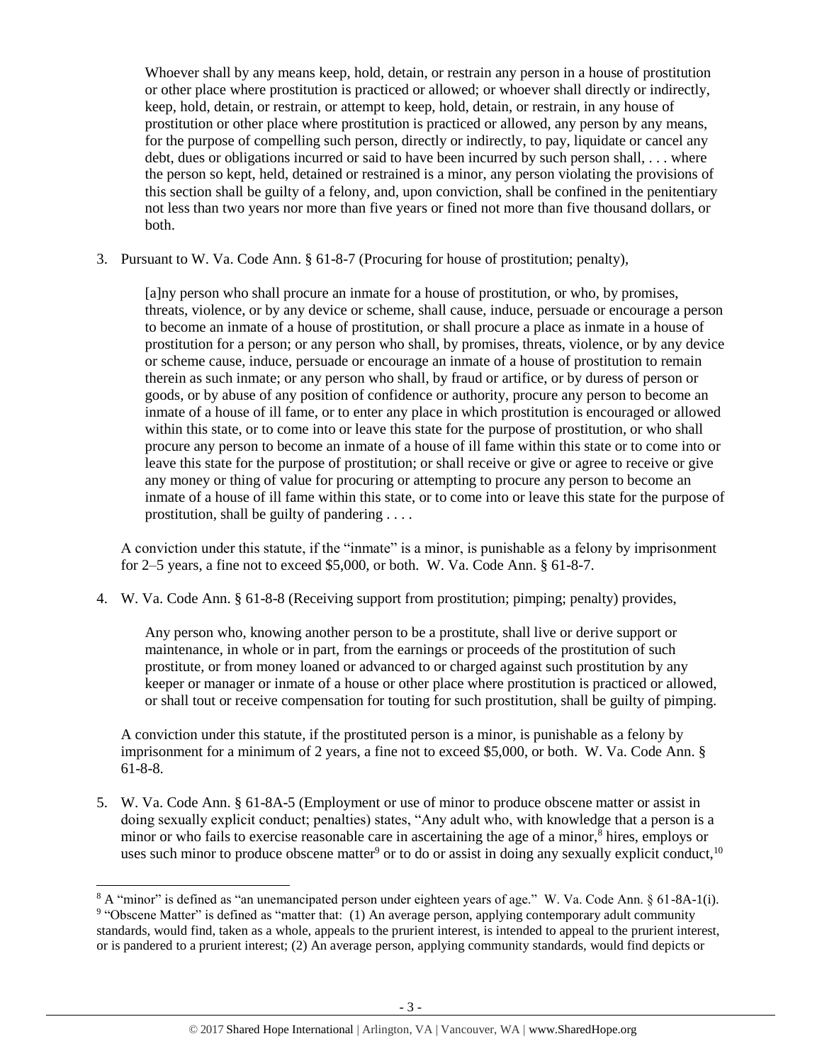> Whoever shall by any means keep, hold, detain, or restrain any person in a house of prostitution or other place where prostitution is practiced or allowed; or whoever shall directly or indirectly, keep, hold, detain, or restrain, or attempt to keep, hold, detain, or restrain, in any house of prostitution or other place where prostitution is practiced or allowed, any person by any means, for the purpose of compelling such person, directly or indirectly, to pay, liquidate or cancel any debt, dues or obligations incurred or said to have been incurred by such person shall, . . . where the person so kept, held, detained or restrained is a minor, any person violating the provisions of this section shall be guilty of a felony, and, upon conviction, shall be confined in the penitentiary not less than two years nor more than five years or fined not more than five thousand dollars, or both.

3. Pursuant to W. Va. Code Ann. § 61-8-7 (Procuring for house of prostitution; penalty),

   > [a]ny person who shall procure an inmate for a house of prostitution, or who, by promises, threats, violence, or by any device or scheme, shall cause, induce, persuade or encourage a person to become an inmate of a house of prostitution, or shall procure a place as inmate in a house of prostitution for a person; or any person who shall, by promises, threats, violence, or by any device or scheme cause, induce, persuade or encourage an inmate of a house of prostitution to remain therein as such inmate; or any person who shall, by fraud or artifice, or by duress of person or goods, or by abuse of any position of confidence or authority, procure any person to become an inmate of a house of ill fame, or to enter any place in which prostitution is encouraged or allowed within this state, or to come into or leave this state for the purpose of prostitution, or who shall procure any person to become an inmate of a house of ill fame within this state or to come into or leave this state for the purpose of prostitution; or shall receive or give or agree to receive or give any money or thing of value for procuring or attempting to procure any person to become an inmate of a house of ill fame within this state, or to come into or leave this state for the purpose of prostitution, shall be guilty of pandering . . . .

   A conviction under this statute, if the "inmate" is a minor, is punishable as a felony by imprisonment for 2–5 years, a fine not to exceed $5,000, or both. W. Va. Code Ann. § 61-8-7.

4. W. Va. Code Ann. § 61-8-8 (Receiving support from prostitution; pimping; penalty) provides,

   > Any person who, knowing another person to be a prostitute, shall live or derive support or maintenance, in whole or in part, from the earnings or proceeds of the prostitution of such prostitute, or from money loaned or advanced to or charged against such prostitution by any keeper or manager or inmate of a house or other place where prostitution is practiced or allowed, or shall tout or receive compensation for touting for such prostitution, shall be guilty of pimping.

   A conviction under this statute, if the prostituted person is a minor, is punishable as a felony by imprisonment for a minimum of 2 years, a fine not to exceed $5,000, or both. W. Va. Code Ann. § 61-8-8.

5. W. Va. Code Ann. § 61-8A-5 (Employment or use of minor to produce obscene matter or assist in doing sexually explicit conduct; penalties) states, "Any adult who, with knowledge that a person is a minor or who fails to exercise reasonable care in ascertaining the age of a minor,[8] hires, employs or uses such minor to produce obscene matter[9] or to do or assist in doing any sexually explicit conduct,[10]

---

[8] A "minor" is defined as "an unemancipated person under eighteen years of age." W. Va. Code Ann. § 61-8A-1(i).

[9] "Obscene Matter" is defined as "matter that: (1) An average person, applying contemporary adult community standards, would find, taken as a whole, appeals to the prurient interest, is intended to appeal to the prurient interest, or is pandered to a prurient interest; (2) An average person, applying community standards, would find depicts or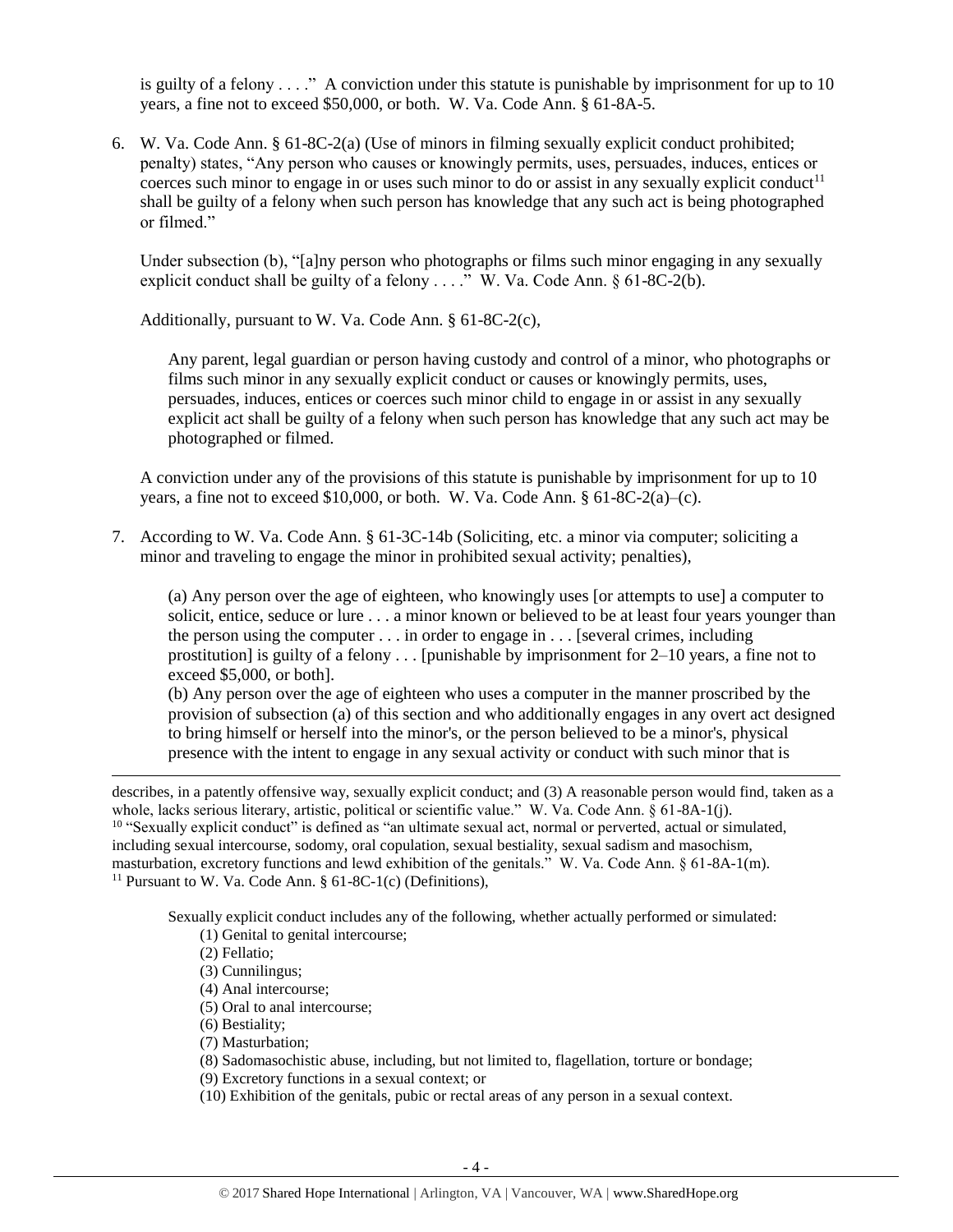is guilty of a felony . . . ." A conviction under this statute is punishable by imprisonment for up to 10 years, a fine not to exceed $50,000, or both. W. Va. Code Ann. § 61-8A-5.

6. W. Va. Code Ann. § 61-8C-2(a) (Use of minors in filming sexually explicit conduct prohibited; penalty) states, "Any person who causes or knowingly permits, uses, persuades, induces, entices or coerces such minor to engage in or uses such minor to do or assist in any sexually explicit conduct[11] shall be guilty of a felony when such person has knowledge that any such act is being photographed or filmed."

   Under subsection (b), "[a]ny person who photographs or films such minor engaging in any sexually explicit conduct shall be guilty of a felony . . . ." W. Va. Code Ann. § 61-8C-2(b).

   Additionally, pursuant to W. Va. Code Ann. § 61-8C-2(c),

   > Any parent, legal guardian or person having custody and control of a minor, who photographs or films such minor in any sexually explicit conduct or causes or knowingly permits, uses, persuades, induces, entices or coerces such minor child to engage in or assist in any sexually explicit act shall be guilty of a felony when such person has knowledge that any such act may be photographed or filmed.

   A conviction under any of the provisions of this statute is punishable by imprisonment for up to 10 years, a fine not to exceed $10,000, or both. W. Va. Code Ann. § 61-8C-2(a)–(c).

7. According to W. Va. Code Ann. § 61-3C-14b (Soliciting, etc. a minor via computer; soliciting a minor and traveling to engage the minor in prohibited sexual activity; penalties),

   > (a) Any person over the age of eighteen, who knowingly uses [or attempts to use] a computer to solicit, entice, seduce or lure . . . a minor known or believed to be at least four years younger than the person using the computer . . . in order to engage in . . . [several crimes, including prostitution] is guilty of a felony . . . [punishable by imprisonment for 2–10 years, a fine not to exceed $5,000, or both].
   >
   > (b) Any person over the age of eighteen who uses a computer in the manner proscribed by the provision of subsection (a) of this section and who additionally engages in any overt act designed to bring himself or herself into the minor's, or the person believed to be a minor's, physical presence with the intent to engage in any sexual activity or conduct with such minor that is

---

describes, in a patently offensive way, sexually explicit conduct; and (3) A reasonable person would find, taken as a whole, lacks serious literary, artistic, political or scientific value." W. Va. Code Ann. § 61-8A-1(j).

[10] "Sexually explicit conduct" is defined as "an ultimate sexual act, normal or perverted, actual or simulated, including sexual intercourse, sodomy, oral copulation, sexual bestiality, sexual sadism and masochism, masturbation, excretory functions and lewd exhibition of the genitals." W. Va. Code Ann. § 61-8A-1(m).

[11] Pursuant to W. Va. Code Ann. § 61-8C-1(c) (Definitions),

> Sexually explicit conduct includes any of the following, whether actually performed or simulated:
> (1) Genital to genital intercourse;
> (2) Fellatio;
> (3) Cunnilingus;
> (4) Anal intercourse;
> (5) Oral to anal intercourse;
> (6) Bestiality;
> (7) Masturbation;
> (8) Sadomasochistic abuse, including, but not limited to, flagellation, torture or bondage;
> (9) Excretory functions in a sexual context; or
> (10) Exhibition of the genitals, pubic or rectal areas of any person in a sexual context.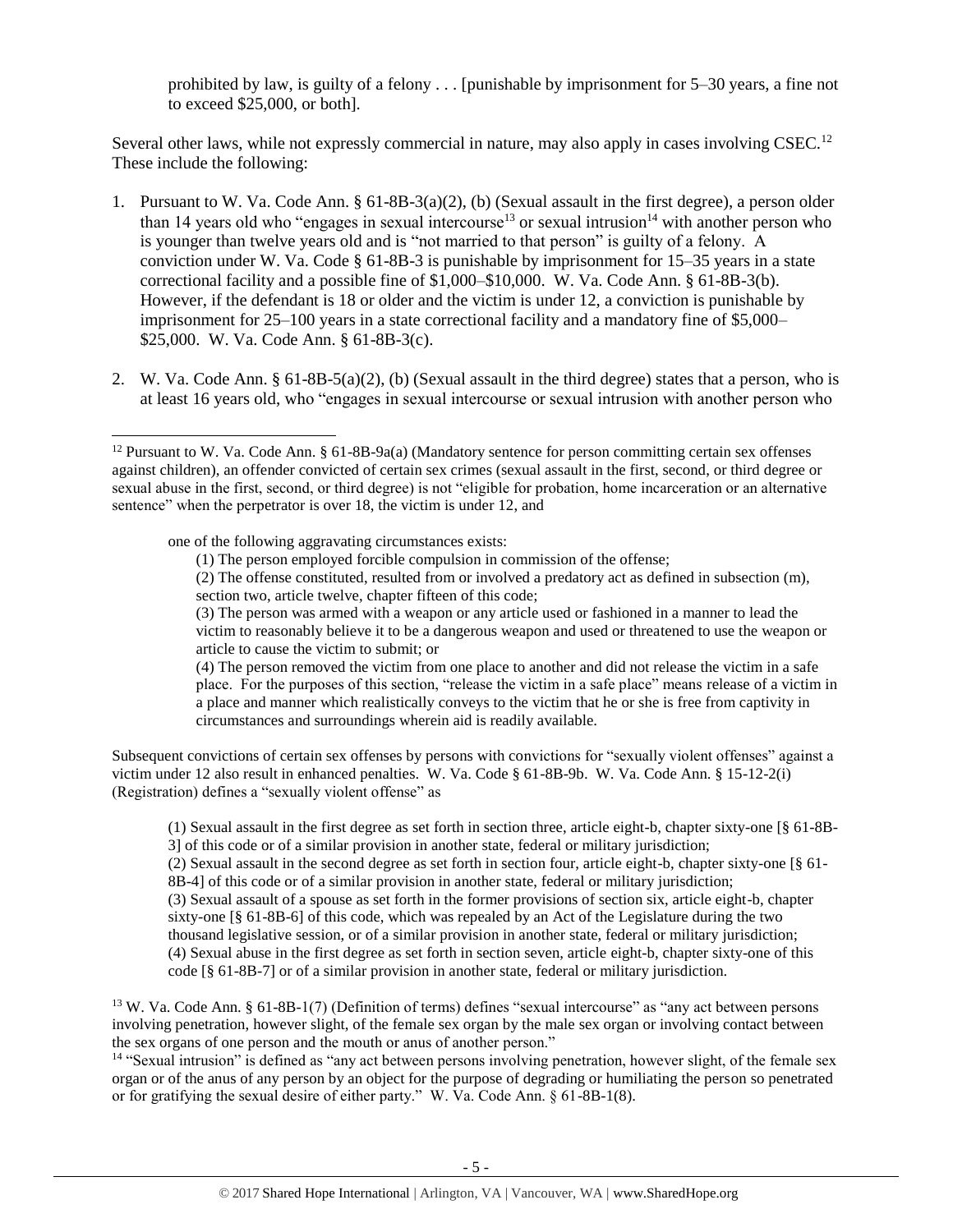prohibited by law, is guilty of a felony . . . [punishable by imprisonment for 5–30 years, a fine not to exceed $25,000, or both].

Several other laws, while not expressly commercial in nature, may also apply in cases involving CSEC.[12] These include the following:

1. Pursuant to W. Va. Code Ann. § 61-8B-3(a)(2), (b) (Sexual assault in the first degree), a person older than 14 years old who "engages in sexual intercourse[13] or sexual intrusion[14] with another person who is younger than twelve years old and is "not married to that person" is guilty of a felony. A conviction under W. Va. Code § 61-8B-3 is punishable by imprisonment for 15–35 years in a state correctional facility and a possible fine of $1,000–$10,000. W. Va. Code Ann. § 61-8B-3(b). However, if the defendant is 18 or older and the victim is under 12, a conviction is punishable by imprisonment for 25–100 years in a state correctional facility and a mandatory fine of $5,000–$25,000. W. Va. Code Ann. § 61-8B-3(c).

2. W. Va. Code Ann. § 61-8B-5(a)(2), (b) (Sexual assault in the third degree) states that a person, who is at least 16 years old, who "engages in sexual intercourse or sexual intrusion with another person who

---

[12] Pursuant to W. Va. Code Ann. § 61-8B-9a(a) (Mandatory sentence for person committing certain sex offenses against children), an offender convicted of certain sex crimes (sexual assault in the first, second, or third degree or sexual abuse in the first, second, or third degree) is not "eligible for probation, home incarceration or an alternative sentence" when the perpetrator is over 18, the victim is under 12, and

> one of the following aggravating circumstances exists:
>
> (1) The person employed forcible compulsion in commission of the offense;
>
> (2) The offense constituted, resulted from or involved a predatory act as defined in subsection (m), section two, article twelve, chapter fifteen of this code;
>
> (3) The person was armed with a weapon or any article used or fashioned in a manner to lead the victim to reasonably believe it to be a dangerous weapon and used or threatened to use the weapon or article to cause the victim to submit; or
>
> (4) The person removed the victim from one place to another and did not release the victim in a safe place. For the purposes of this section, "release the victim in a safe place" means release of a victim in a place and manner which realistically conveys to the victim that he or she is free from captivity in circumstances and surroundings wherein aid is readily available.

Subsequent convictions of certain sex offenses by persons with convictions for "sexually violent offenses" against a victim under 12 also result in enhanced penalties. W. Va. Code § 61-8B-9b. W. Va. Code Ann. § 15-12-2(i) (Registration) defines a "sexually violent offense" as

> (1) Sexual assault in the first degree as set forth in section three, article eight-b, chapter sixty-one [§ 61-8B-3] of this code or of a similar provision in another state, federal or military jurisdiction;
>
> (2) Sexual assault in the second degree as set forth in section four, article eight-b, chapter sixty-one [§ 61-8B-4] of this code or of a similar provision in another state, federal or military jurisdiction;
>
> (3) Sexual assault of a spouse as set forth in the former provisions of section six, article eight-b, chapter sixty-one [§ 61-8B-6] of this code, which was repealed by an Act of the Legislature during the two thousand legislative session, or of a similar provision in another state, federal or military jurisdiction;
>
> (4) Sexual abuse in the first degree as set forth in section seven, article eight-b, chapter sixty-one of this code [§ 61-8B-7] or of a similar provision in another state, federal or military jurisdiction.

[13] W. Va. Code Ann. § 61-8B-1(7) (Definition of terms) defines "sexual intercourse" as "any act between persons involving penetration, however slight, of the female sex organ by the male sex organ or involving contact between the sex organs of one person and the mouth or anus of another person."

[14] "Sexual intrusion" is defined as "any act between persons involving penetration, however slight, of the female sex organ or of the anus of any person by an object for the purpose of degrading or humiliating the person so penetrated or for gratifying the sexual desire of either party." W. Va. Code Ann. § 61-8B-1(8).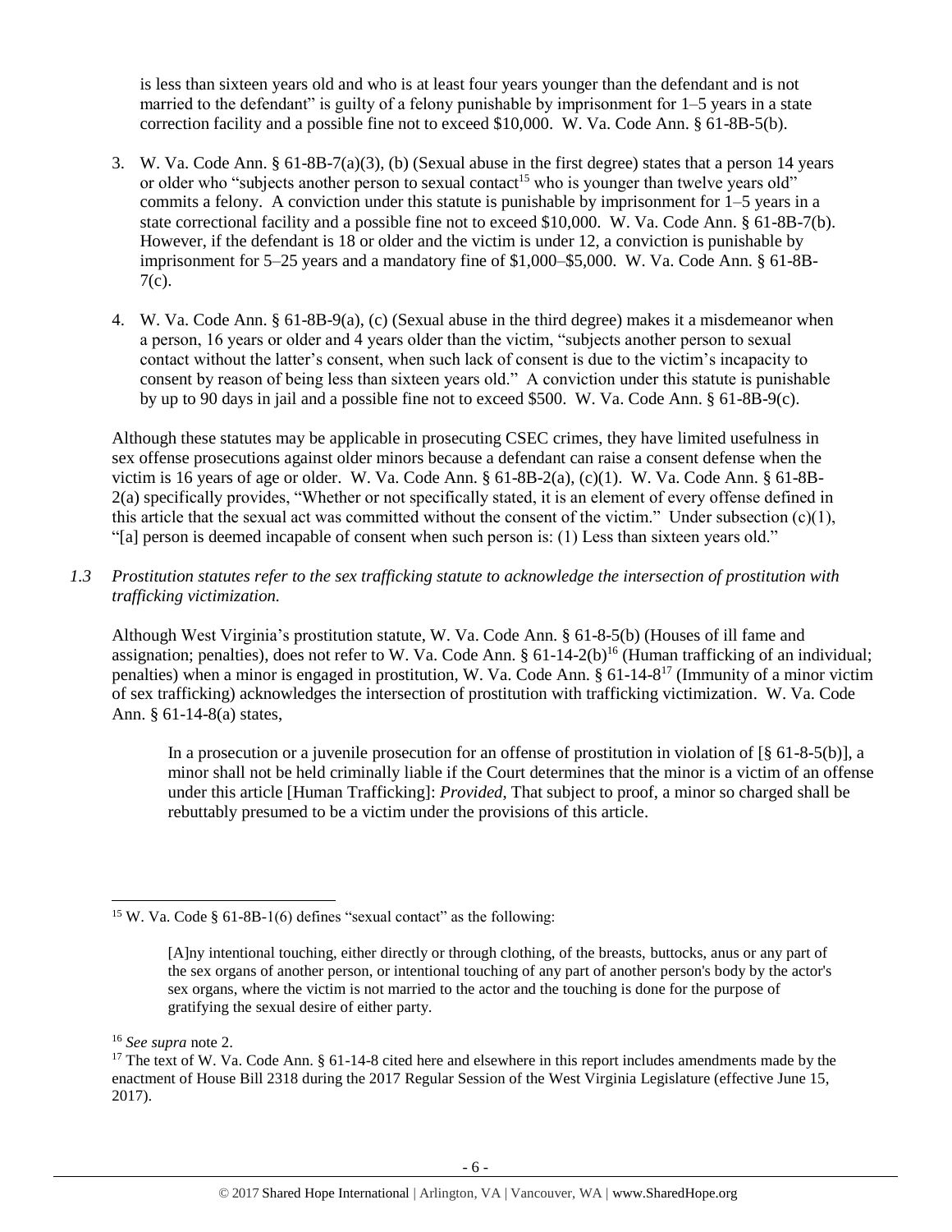is less than sixteen years old and who is at least four years younger than the defendant and is not married to the defendant" is guilty of a felony punishable by imprisonment for 1–5 years in a state correction facility and a possible fine not to exceed $10,000. W. Va. Code Ann. § 61-8B-5(b).

3. W. Va. Code Ann. § 61-8B-7(a)(3), (b) (Sexual abuse in the first degree) states that a person 14 years or older who "subjects another person to sexual contact[15] who is younger than twelve years old" commits a felony. A conviction under this statute is punishable by imprisonment for 1–5 years in a state correctional facility and a possible fine not to exceed $10,000. W. Va. Code Ann. § 61-8B-7(b). However, if the defendant is 18 or older and the victim is under 12, a conviction is punishable by imprisonment for 5–25 years and a mandatory fine of $1,000–$5,000. W. Va. Code Ann. § 61-8B-7(c).

4. W. Va. Code Ann. § 61-8B-9(a), (c) (Sexual abuse in the third degree) makes it a misdemeanor when a person, 16 years or older and 4 years older than the victim, "subjects another person to sexual contact without the latter's consent, when such lack of consent is due to the victim's incapacity to consent by reason of being less than sixteen years old." A conviction under this statute is punishable by up to 90 days in jail and a possible fine not to exceed $500. W. Va. Code Ann. § 61-8B-9(c).

Although these statutes may be applicable in prosecuting CSEC crimes, they have limited usefulness in sex offense prosecutions against older minors because a defendant can raise a consent defense when the victim is 16 years of age or older. W. Va. Code Ann. § 61-8B-2(a), (c)(1). W. Va. Code Ann. § 61-8B-2(a) specifically provides, "Whether or not specifically stated, it is an element of every offense defined in this article that the sexual act was committed without the consent of the victim." Under subsection (c)(1), "[a] person is deemed incapable of consent when such person is: (1) Less than sixteen years old."

*1.3 Prostitution statutes refer to the sex trafficking statute to acknowledge the intersection of prostitution with trafficking victimization.*

Although West Virginia's prostitution statute, W. Va. Code Ann. § 61-8-5(b) (Houses of ill fame and assignation; penalties), does not refer to W. Va. Code Ann. § 61-14-2(b)[16] (Human trafficking of an individual; penalties) when a minor is engaged in prostitution, W. Va. Code Ann. § 61-14-8[17] (Immunity of a minor victim of sex trafficking) acknowledges the intersection of prostitution with trafficking victimization. W. Va. Code Ann. § 61-14-8(a) states,

> In a prosecution or a juvenile prosecution for an offense of prostitution in violation of [§ 61-8-5(b)], a minor shall not be held criminally liable if the Court determines that the minor is a victim of an offense under this article [Human Trafficking]: *Provided*, That subject to proof, a minor so charged shall be rebuttably presumed to be a victim under the provisions of this article.

---

[15] W. Va. Code § 61-8B-1(6) defines "sexual contact" as the following:

> [A]ny intentional touching, either directly or through clothing, of the breasts, buttocks, anus or any part of the sex organs of another person, or intentional touching of any part of another person's body by the actor's sex organs, where the victim is not married to the actor and the touching is done for the purpose of gratifying the sexual desire of either party.

[16] *See supra* note 2.

[17] The text of W. Va. Code Ann. § 61-14-8 cited here and elsewhere in this report includes amendments made by the enactment of House Bill 2318 during the 2017 Regular Session of the West Virginia Legislature (effective June 15, 2017).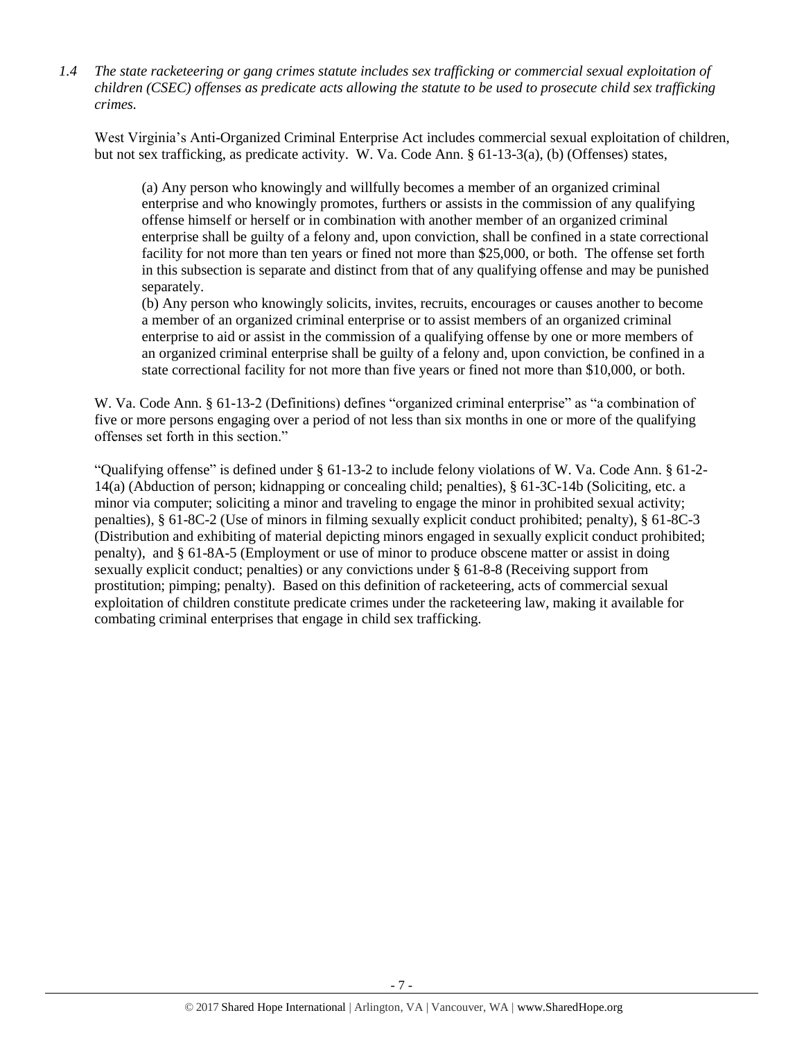1.4 *The state racketeering or gang crimes statute includes sex trafficking or commercial sexual exploitation of children (CSEC) offenses as predicate acts allowing the statute to be used to prosecute child sex trafficking crimes.*

West Virginia's Anti-Organized Criminal Enterprise Act includes commercial sexual exploitation of children, but not sex trafficking, as predicate activity. W. Va. Code Ann. § 61-13-3(a), (b) (Offenses) states,

> (a) Any person who knowingly and willfully becomes a member of an organized criminal enterprise and who knowingly promotes, furthers or assists in the commission of any qualifying offense himself or herself or in combination with another member of an organized criminal enterprise shall be guilty of a felony and, upon conviction, shall be confined in a state correctional facility for not more than ten years or fined not more than $25,000, or both. The offense set forth in this subsection is separate and distinct from that of any qualifying offense and may be punished separately.
>
> (b) Any person who knowingly solicits, invites, recruits, encourages or causes another to become a member of an organized criminal enterprise or to assist members of an organized criminal enterprise to aid or assist in the commission of a qualifying offense by one or more members of an organized criminal enterprise shall be guilty of a felony and, upon conviction, be confined in a state correctional facility for not more than five years or fined not more than $10,000, or both.

W. Va. Code Ann. § 61-13-2 (Definitions) defines "organized criminal enterprise" as "a combination of five or more persons engaging over a period of not less than six months in one or more of the qualifying offenses set forth in this section."

"Qualifying offense" is defined under § 61-13-2 to include felony violations of W. Va. Code Ann. § 61-2-14(a) (Abduction of person; kidnapping or concealing child; penalties), § 61-3C-14b (Soliciting, etc. a minor via computer; soliciting a minor and traveling to engage the minor in prohibited sexual activity; penalties), § 61-8C-2 (Use of minors in filming sexually explicit conduct prohibited; penalty), § 61-8C-3 (Distribution and exhibiting of material depicting minors engaged in sexually explicit conduct prohibited; penalty), and § 61-8A-5 (Employment or use of minor to produce obscene matter or assist in doing sexually explicit conduct; penalties) or any convictions under § 61-8-8 (Receiving support from prostitution; pimping; penalty). Based on this definition of racketeering, acts of commercial sexual exploitation of children constitute predicate crimes under the racketeering law, making it available for combating criminal enterprises that engage in child sex trafficking.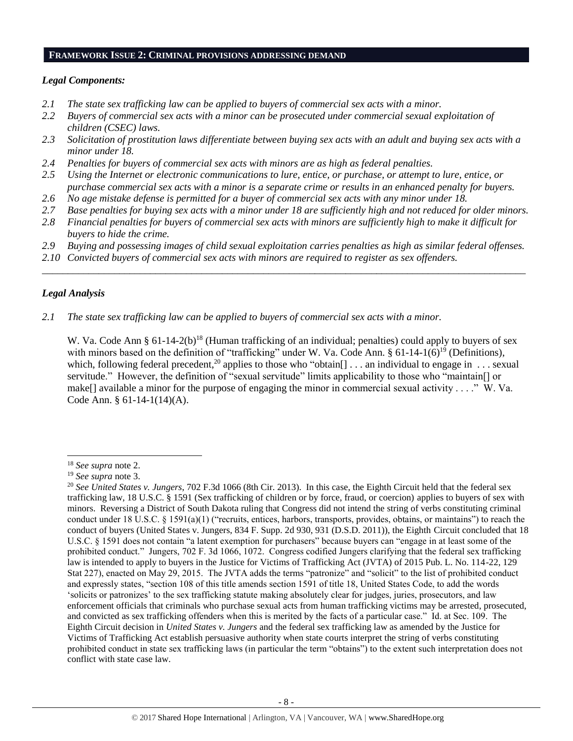## **FRAMEWORK ISSUE 2: CRIMINAL PROVISIONS ADDRESSING DEMAND**

### *Legal Components:*

*2.1 The state sex trafficking law can be applied to buyers of commercial sex acts with a minor.*

*2.2 Buyers of commercial sex acts with a minor can be prosecuted under commercial sexual exploitation of children (CSEC) laws.*

*2.3 Solicitation of prostitution laws differentiate between buying sex acts with an adult and buying sex acts with a minor under 18.*

*2.4 Penalties for buyers of commercial sex acts with minors are as high as federal penalties.*

*2.5 Using the Internet or electronic communications to lure, entice, or purchase, or attempt to lure, entice, or purchase commercial sex acts with a minor is a separate crime or results in an enhanced penalty for buyers.*

*2.6 No age mistake defense is permitted for a buyer of commercial sex acts with any minor under 18.*

*2.7 Base penalties for buying sex acts with a minor under 18 are sufficiently high and not reduced for older minors.*

*2.8 Financial penalties for buyers of commercial sex acts with minors are sufficiently high to make it difficult for buyers to hide the crime.*

*2.9 Buying and possessing images of child sexual exploitation carries penalties as high as similar federal offenses.*

*2.10 Convicted buyers of commercial sex acts with minors are required to register as sex offenders.*

---

### *Legal Analysis*

*2.1 The state sex trafficking law can be applied to buyers of commercial sex acts with a minor.*

W. Va. Code Ann § 61-14-2(b)[18] (Human trafficking of an individual; penalties) could apply to buyers of sex with minors based on the definition of "trafficking" under W. Va. Code Ann. § 61-14-1(6)[19] (Definitions), which, following federal precedent,[20] applies to those who "obtain[] . . . an individual to engage in . . . sexual servitude." However, the definition of "sexual servitude" limits applicability to those who "maintain[] or make[] available a minor for the purpose of engaging the minor in commercial sexual activity . . . ." W. Va. Code Ann. § 61-14-1(14)(A).

---

[18] *See supra* note 2.

[19] *See supra* note 3.

[20] *See United States v. Jungers*, 702 F.3d 1066 (8th Cir. 2013). In this case, the Eighth Circuit held that the federal sex trafficking law, 18 U.S.C. § 1591 (Sex trafficking of children or by force, fraud, or coercion) applies to buyers of sex with minors. Reversing a District of South Dakota ruling that Congress did not intend the string of verbs constituting criminal conduct under 18 U.S.C. § 1591(a)(1) ("recruits, entices, harbors, transports, provides, obtains, or maintains") to reach the conduct of buyers (United States v. Jungers, 834 F. Supp. 2d 930, 931 (D.S.D. 2011)), the Eighth Circuit concluded that 18 U.S.C. § 1591 does not contain "a latent exemption for purchasers" because buyers can "engage in at least some of the prohibited conduct." Jungers, 702 F. 3d 1066, 1072. Congress codified Jungers clarifying that the federal sex trafficking law is intended to apply to buyers in the Justice for Victims of Trafficking Act (JVTA) of 2015 Pub. L. No. 114-22, 129 Stat 227), enacted on May 29, 2015. The JVTA adds the terms "patronize" and "solicit" to the list of prohibited conduct and expressly states, "section 108 of this title amends section 1591 of title 18, United States Code, to add the words 'solicits or patronizes' to the sex trafficking statute making absolutely clear for judges, juries, prosecutors, and law enforcement officials that criminals who purchase sexual acts from human trafficking victims may be arrested, prosecuted, and convicted as sex trafficking offenders when this is merited by the facts of a particular case." Id. at Sec. 109. The Eighth Circuit decision in *United States v. Jungers* and the federal sex trafficking law as amended by the Justice for Victims of Trafficking Act establish persuasive authority when state courts interpret the string of verbs constituting prohibited conduct in state sex trafficking laws (in particular the term "obtains") to the extent such interpretation does not conflict with state case law.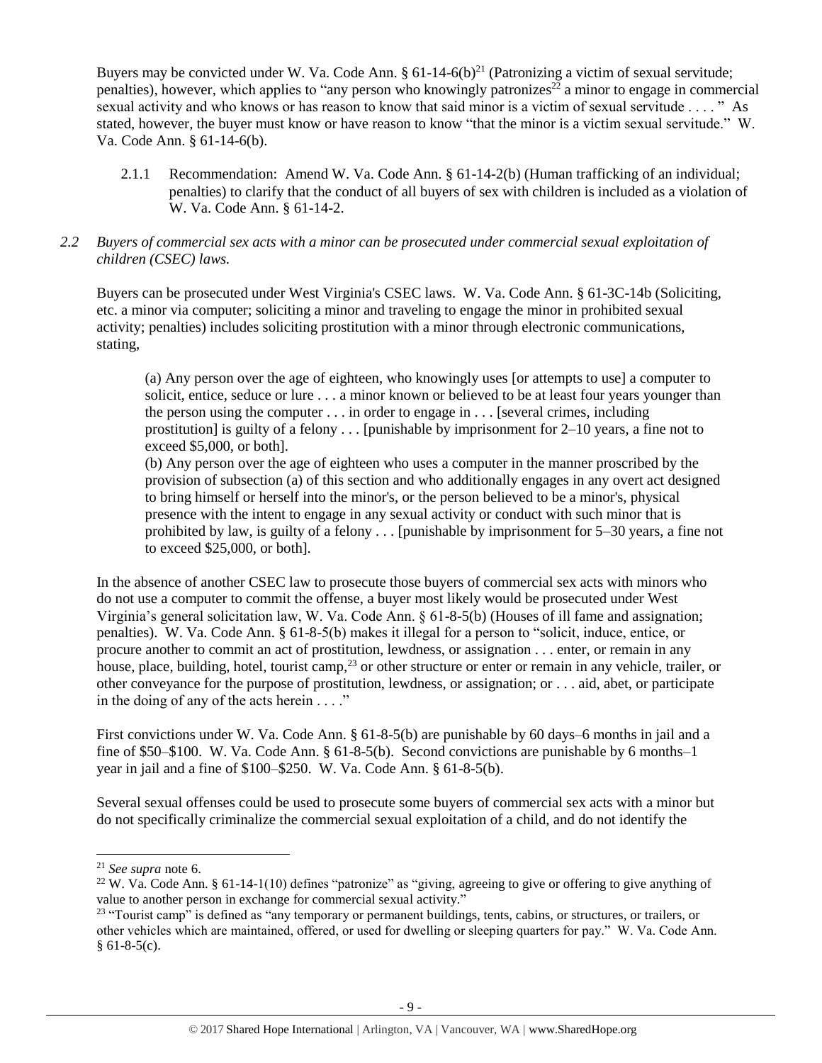Buyers may be convicted under W. Va. Code Ann. § 61-14-6(b)[21] (Patronizing a victim of sexual servitude; penalties), however, which applies to "any person who knowingly patronizes[22] a minor to engage in commercial sexual activity and who knows or has reason to know that said minor is a victim of sexual servitude . . . . " As stated, however, the buyer must know or have reason to know "that the minor is a victim sexual servitude." W. Va. Code Ann. § 61-14-6(b).

2.1.1 Recommendation: Amend W. Va. Code Ann. § 61-14-2(b) (Human trafficking of an individual; penalties) to clarify that the conduct of all buyers of sex with children is included as a violation of W. Va. Code Ann. § 61-14-2.

*2.2 Buyers of commercial sex acts with a minor can be prosecuted under commercial sexual exploitation of children (CSEC) laws.*

Buyers can be prosecuted under West Virginia's CSEC laws. W. Va. Code Ann. § 61-3C-14b (Soliciting, etc. a minor via computer; soliciting a minor and traveling to engage the minor in prohibited sexual activity; penalties) includes soliciting prostitution with a minor through electronic communications, stating,

> (a) Any person over the age of eighteen, who knowingly uses [or attempts to use] a computer to solicit, entice, seduce or lure . . . a minor known or believed to be at least four years younger than the person using the computer . . . in order to engage in . . . [several crimes, including prostitution] is guilty of a felony . . . [punishable by imprisonment for 2–10 years, a fine not to exceed $5,000, or both].
>
> (b) Any person over the age of eighteen who uses a computer in the manner proscribed by the provision of subsection (a) of this section and who additionally engages in any overt act designed to bring himself or herself into the minor's, or the person believed to be a minor's, physical presence with the intent to engage in any sexual activity or conduct with such minor that is prohibited by law, is guilty of a felony . . . [punishable by imprisonment for 5–30 years, a fine not to exceed $25,000, or both].

In the absence of another CSEC law to prosecute those buyers of commercial sex acts with minors who do not use a computer to commit the offense, a buyer most likely would be prosecuted under West Virginia's general solicitation law, W. Va. Code Ann. § 61-8-5(b) (Houses of ill fame and assignation; penalties). W. Va. Code Ann. § 61-8-5(b) makes it illegal for a person to "solicit, induce, entice, or procure another to commit an act of prostitution, lewdness, or assignation . . . enter, or remain in any house, place, building, hotel, tourist camp,[23] or other structure or enter or remain in any vehicle, trailer, or other conveyance for the purpose of prostitution, lewdness, or assignation; or . . . aid, abet, or participate in the doing of any of the acts herein . . . ."

First convictions under W. Va. Code Ann. § 61-8-5(b) are punishable by 60 days–6 months in jail and a fine of $50–$100. W. Va. Code Ann. § 61-8-5(b). Second convictions are punishable by 6 months–1 year in jail and a fine of $100–$250. W. Va. Code Ann. § 61-8-5(b).

Several sexual offenses could be used to prosecute some buyers of commercial sex acts with a minor but do not specifically criminalize the commercial sexual exploitation of a child, and do not identify the

---

[21] *See supra* note 6.

[22] W. Va. Code Ann. § 61-14-1(10) defines "patronize" as "giving, agreeing to give or offering to give anything of value to another person in exchange for commercial sexual activity."

[23] "Tourist camp" is defined as "any temporary or permanent buildings, tents, cabins, or structures, or trailers, or other vehicles which are maintained, offered, or used for dwelling or sleeping quarters for pay." W. Va. Code Ann. § 61-8-5(c).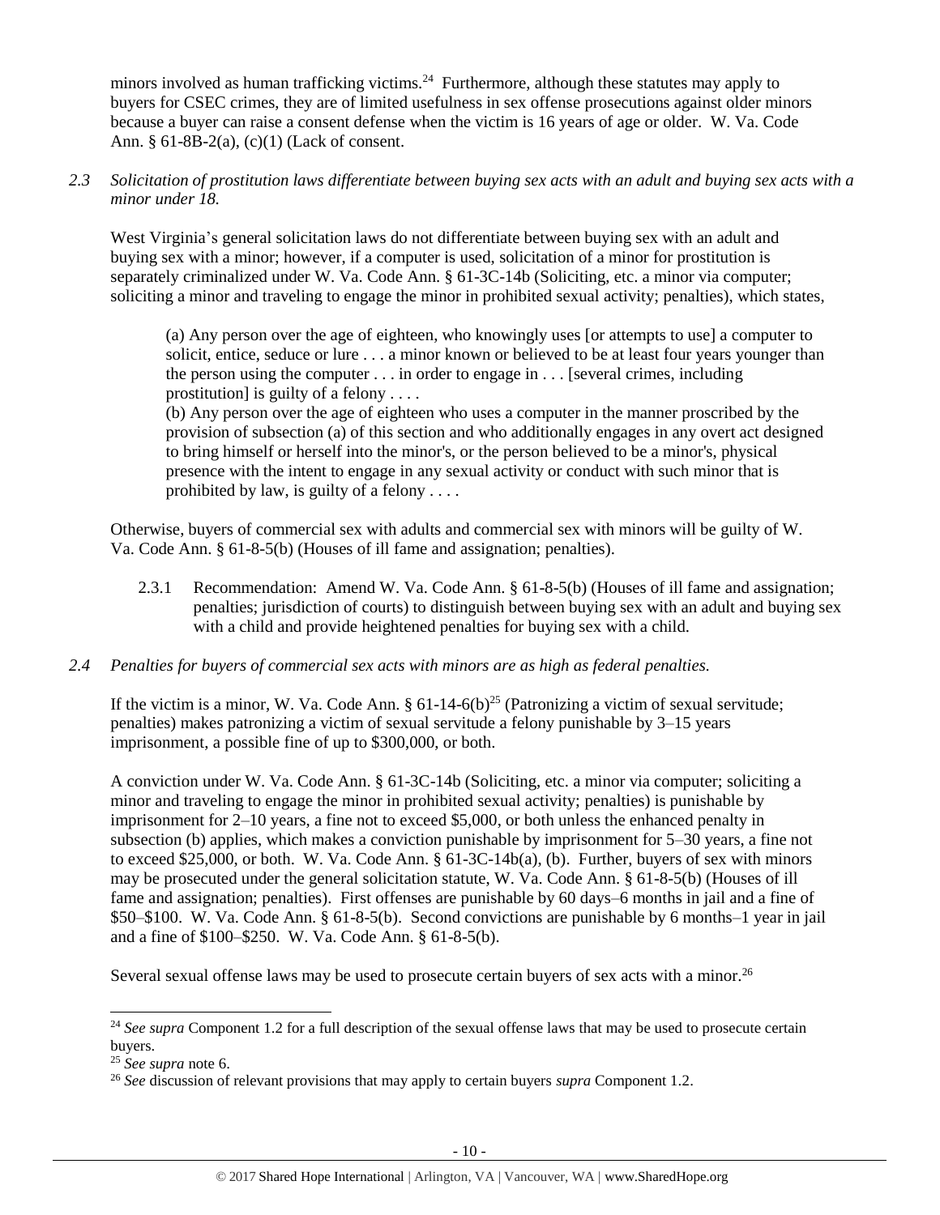minors involved as human trafficking victims.[24] Furthermore, although these statutes may apply to buyers for CSEC crimes, they are of limited usefulness in sex offense prosecutions against older minors because a buyer can raise a consent defense when the victim is 16 years of age or older. W. Va. Code Ann. § 61-8B-2(a), (c)(1) (Lack of consent.

*2.3 Solicitation of prostitution laws differentiate between buying sex acts with an adult and buying sex acts with a minor under 18.*

West Virginia's general solicitation laws do not differentiate between buying sex with an adult and buying sex with a minor; however, if a computer is used, solicitation of a minor for prostitution is separately criminalized under W. Va. Code Ann. § 61-3C-14b (Soliciting, etc. a minor via computer; soliciting a minor and traveling to engage the minor in prohibited sexual activity; penalties), which states,

> (a) Any person over the age of eighteen, who knowingly uses [or attempts to use] a computer to solicit, entice, seduce or lure . . . a minor known or believed to be at least four years younger than the person using the computer . . . in order to engage in . . . [several crimes, including prostitution] is guilty of a felony . . . .
>
> (b) Any person over the age of eighteen who uses a computer in the manner proscribed by the provision of subsection (a) of this section and who additionally engages in any overt act designed to bring himself or herself into the minor's, or the person believed to be a minor's, physical presence with the intent to engage in any sexual activity or conduct with such minor that is prohibited by law, is guilty of a felony . . . .

Otherwise, buyers of commercial sex with adults and commercial sex with minors will be guilty of W. Va. Code Ann. § 61-8-5(b) (Houses of ill fame and assignation; penalties).

2.3.1 Recommendation: Amend W. Va. Code Ann. § 61-8-5(b) (Houses of ill fame and assignation; penalties; jurisdiction of courts) to distinguish between buying sex with an adult and buying sex with a child and provide heightened penalties for buying sex with a child.

*2.4 Penalties for buyers of commercial sex acts with minors are as high as federal penalties.*

If the victim is a minor, W. Va. Code Ann. § 61-14-6(b)[25] (Patronizing a victim of sexual servitude; penalties) makes patronizing a victim of sexual servitude a felony punishable by 3–15 years imprisonment, a possible fine of up to $300,000, or both.

A conviction under W. Va. Code Ann. § 61-3C-14b (Soliciting, etc. a minor via computer; soliciting a minor and traveling to engage the minor in prohibited sexual activity; penalties) is punishable by imprisonment for 2–10 years, a fine not to exceed $5,000, or both unless the enhanced penalty in subsection (b) applies, which makes a conviction punishable by imprisonment for 5–30 years, a fine not to exceed $25,000, or both. W. Va. Code Ann. § 61-3C-14b(a), (b). Further, buyers of sex with minors may be prosecuted under the general solicitation statute, W. Va. Code Ann. § 61-8-5(b) (Houses of ill fame and assignation; penalties). First offenses are punishable by 60 days–6 months in jail and a fine of $50–$100. W. Va. Code Ann. § 61-8-5(b). Second convictions are punishable by 6 months–1 year in jail and a fine of $100–$250. W. Va. Code Ann. § 61-8-5(b).

Several sexual offense laws may be used to prosecute certain buyers of sex acts with a minor.[26]

---

[24] *See supra* Component 1.2 for a full description of the sexual offense laws that may be used to prosecute certain buyers.

[25] *See supra* note 6.

[26] *See* discussion of relevant provisions that may apply to certain buyers *supra* Component 1.2.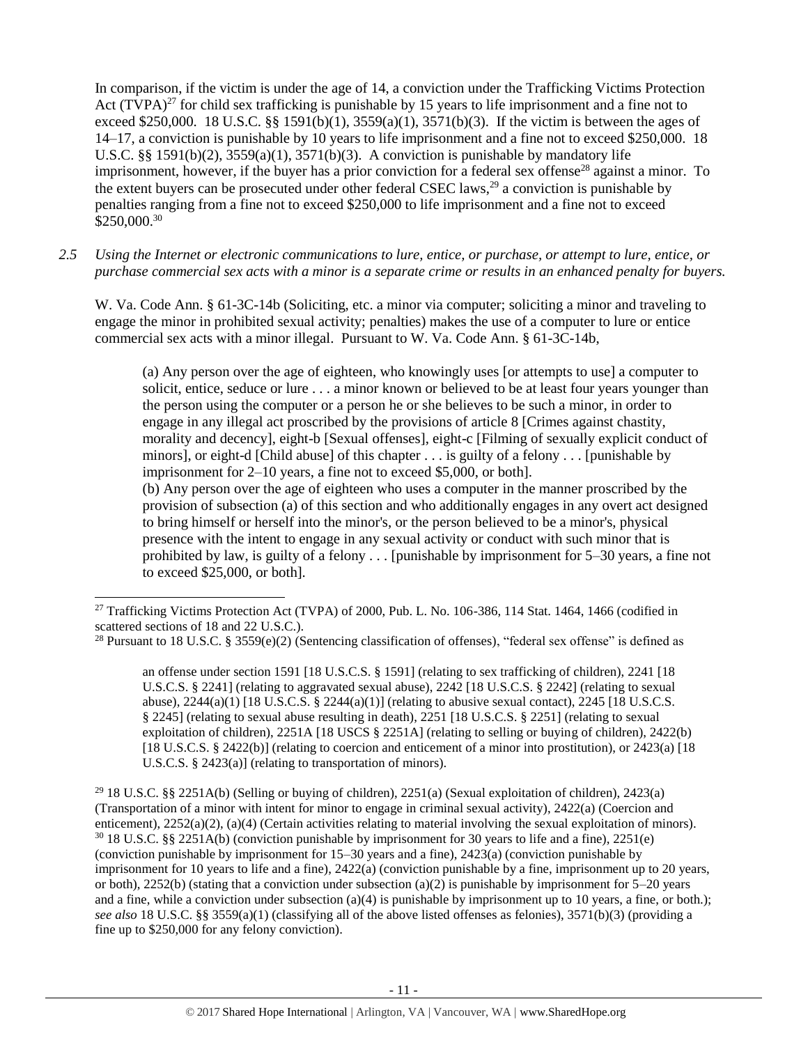In comparison, if the victim is under the age of 14, a conviction under the Trafficking Victims Protection Act (TVPA)[27] for child sex trafficking is punishable by 15 years to life imprisonment and a fine not to exceed $250,000. 18 U.S.C. §§ 1591(b)(1), 3559(a)(1), 3571(b)(3). If the victim is between the ages of 14–17, a conviction is punishable by 10 years to life imprisonment and a fine not to exceed $250,000. 18 U.S.C. §§ 1591(b)(2), 3559(a)(1), 3571(b)(3). A conviction is punishable by mandatory life imprisonment, however, if the buyer has a prior conviction for a federal sex offense[28] against a minor. To the extent buyers can be prosecuted under other federal CSEC laws,[29] a conviction is punishable by penalties ranging from a fine not to exceed $250,000 to life imprisonment and a fine not to exceed $250,000.[30]

*2.5 Using the Internet or electronic communications to lure, entice, or purchase, or attempt to lure, entice, or purchase commercial sex acts with a minor is a separate crime or results in an enhanced penalty for buyers.*

W. Va. Code Ann. § 61-3C-14b (Soliciting, etc. a minor via computer; soliciting a minor and traveling to engage the minor in prohibited sexual activity; penalties) makes the use of a computer to lure or entice commercial sex acts with a minor illegal. Pursuant to W. Va. Code Ann. § 61-3C-14b,

> (a) Any person over the age of eighteen, who knowingly uses [or attempts to use] a computer to solicit, entice, seduce or lure . . . a minor known or believed to be at least four years younger than the person using the computer or a person he or she believes to be such a minor, in order to engage in any illegal act proscribed by the provisions of article 8 [Crimes against chastity, morality and decency], eight-b [Sexual offenses], eight-c [Filming of sexually explicit conduct of minors], or eight-d [Child abuse] of this chapter . . . is guilty of a felony . . . [punishable by imprisonment for 2–10 years, a fine not to exceed $5,000, or both].
>
> (b) Any person over the age of eighteen who uses a computer in the manner proscribed by the provision of subsection (a) of this section and who additionally engages in any overt act designed to bring himself or herself into the minor's, or the person believed to be a minor's, physical presence with the intent to engage in any sexual activity or conduct with such minor that is prohibited by law, is guilty of a felony . . . [punishable by imprisonment for 5–30 years, a fine not to exceed $25,000, or both].

---

[27] Trafficking Victims Protection Act (TVPA) of 2000, Pub. L. No. 106-386, 114 Stat. 1464, 1466 (codified in scattered sections of 18 and 22 U.S.C.).

[28] Pursuant to 18 U.S.C. § 3559(e)(2) (Sentencing classification of offenses), "federal sex offense" is defined as

> an offense under section 1591 [18 U.S.C.S. § 1591] (relating to sex trafficking of children), 2241 [18 U.S.C.S. § 2241] (relating to aggravated sexual abuse), 2242 [18 U.S.C.S. § 2242] (relating to sexual abuse), 2244(a)(1) [18 U.S.C.S. § 2244(a)(1)] (relating to abusive sexual contact), 2245 [18 U.S.C.S. § 2245] (relating to sexual abuse resulting in death), 2251 [18 U.S.C.S. § 2251] (relating to sexual exploitation of children), 2251A [18 USCS § 2251A] (relating to selling or buying of children), 2422(b) [18 U.S.C.S. § 2422(b)] (relating to coercion and enticement of a minor into prostitution), or 2423(a) [18 U.S.C.S. § 2423(a)] (relating to transportation of minors).

[29] 18 U.S.C. §§ 2251A(b) (Selling or buying of children), 2251(a) (Sexual exploitation of children), 2423(a) (Transportation of a minor with intent for minor to engage in criminal sexual activity), 2422(a) (Coercion and enticement), 2252(a)(2), (a)(4) (Certain activities relating to material involving the sexual exploitation of minors).

[30] 18 U.S.C. §§ 2251A(b) (conviction punishable by imprisonment for 30 years to life and a fine), 2251(e) (conviction punishable by imprisonment for 15–30 years and a fine), 2423(a) (conviction punishable by imprisonment for 10 years to life and a fine), 2422(a) (conviction punishable by a fine, imprisonment up to 20 years, or both), 2252(b) (stating that a conviction under subsection (a)(2) is punishable by imprisonment for 5–20 years and a fine, while a conviction under subsection (a)(4) is punishable by imprisonment up to 10 years, a fine, or both.); *see also* 18 U.S.C. §§ 3559(a)(1) (classifying all of the above listed offenses as felonies), 3571(b)(3) (providing a fine up to $250,000 for any felony conviction).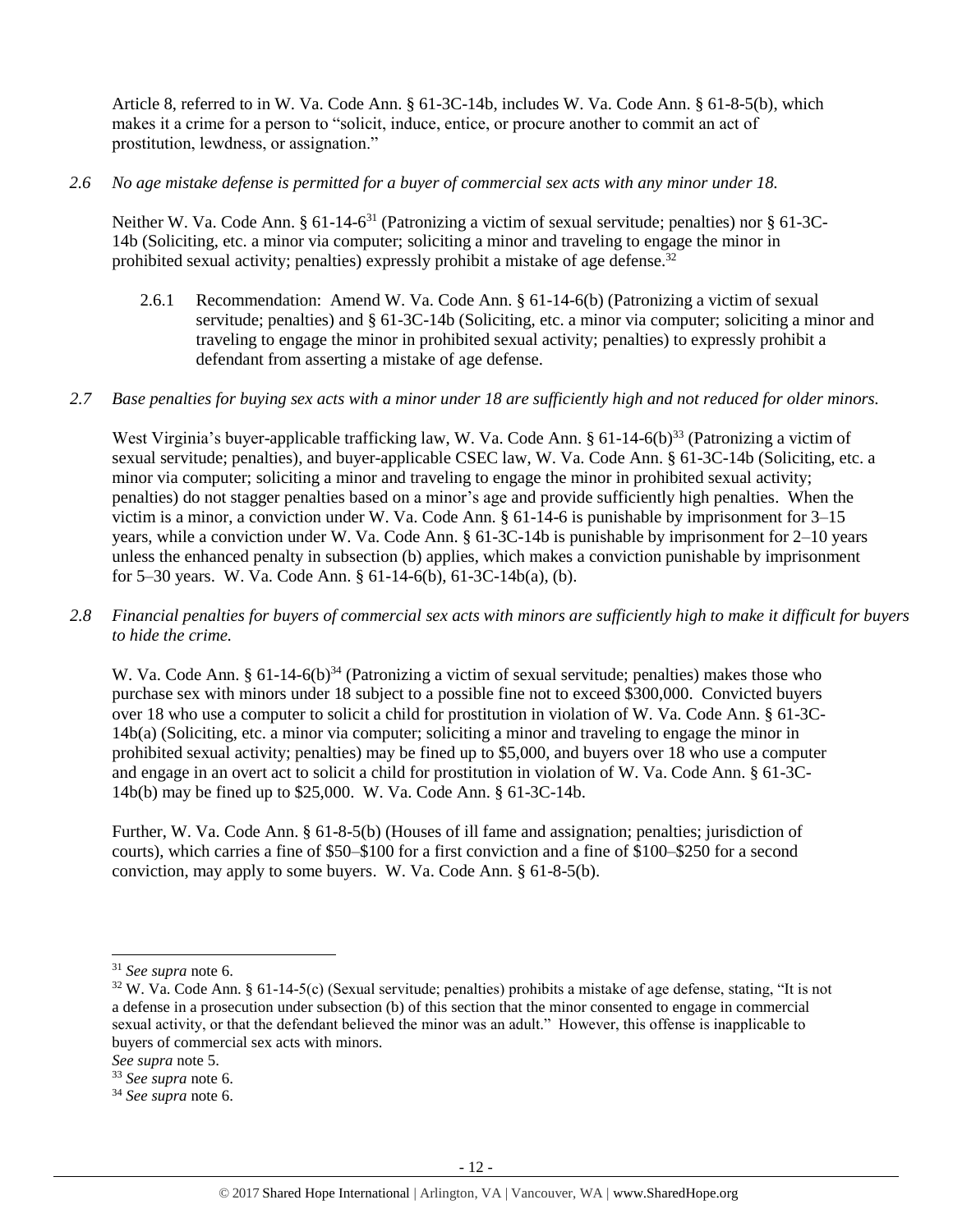Article 8, referred to in W. Va. Code Ann. § 61-3C-14b, includes W. Va. Code Ann. § 61-8-5(b), which makes it a crime for a person to "solicit, induce, entice, or procure another to commit an act of prostitution, lewdness, or assignation."

*2.6 No age mistake defense is permitted for a buyer of commercial sex acts with any minor under 18.*

Neither W. Va. Code Ann. § 61-14-6[31] (Patronizing a victim of sexual servitude; penalties) nor § 61-3C-14b (Soliciting, etc. a minor via computer; soliciting a minor and traveling to engage the minor in prohibited sexual activity; penalties) expressly prohibit a mistake of age defense.[32]

2.6.1 Recommendation: Amend W. Va. Code Ann. § 61-14-6(b) (Patronizing a victim of sexual servitude; penalties) and § 61-3C-14b (Soliciting, etc. a minor via computer; soliciting a minor and traveling to engage the minor in prohibited sexual activity; penalties) to expressly prohibit a defendant from asserting a mistake of age defense.

*2.7 Base penalties for buying sex acts with a minor under 18 are sufficiently high and not reduced for older minors.*

West Virginia's buyer-applicable trafficking law, W. Va. Code Ann. § 61-14-6(b)[33] (Patronizing a victim of sexual servitude; penalties), and buyer-applicable CSEC law, W. Va. Code Ann. § 61-3C-14b (Soliciting, etc. a minor via computer; soliciting a minor and traveling to engage the minor in prohibited sexual activity; penalties) do not stagger penalties based on a minor's age and provide sufficiently high penalties. When the victim is a minor, a conviction under W. Va. Code Ann. § 61-14-6 is punishable by imprisonment for 3–15 years, while a conviction under W. Va. Code Ann. § 61-3C-14b is punishable by imprisonment for 2–10 years unless the enhanced penalty in subsection (b) applies, which makes a conviction punishable by imprisonment for 5–30 years. W. Va. Code Ann. § 61-14-6(b), 61-3C-14b(a), (b).

*2.8 Financial penalties for buyers of commercial sex acts with minors are sufficiently high to make it difficult for buyers to hide the crime.*

W. Va. Code Ann. § 61-14-6(b)[34] (Patronizing a victim of sexual servitude; penalties) makes those who purchase sex with minors under 18 subject to a possible fine not to exceed $300,000. Convicted buyers over 18 who use a computer to solicit a child for prostitution in violation of W. Va. Code Ann. § 61-3C-14b(a) (Soliciting, etc. a minor via computer; soliciting a minor and traveling to engage the minor in prohibited sexual activity; penalties) may be fined up to $5,000, and buyers over 18 who use a computer and engage in an overt act to solicit a child for prostitution in violation of W. Va. Code Ann. § 61-3C-14b(b) may be fined up to $25,000. W. Va. Code Ann. § 61-3C-14b.

Further, W. Va. Code Ann. § 61-8-5(b) (Houses of ill fame and assignation; penalties; jurisdiction of courts), which carries a fine of $50–$100 for a first conviction and a fine of $100–$250 for a second conviction, may apply to some buyers. W. Va. Code Ann. § 61-8-5(b).

---

[31] *See supra* note 6.

[32] W. Va. Code Ann. § 61-14-5(c) (Sexual servitude; penalties) prohibits a mistake of age defense, stating, "It is not a defense in a prosecution under subsection (b) of this section that the minor consented to engage in commercial sexual activity, or that the defendant believed the minor was an adult." However, this offense is inapplicable to buyers of commercial sex acts with minors.
*See supra* note 5.

[33] *See supra* note 6.

[34] *See supra* note 6.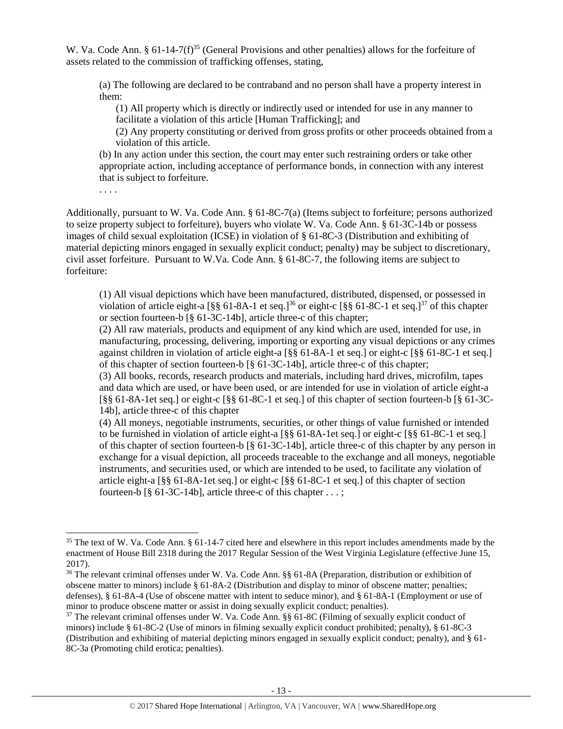W. Va. Code Ann. § 61-14-7(f)[35] (General Provisions and other penalties) allows for the forfeiture of assets related to the commission of trafficking offenses, stating,

> (a) The following are declared to be contraband and no person shall have a property interest in them:
>
> (1) All property which is directly or indirectly used or intended for use in any manner to facilitate a violation of this article [Human Trafficking]; and
>
> (2) Any property constituting or derived from gross profits or other proceeds obtained from a violation of this article.
>
> (b) In any action under this section, the court may enter such restraining orders or take other appropriate action, including acceptance of performance bonds, in connection with any interest that is subject to forfeiture.
>
> . . . .

Additionally, pursuant to W. Va. Code Ann. § 61-8C-7(a) (Items subject to forfeiture; persons authorized to seize property subject to forfeiture), buyers who violate W. Va. Code Ann. § 61-3C-14b or possess images of child sexual exploitation (ICSE) in violation of § 61-8C-3 (Distribution and exhibiting of material depicting minors engaged in sexually explicit conduct; penalty) may be subject to discretionary, civil asset forfeiture. Pursuant to W.Va. Code Ann. § 61-8C-7, the following items are subject to forfeiture:

> (1) All visual depictions which have been manufactured, distributed, dispensed, or possessed in violation of article eight-a [§§ 61-8A-1 et seq.][36] or eight-c [§§ 61-8C-1 et seq.][37] of this chapter or section fourteen-b [§ 61-3C-14b], article three-c of this chapter;
>
> (2) All raw materials, products and equipment of any kind which are used, intended for use, in manufacturing, processing, delivering, importing or exporting any visual depictions or any crimes against children in violation of article eight-a [§§ 61-8A-1 et seq.] or eight-c [§§ 61-8C-1 et seq.] of this chapter of section fourteen-b [§ 61-3C-14b], article three-c of this chapter;
>
> (3) All books, records, research products and materials, including hard drives, microfilm, tapes and data which are used, or have been used, or are intended for use in violation of article eight-a [§§ 61-8A-1et seq.] or eight-c [§§ 61-8C-1 et seq.] of this chapter of section fourteen-b [§ 61-3C-14b], article three-c of this chapter
>
> (4) All moneys, negotiable instruments, securities, or other things of value furnished or intended to be furnished in violation of article eight-a [§§ 61-8A-1et seq.] or eight-c [§§ 61-8C-1 et seq.] of this chapter of section fourteen-b [§ 61-3C-14b], article three-c of this chapter by any person in exchange for a visual depiction, all proceeds traceable to the exchange and all moneys, negotiable instruments, and securities used, or which are intended to be used, to facilitate any violation of article eight-a [§§ 61-8A-1et seq.] or eight-c [§§ 61-8C-1 et seq.] of this chapter of section fourteen-b [§ 61-3C-14b], article three-c of this chapter . . . ;

---

[35] The text of W. Va. Code Ann. § 61-14-7 cited here and elsewhere in this report includes amendments made by the enactment of House Bill 2318 during the 2017 Regular Session of the West Virginia Legislature (effective June 15, 2017).

[36] The relevant criminal offenses under W. Va. Code Ann. §§ 61-8A (Preparation, distribution or exhibition of obscene matter to minors) include § 61-8A-2 (Distribution and display to minor of obscene matter; penalties; defenses), § 61-8A-4 (Use of obscene matter with intent to seduce minor), and § 61-8A-1 (Employment or use of minor to produce obscene matter or assist in doing sexually explicit conduct; penalties).

[37] The relevant criminal offenses under W. Va. Code Ann. §§ 61-8C (Filming of sexually explicit conduct of minors) include § 61-8C-2 (Use of minors in filming sexually explicit conduct prohibited; penalty), § 61-8C-3 (Distribution and exhibiting of material depicting minors engaged in sexually explicit conduct; penalty), and § 61-8C-3a (Promoting child erotica; penalties).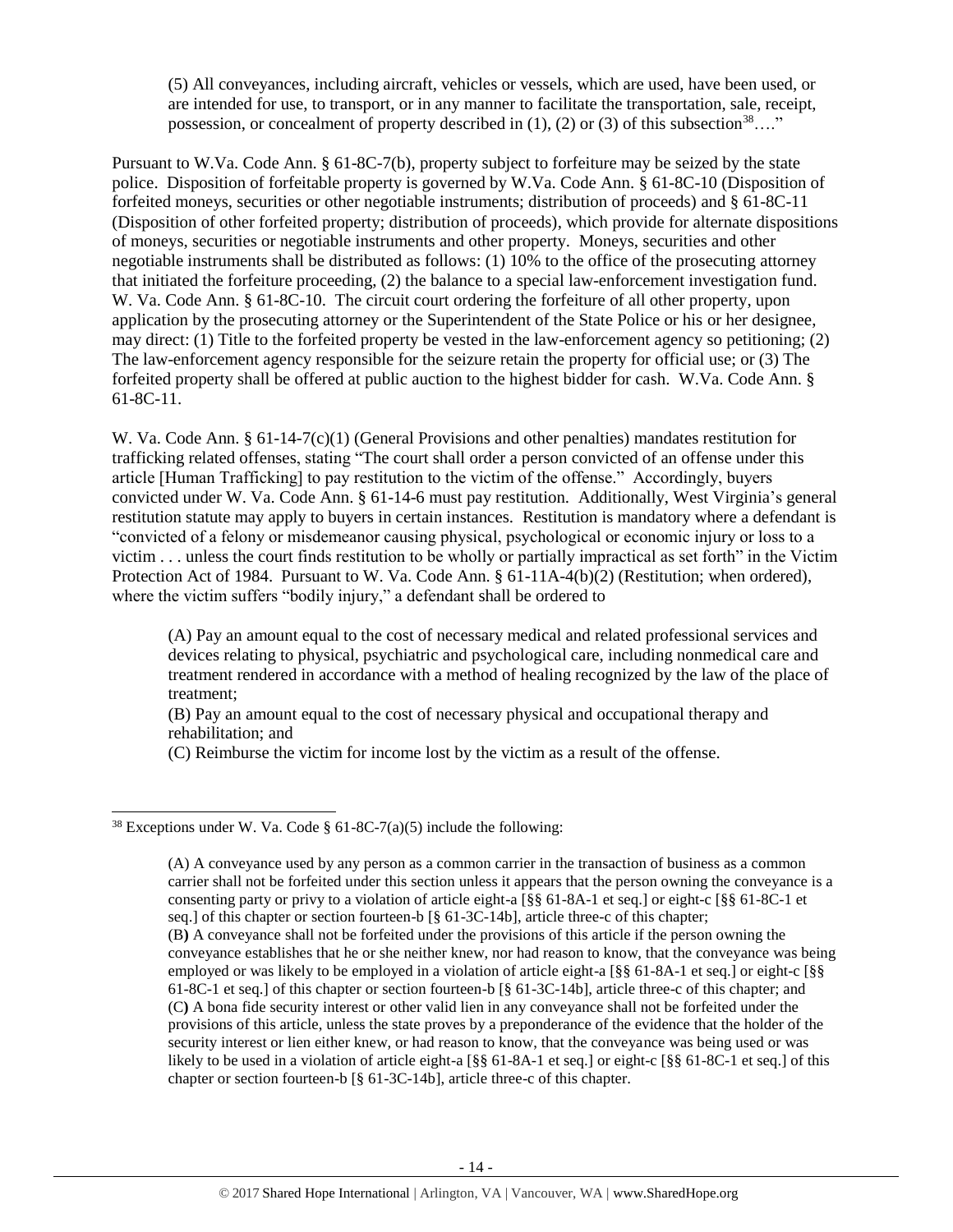> (5) All conveyances, including aircraft, vehicles or vessels, which are used, have been used, or are intended for use, to transport, or in any manner to facilitate the transportation, sale, receipt, possession, or concealment of property described in (1), (2) or (3) of this subsection[38]…."

Pursuant to W.Va. Code Ann. § 61-8C-7(b), property subject to forfeiture may be seized by the state police. Disposition of forfeitable property is governed by W.Va. Code Ann. § 61-8C-10 (Disposition of forfeited moneys, securities or other negotiable instruments; distribution of proceeds) and § 61-8C-11 (Disposition of other forfeited property; distribution of proceeds), which provide for alternate dispositions of moneys, securities or negotiable instruments and other property. Moneys, securities and other negotiable instruments shall be distributed as follows: (1) 10% to the office of the prosecuting attorney that initiated the forfeiture proceeding, (2) the balance to a special law-enforcement investigation fund. W. Va. Code Ann. § 61-8C-10. The circuit court ordering the forfeiture of all other property, upon application by the prosecuting attorney or the Superintendent of the State Police or his or her designee, may direct: (1) Title to the forfeited property be vested in the law-enforcement agency so petitioning; (2) The law-enforcement agency responsible for the seizure retain the property for official use; or (3) The forfeited property shall be offered at public auction to the highest bidder for cash. W.Va. Code Ann. § 61-8C-11.

W. Va. Code Ann. § 61-14-7(c)(1) (General Provisions and other penalties) mandates restitution for trafficking related offenses, stating "The court shall order a person convicted of an offense under this article [Human Trafficking] to pay restitution to the victim of the offense." Accordingly, buyers convicted under W. Va. Code Ann. § 61-14-6 must pay restitution. Additionally, West Virginia's general restitution statute may apply to buyers in certain instances. Restitution is mandatory where a defendant is "convicted of a felony or misdemeanor causing physical, psychological or economic injury or loss to a victim . . . unless the court finds restitution to be wholly or partially impractical as set forth" in the Victim Protection Act of 1984. Pursuant to W. Va. Code Ann. § 61-11A-4(b)(2) (Restitution; when ordered), where the victim suffers "bodily injury," a defendant shall be ordered to

> (A) Pay an amount equal to the cost of necessary medical and related professional services and devices relating to physical, psychiatric and psychological care, including nonmedical care and treatment rendered in accordance with a method of healing recognized by the law of the place of treatment;
> (B) Pay an amount equal to the cost of necessary physical and occupational therapy and rehabilitation; and
> (C) Reimburse the victim for income lost by the victim as a result of the offense.

---

[38] Exceptions under W. Va. Code § 61-8C-7(a)(5) include the following:

> (A) A conveyance used by any person as a common carrier in the transaction of business as a common carrier shall not be forfeited under this section unless it appears that the person owning the conveyance is a consenting party or privy to a violation of article eight-a [§§ 61-8A-1 et seq.] or eight-c [§§ 61-8C-1 et seq.] of this chapter or section fourteen-b [§ 61-3C-14b], article three-c of this chapter;
> (B) A conveyance shall not be forfeited under the provisions of this article if the person owning the conveyance establishes that he or she neither knew, nor had reason to know, that the conveyance was being employed or was likely to be employed in a violation of article eight-a [§§ 61-8A-1 et seq.] or eight-c [§§ 61-8C-1 et seq.] of this chapter or section fourteen-b [§ 61-3C-14b], article three-c of this chapter; and
> (C) A bona fide security interest or other valid lien in any conveyance shall not be forfeited under the provisions of this article, unless the state proves by a preponderance of the evidence that the holder of the security interest or lien either knew, or had reason to know, that the conveyance was being used or was likely to be used in a violation of article eight-a [§§ 61-8A-1 et seq.] or eight-c [§§ 61-8C-1 et seq.] of this chapter or section fourteen-b [§ 61-3C-14b], article three-c of this chapter.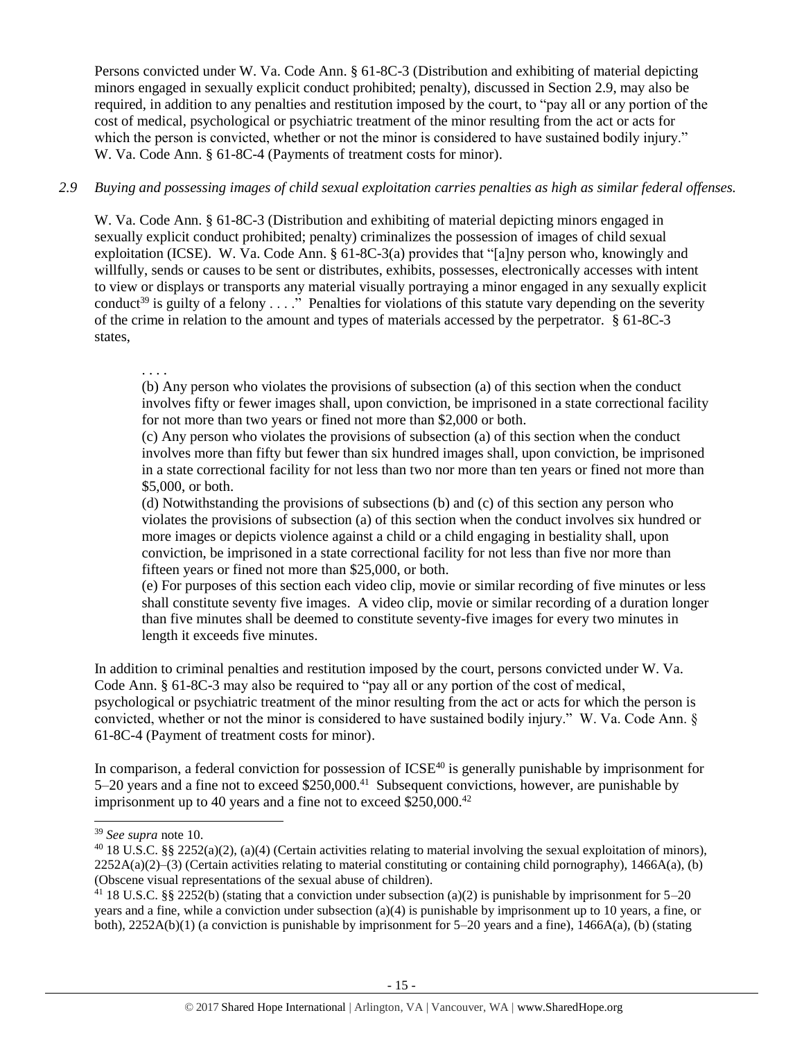Persons convicted under W. Va. Code Ann. § 61-8C-3 (Distribution and exhibiting of material depicting minors engaged in sexually explicit conduct prohibited; penalty), discussed in Section 2.9, may also be required, in addition to any penalties and restitution imposed by the court, to "pay all or any portion of the cost of medical, psychological or psychiatric treatment of the minor resulting from the act or acts for which the person is convicted, whether or not the minor is considered to have sustained bodily injury." W. Va. Code Ann. § 61-8C-4 (Payments of treatment costs for minor).

*2.9 Buying and possessing images of child sexual exploitation carries penalties as high as similar federal offenses.*

W. Va. Code Ann. § 61-8C-3 (Distribution and exhibiting of material depicting minors engaged in sexually explicit conduct prohibited; penalty) criminalizes the possession of images of child sexual exploitation (ICSE). W. Va. Code Ann. § 61-8C-3(a) provides that "[a]ny person who, knowingly and willfully, sends or causes to be sent or distributes, exhibits, possesses, electronically accesses with intent to view or displays or transports any material visually portraying a minor engaged in any sexually explicit conduct[39] is guilty of a felony . . . ." Penalties for violations of this statute vary depending on the severity of the crime in relation to the amount and types of materials accessed by the perpetrator. § 61-8C-3 states,

> . . . .
> (b) Any person who violates the provisions of subsection (a) of this section when the conduct involves fifty or fewer images shall, upon conviction, be imprisoned in a state correctional facility for not more than two years or fined not more than $2,000 or both.
> (c) Any person who violates the provisions of subsection (a) of this section when the conduct involves more than fifty but fewer than six hundred images shall, upon conviction, be imprisoned in a state correctional facility for not less than two nor more than ten years or fined not more than $5,000, or both.
> (d) Notwithstanding the provisions of subsections (b) and (c) of this section any person who violates the provisions of subsection (a) of this section when the conduct involves six hundred or more images or depicts violence against a child or a child engaging in bestiality shall, upon conviction, be imprisoned in a state correctional facility for not less than five nor more than fifteen years or fined not more than $25,000, or both.
> (e) For purposes of this section each video clip, movie or similar recording of five minutes or less shall constitute seventy five images. A video clip, movie or similar recording of a duration longer than five minutes shall be deemed to constitute seventy-five images for every two minutes in length it exceeds five minutes.

In addition to criminal penalties and restitution imposed by the court, persons convicted under W. Va. Code Ann. § 61-8C-3 may also be required to "pay all or any portion of the cost of medical, psychological or psychiatric treatment of the minor resulting from the act or acts for which the person is convicted, whether or not the minor is considered to have sustained bodily injury." W. Va. Code Ann. § 61-8C-4 (Payment of treatment costs for minor).

In comparison, a federal conviction for possession of ICSE[40] is generally punishable by imprisonment for 5–20 years and a fine not to exceed $250,000.[41] Subsequent convictions, however, are punishable by imprisonment up to 40 years and a fine not to exceed $250,000.[42]

---

[39] *See supra* note 10.

[40] 18 U.S.C. §§ 2252(a)(2), (a)(4) (Certain activities relating to material involving the sexual exploitation of minors), 2252A(a)(2)–(3) (Certain activities relating to material constituting or containing child pornography), 1466A(a), (b) (Obscene visual representations of the sexual abuse of children).

[41] 18 U.S.C. §§ 2252(b) (stating that a conviction under subsection (a)(2) is punishable by imprisonment for 5–20 years and a fine, while a conviction under subsection (a)(4) is punishable by imprisonment up to 10 years, a fine, or both), 2252A(b)(1) (a conviction is punishable by imprisonment for 5–20 years and a fine), 1466A(a), (b) (stating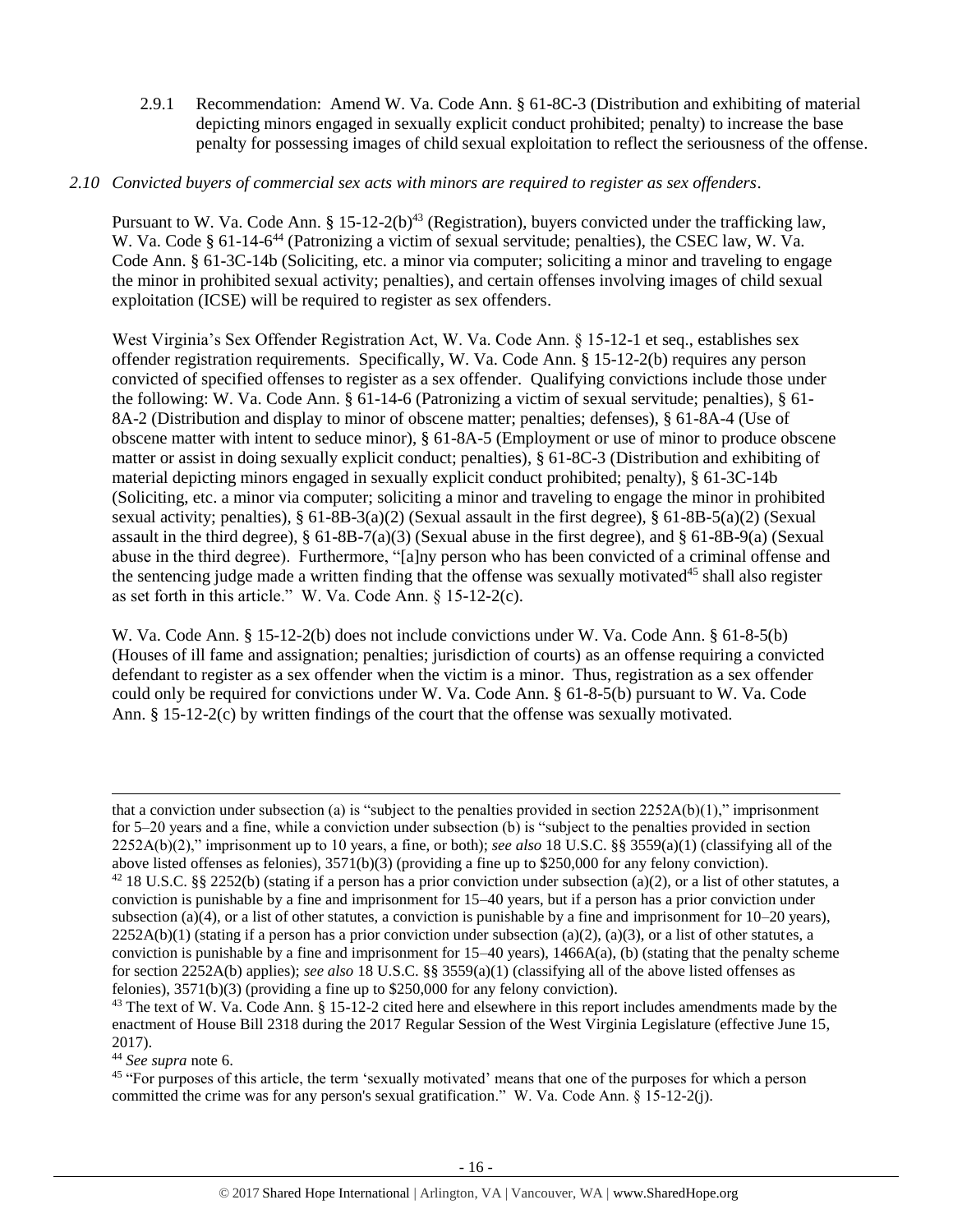2.9.1 Recommendation: Amend W. Va. Code Ann. § 61-8C-3 (Distribution and exhibiting of material depicting minors engaged in sexually explicit conduct prohibited; penalty) to increase the base penalty for possessing images of child sexual exploitation to reflect the seriousness of the offense.

*2.10 Convicted buyers of commercial sex acts with minors are required to register as sex offenders.*

Pursuant to W. Va. Code Ann. § 15-12-2(b)[43] (Registration), buyers convicted under the trafficking law, W. Va. Code § 61-14-6[44] (Patronizing a victim of sexual servitude; penalties), the CSEC law, W. Va. Code Ann. § 61-3C-14b (Soliciting, etc. a minor via computer; soliciting a minor and traveling to engage the minor in prohibited sexual activity; penalties), and certain offenses involving images of child sexual exploitation (ICSE) will be required to register as sex offenders.

West Virginia's Sex Offender Registration Act, W. Va. Code Ann. § 15-12-1 et seq., establishes sex offender registration requirements. Specifically, W. Va. Code Ann. § 15-12-2(b) requires any person convicted of specified offenses to register as a sex offender. Qualifying convictions include those under the following: W. Va. Code Ann. § 61-14-6 (Patronizing a victim of sexual servitude; penalties), § 61-8A-2 (Distribution and display to minor of obscene matter; penalties; defenses), § 61-8A-4 (Use of obscene matter with intent to seduce minor), § 61-8A-5 (Employment or use of minor to produce obscene matter or assist in doing sexually explicit conduct; penalties), § 61-8C-3 (Distribution and exhibiting of material depicting minors engaged in sexually explicit conduct prohibited; penalty), § 61-3C-14b (Soliciting, etc. a minor via computer; soliciting a minor and traveling to engage the minor in prohibited sexual activity; penalties), § 61-8B-3(a)(2) (Sexual assault in the first degree), § 61-8B-5(a)(2) (Sexual assault in the third degree), § 61-8B-7(a)(3) (Sexual abuse in the first degree), and § 61-8B-9(a) (Sexual abuse in the third degree). Furthermore, "[a]ny person who has been convicted of a criminal offense and the sentencing judge made a written finding that the offense was sexually motivated[45] shall also register as set forth in this article." W. Va. Code Ann. § 15-12-2(c).

W. Va. Code Ann. § 15-12-2(b) does not include convictions under W. Va. Code Ann. § 61-8-5(b) (Houses of ill fame and assignation; penalties; jurisdiction of courts) as an offense requiring a convicted defendant to register as a sex offender when the victim is a minor. Thus, registration as a sex offender could only be required for convictions under W. Va. Code Ann. § 61-8-5(b) pursuant to W. Va. Code Ann. § 15-12-2(c) by written findings of the court that the offense was sexually motivated.

---

that a conviction under subsection (a) is "subject to the penalties provided in section 2252A(b)(1)," imprisonment for 5–20 years and a fine, while a conviction under subsection (b) is "subject to the penalties provided in section 2252A(b)(2)," imprisonment up to 10 years, a fine, or both); *see also* 18 U.S.C. §§ 3559(a)(1) (classifying all of the above listed offenses as felonies), 3571(b)(3) (providing a fine up to $250,000 for any felony conviction).

[42] 18 U.S.C. §§ 2252(b) (stating if a person has a prior conviction under subsection (a)(2), or a list of other statutes, a conviction is punishable by a fine and imprisonment for 15–40 years, but if a person has a prior conviction under subsection (a)(4), or a list of other statutes, a conviction is punishable by a fine and imprisonment for 10–20 years), 2252A(b)(1) (stating if a person has a prior conviction under subsection (a)(2), (a)(3), or a list of other statutes, a conviction is punishable by a fine and imprisonment for 15–40 years), 1466A(a), (b) (stating that the penalty scheme for section 2252A(b) applies); *see also* 18 U.S.C. §§ 3559(a)(1) (classifying all of the above listed offenses as felonies), 3571(b)(3) (providing a fine up to $250,000 for any felony conviction).

[43] The text of W. Va. Code Ann. § 15-12-2 cited here and elsewhere in this report includes amendments made by the enactment of House Bill 2318 during the 2017 Regular Session of the West Virginia Legislature (effective June 15, 2017).

[44] *See supra* note 6.

[45] "For purposes of this article, the term 'sexually motivated' means that one of the purposes for which a person committed the crime was for any person's sexual gratification." W. Va. Code Ann. § 15-12-2(j).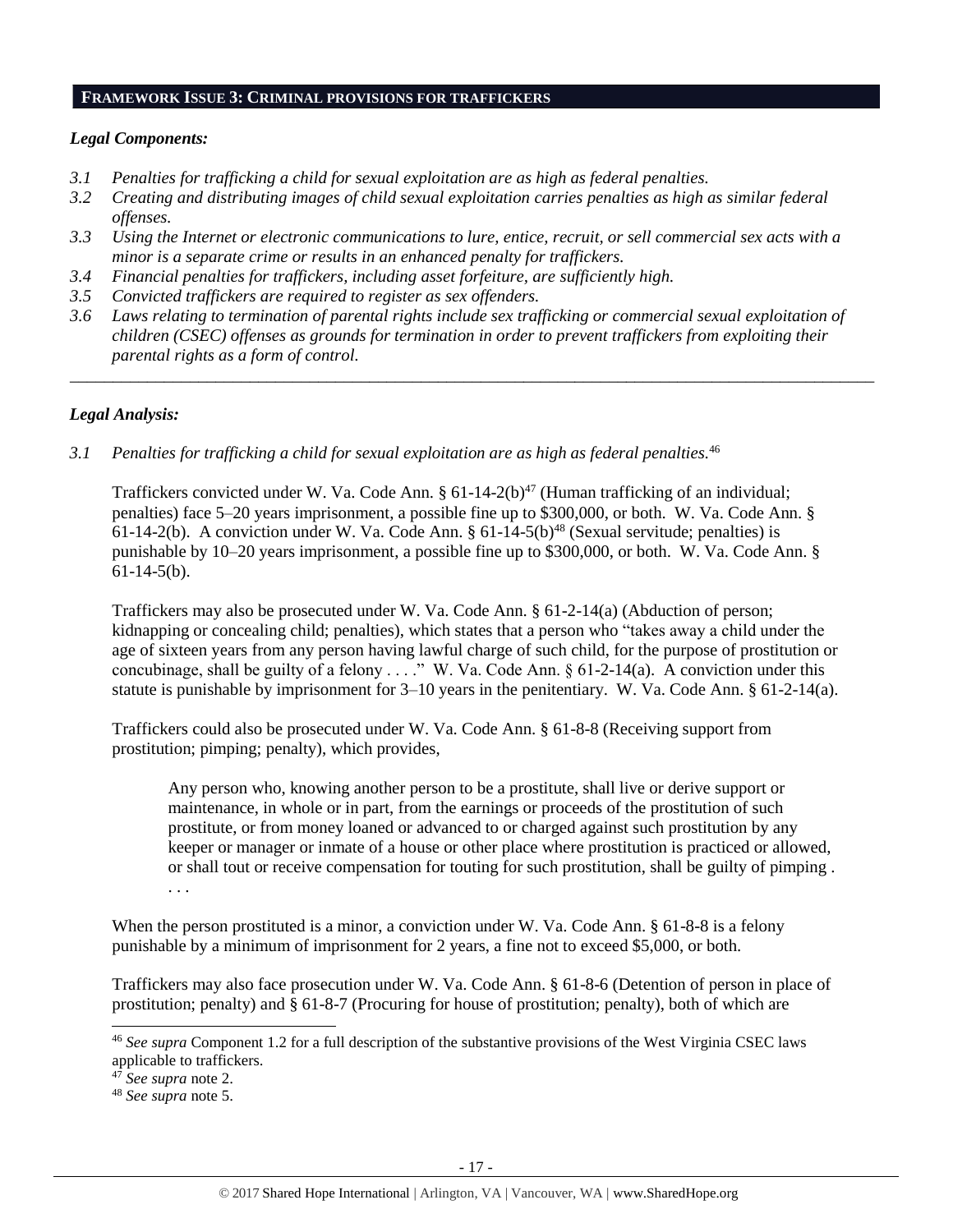## FRAMEWORK ISSUE 3: CRIMINAL PROVISIONS FOR TRAFFICKERS

### *Legal Components:*

*3.1 Penalties for trafficking a child for sexual exploitation are as high as federal penalties.*

*3.2 Creating and distributing images of child sexual exploitation carries penalties as high as similar federal offenses.*

*3.3 Using the Internet or electronic communications to lure, entice, recruit, or sell commercial sex acts with a minor is a separate crime or results in an enhanced penalty for traffickers.*

*3.4 Financial penalties for traffickers, including asset forfeiture, are sufficiently high.*

*3.5 Convicted traffickers are required to register as sex offenders.*

*3.6 Laws relating to termination of parental rights include sex trafficking or commercial sexual exploitation of children (CSEC) offenses as grounds for termination in order to prevent traffickers from exploiting their parental rights as a form of control.*

---

### *Legal Analysis:*

*3.1 Penalties for trafficking a child for sexual exploitation are as high as federal penalties.*[46]

Traffickers convicted under W. Va. Code Ann. § 61-14-2(b)[47] (Human trafficking of an individual; penalties) face 5–20 years imprisonment, a possible fine up to $300,000, or both. W. Va. Code Ann. § 61-14-2(b). A conviction under W. Va. Code Ann. § 61-14-5(b)[48] (Sexual servitude; penalties) is punishable by 10–20 years imprisonment, a possible fine up to $300,000, or both. W. Va. Code Ann. § 61-14-5(b).

Traffickers may also be prosecuted under W. Va. Code Ann. § 61-2-14(a) (Abduction of person; kidnapping or concealing child; penalties), which states that a person who "takes away a child under the age of sixteen years from any person having lawful charge of such child, for the purpose of prostitution or concubinage, shall be guilty of a felony . . . ." W. Va. Code Ann. § 61-2-14(a). A conviction under this statute is punishable by imprisonment for 3–10 years in the penitentiary. W. Va. Code Ann. § 61-2-14(a).

Traffickers could also be prosecuted under W. Va. Code Ann. § 61-8-8 (Receiving support from prostitution; pimping; penalty), which provides,

> Any person who, knowing another person to be a prostitute, shall live or derive support or maintenance, in whole or in part, from the earnings or proceeds of the prostitution of such prostitute, or from money loaned or advanced to or charged against such prostitution by any keeper or manager or inmate of a house or other place where prostitution is practiced or allowed, or shall tout or receive compensation for touting for such prostitution, shall be guilty of pimping . . . .

When the person prostituted is a minor, a conviction under W. Va. Code Ann. § 61-8-8 is a felony punishable by a minimum of imprisonment for 2 years, a fine not to exceed $5,000, or both.

Traffickers may also face prosecution under W. Va. Code Ann. § 61-8-6 (Detention of person in place of prostitution; penalty) and § 61-8-7 (Procuring for house of prostitution; penalty), both of which are

---

[46] *See supra* Component 1.2 for a full description of the substantive provisions of the West Virginia CSEC laws applicable to traffickers.

[47] *See supra* note 2.

[48] *See supra* note 5.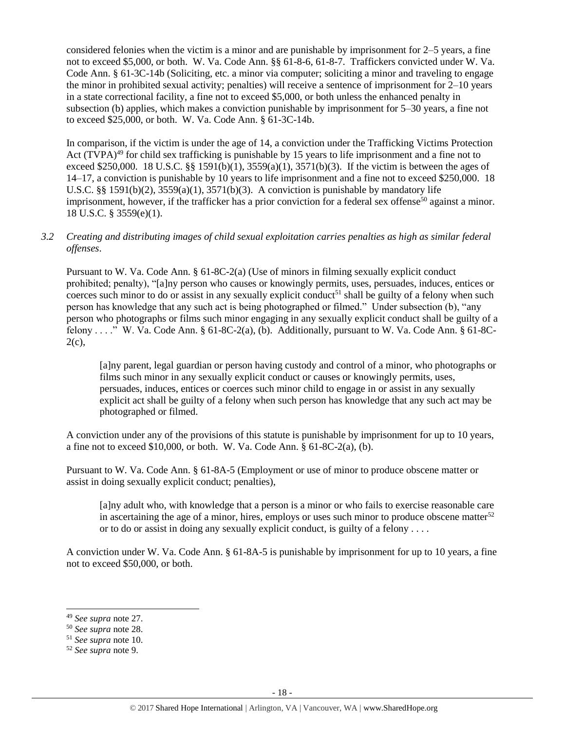considered felonies when the victim is a minor and are punishable by imprisonment for 2–5 years, a fine not to exceed $5,000, or both. W. Va. Code Ann. §§ 61-8-6, 61-8-7. Traffickers convicted under W. Va. Code Ann. § 61-3C-14b (Soliciting, etc. a minor via computer; soliciting a minor and traveling to engage the minor in prohibited sexual activity; penalties) will receive a sentence of imprisonment for 2–10 years in a state correctional facility, a fine not to exceed $5,000, or both unless the enhanced penalty in subsection (b) applies, which makes a conviction punishable by imprisonment for 5–30 years, a fine not to exceed $25,000, or both. W. Va. Code Ann. § 61-3C-14b.

In comparison, if the victim is under the age of 14, a conviction under the Trafficking Victims Protection Act (TVPA)[49] for child sex trafficking is punishable by 15 years to life imprisonment and a fine not to exceed $250,000. 18 U.S.C. §§ 1591(b)(1), 3559(a)(1), 3571(b)(3). If the victim is between the ages of 14–17, a conviction is punishable by 10 years to life imprisonment and a fine not to exceed $250,000. 18 U.S.C. §§ 1591(b)(2), 3559(a)(1), 3571(b)(3). A conviction is punishable by mandatory life imprisonment, however, if the trafficker has a prior conviction for a federal sex offense[50] against a minor. 18 U.S.C. § 3559(e)(1).

*3.2 Creating and distributing images of child sexual exploitation carries penalties as high as similar federal offenses*.

Pursuant to W. Va. Code Ann. § 61-8C-2(a) (Use of minors in filming sexually explicit conduct prohibited; penalty), "[a]ny person who causes or knowingly permits, uses, persuades, induces, entices or coerces such minor to do or assist in any sexually explicit conduct[51] shall be guilty of a felony when such person has knowledge that any such act is being photographed or filmed." Under subsection (b), "any person who photographs or films such minor engaging in any sexually explicit conduct shall be guilty of a felony . . . ." W. Va. Code Ann. § 61-8C-2(a), (b). Additionally, pursuant to W. Va. Code Ann. § 61-8C-2(c),

> [a]ny parent, legal guardian or person having custody and control of a minor, who photographs or films such minor in any sexually explicit conduct or causes or knowingly permits, uses, persuades, induces, entices or coerces such minor child to engage in or assist in any sexually explicit act shall be guilty of a felony when such person has knowledge that any such act may be photographed or filmed.

A conviction under any of the provisions of this statute is punishable by imprisonment for up to 10 years, a fine not to exceed $10,000, or both. W. Va. Code Ann. § 61-8C-2(a), (b).

Pursuant to W. Va. Code Ann. § 61-8A-5 (Employment or use of minor to produce obscene matter or assist in doing sexually explicit conduct; penalties),

> [a]ny adult who, with knowledge that a person is a minor or who fails to exercise reasonable care in ascertaining the age of a minor, hires, employs or uses such minor to produce obscene matter[52] or to do or assist in doing any sexually explicit conduct, is guilty of a felony . . . .

A conviction under W. Va. Code Ann. § 61-8A-5 is punishable by imprisonment for up to 10 years, a fine not to exceed $50,000, or both.

---

[49] *See supra* note 27.

[50] *See supra* note 28.

[51] *See supra* note 10.

[52] *See supra* note 9.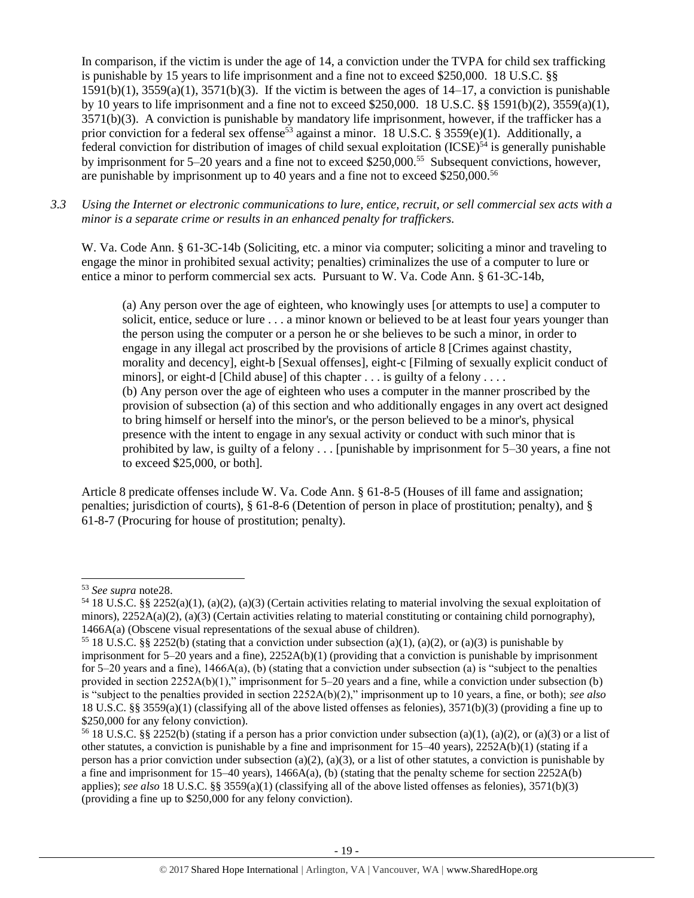In comparison, if the victim is under the age of 14, a conviction under the TVPA for child sex trafficking is punishable by 15 years to life imprisonment and a fine not to exceed $250,000. 18 U.S.C. §§ 1591(b)(1), 3559(a)(1), 3571(b)(3). If the victim is between the ages of 14–17, a conviction is punishable by 10 years to life imprisonment and a fine not to exceed $250,000. 18 U.S.C. §§ 1591(b)(2), 3559(a)(1), 3571(b)(3). A conviction is punishable by mandatory life imprisonment, however, if the trafficker has a prior conviction for a federal sex offense[53] against a minor. 18 U.S.C. § 3559(e)(1). Additionally, a federal conviction for distribution of images of child sexual exploitation (ICSE)[54] is generally punishable by imprisonment for 5–20 years and a fine not to exceed $250,000.[55] Subsequent convictions, however, are punishable by imprisonment up to 40 years and a fine not to exceed $250,000.[56]

*3.3 Using the Internet or electronic communications to lure, entice, recruit, or sell commercial sex acts with a minor is a separate crime or results in an enhanced penalty for traffickers.*

W. Va. Code Ann. § 61-3C-14b (Soliciting, etc. a minor via computer; soliciting a minor and traveling to engage the minor in prohibited sexual activity; penalties) criminalizes the use of a computer to lure or entice a minor to perform commercial sex acts. Pursuant to W. Va. Code Ann. § 61-3C-14b,

> (a) Any person over the age of eighteen, who knowingly uses [or attempts to use] a computer to solicit, entice, seduce or lure . . . a minor known or believed to be at least four years younger than the person using the computer or a person he or she believes to be such a minor, in order to engage in any illegal act proscribed by the provisions of article 8 [Crimes against chastity, morality and decency], eight-b [Sexual offenses], eight-c [Filming of sexually explicit conduct of minors], or eight-d [Child abuse] of this chapter . . . is guilty of a felony . . . .
> (b) Any person over the age of eighteen who uses a computer in the manner proscribed by the provision of subsection (a) of this section and who additionally engages in any overt act designed to bring himself or herself into the minor's, or the person believed to be a minor's, physical presence with the intent to engage in any sexual activity or conduct with such minor that is prohibited by law, is guilty of a felony . . . [punishable by imprisonment for 5–30 years, a fine not to exceed $25,000, or both].

Article 8 predicate offenses include W. Va. Code Ann. § 61-8-5 (Houses of ill fame and assignation; penalties; jurisdiction of courts), § 61-8-6 (Detention of person in place of prostitution; penalty), and § 61-8-7 (Procuring for house of prostitution; penalty).

---

[53] *See supra* note28.

[54] 18 U.S.C. §§ 2252(a)(1), (a)(2), (a)(3) (Certain activities relating to material involving the sexual exploitation of minors), 2252A(a)(2), (a)(3) (Certain activities relating to material constituting or containing child pornography), 1466A(a) (Obscene visual representations of the sexual abuse of children).

[55] 18 U.S.C. §§ 2252(b) (stating that a conviction under subsection (a)(1), (a)(2), or (a)(3) is punishable by imprisonment for 5–20 years and a fine), 2252A(b)(1) (providing that a conviction is punishable by imprisonment for 5–20 years and a fine), 1466A(a), (b) (stating that a conviction under subsection (a) is "subject to the penalties provided in section 2252A(b)(1)," imprisonment for 5–20 years and a fine, while a conviction under subsection (b) is "subject to the penalties provided in section 2252A(b)(2)," imprisonment up to 10 years, a fine, or both); *see also* 18 U.S.C. §§ 3559(a)(1) (classifying all of the above listed offenses as felonies), 3571(b)(3) (providing a fine up to $250,000 for any felony conviction).

[56] 18 U.S.C. §§ 2252(b) (stating if a person has a prior conviction under subsection (a)(1), (a)(2), or (a)(3) or a list of other statutes, a conviction is punishable by a fine and imprisonment for 15–40 years), 2252A(b)(1) (stating if a person has a prior conviction under subsection (a)(2), (a)(3), or a list of other statutes, a conviction is punishable by a fine and imprisonment for 15–40 years), 1466A(a), (b) (stating that the penalty scheme for section 2252A(b) applies); *see also* 18 U.S.C. §§ 3559(a)(1) (classifying all of the above listed offenses as felonies), 3571(b)(3) (providing a fine up to $250,000 for any felony conviction).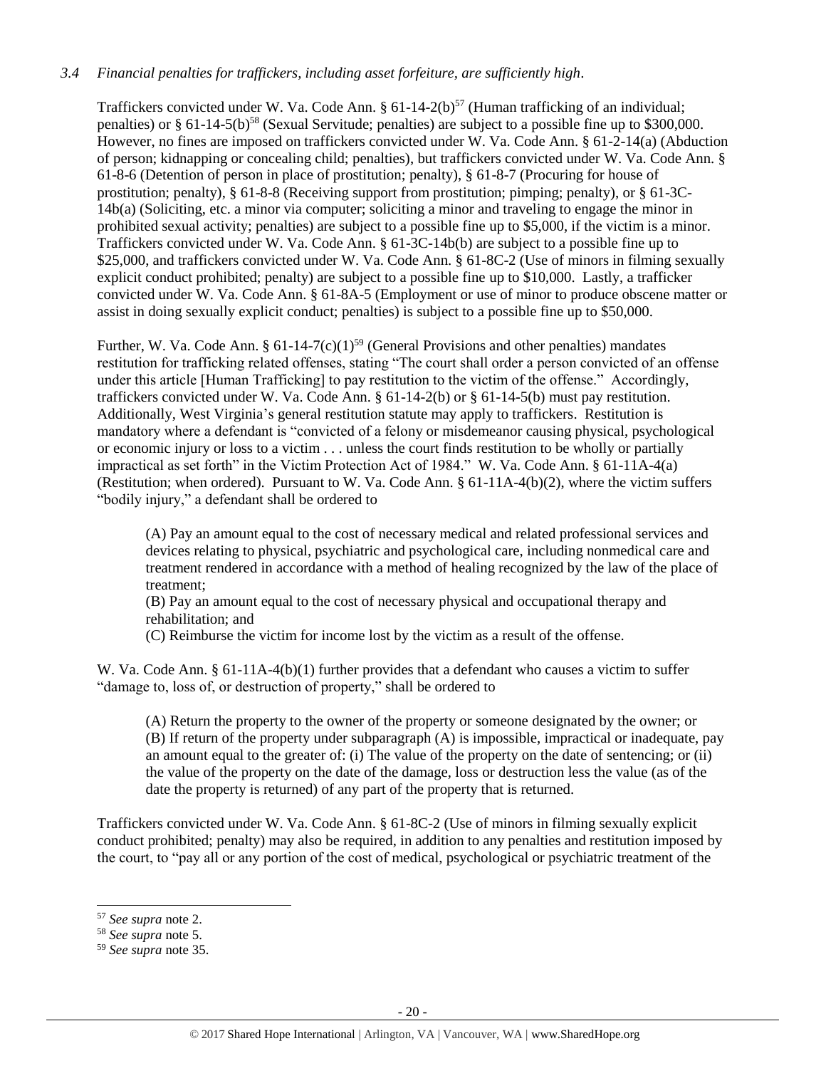*3.4 Financial penalties for traffickers, including asset forfeiture, are sufficiently high.*

Traffickers convicted under W. Va. Code Ann. § 61-14-2(b)[57] (Human trafficking of an individual; penalties) or § 61-14-5(b)[58] (Sexual Servitude; penalties) are subject to a possible fine up to $300,000. However, no fines are imposed on traffickers convicted under W. Va. Code Ann. § 61-2-14(a) (Abduction of person; kidnapping or concealing child; penalties), but traffickers convicted under W. Va. Code Ann. § 61-8-6 (Detention of person in place of prostitution; penalty), § 61-8-7 (Procuring for house of prostitution; penalty), § 61-8-8 (Receiving support from prostitution; pimping; penalty), or § 61-3C-14b(a) (Soliciting, etc. a minor via computer; soliciting a minor and traveling to engage the minor in prohibited sexual activity; penalties) are subject to a possible fine up to $5,000, if the victim is a minor. Traffickers convicted under W. Va. Code Ann. § 61-3C-14b(b) are subject to a possible fine up to $25,000, and traffickers convicted under W. Va. Code Ann. § 61-8C-2 (Use of minors in filming sexually explicit conduct prohibited; penalty) are subject to a possible fine up to $10,000. Lastly, a trafficker convicted under W. Va. Code Ann. § 61-8A-5 (Employment or use of minor to produce obscene matter or assist in doing sexually explicit conduct; penalties) is subject to a possible fine up to $50,000.

Further, W. Va. Code Ann. § 61-14-7(c)(1)[59] (General Provisions and other penalties) mandates restitution for trafficking related offenses, stating "The court shall order a person convicted of an offense under this article [Human Trafficking] to pay restitution to the victim of the offense." Accordingly, traffickers convicted under W. Va. Code Ann. § 61-14-2(b) or § 61-14-5(b) must pay restitution. Additionally, West Virginia's general restitution statute may apply to traffickers. Restitution is mandatory where a defendant is "convicted of a felony or misdemeanor causing physical, psychological or economic injury or loss to a victim . . . unless the court finds restitution to be wholly or partially impractical as set forth" in the Victim Protection Act of 1984." W. Va. Code Ann. § 61-11A-4(a) (Restitution; when ordered). Pursuant to W. Va. Code Ann. § 61-11A-4(b)(2), where the victim suffers "bodily injury," a defendant shall be ordered to

> (A) Pay an amount equal to the cost of necessary medical and related professional services and devices relating to physical, psychiatric and psychological care, including nonmedical care and treatment rendered in accordance with a method of healing recognized by the law of the place of treatment;
> (B) Pay an amount equal to the cost of necessary physical and occupational therapy and rehabilitation; and
> (C) Reimburse the victim for income lost by the victim as a result of the offense.

W. Va. Code Ann. § 61-11A-4(b)(1) further provides that a defendant who causes a victim to suffer "damage to, loss of, or destruction of property," shall be ordered to

> (A) Return the property to the owner of the property or someone designated by the owner; or
> (B) If return of the property under subparagraph (A) is impossible, impractical or inadequate, pay an amount equal to the greater of: (i) The value of the property on the date of sentencing; or (ii) the value of the property on the date of the damage, loss or destruction less the value (as of the date the property is returned) of any part of the property that is returned.

Traffickers convicted under W. Va. Code Ann. § 61-8C-2 (Use of minors in filming sexually explicit conduct prohibited; penalty) may also be required, in addition to any penalties and restitution imposed by the court, to "pay all or any portion of the cost of medical, psychological or psychiatric treatment of the

---

[57] *See supra* note 2.
[58] *See supra* note 5.
[59] *See supra* note 35.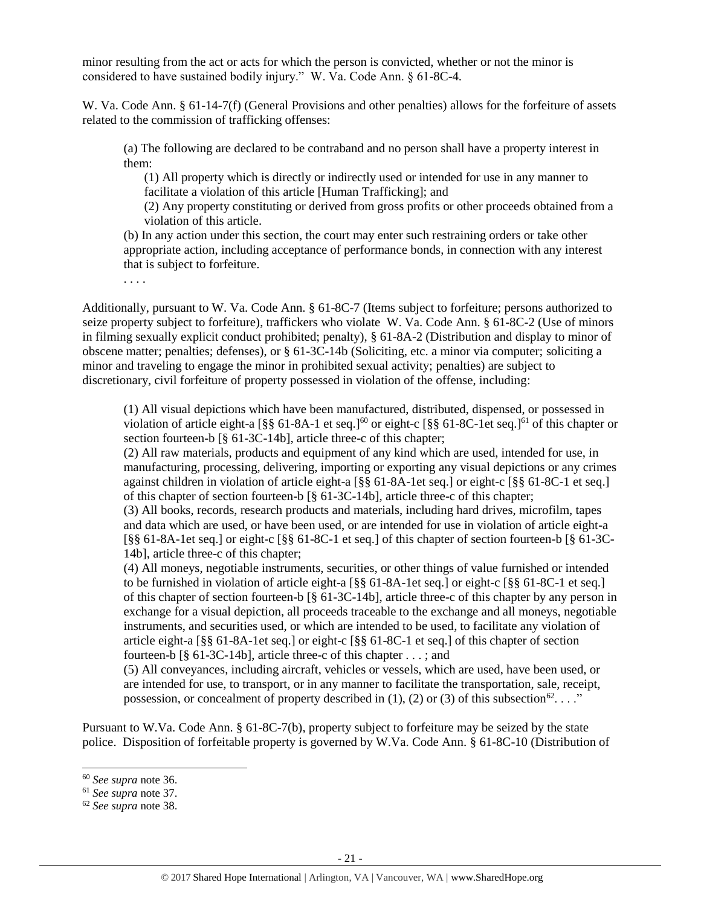minor resulting from the act or acts for which the person is convicted, whether or not the minor is considered to have sustained bodily injury." W. Va. Code Ann. § 61-8C-4.

W. Va. Code Ann. § 61-14-7(f) (General Provisions and other penalties) allows for the forfeiture of assets related to the commission of trafficking offenses:

> (a) The following are declared to be contraband and no person shall have a property interest in them:
>
> > (1) All property which is directly or indirectly used or intended for use in any manner to facilitate a violation of this article [Human Trafficking]; and
> >
> > (2) Any property constituting or derived from gross profits or other proceeds obtained from a violation of this article.
>
> (b) In any action under this section, the court may enter such restraining orders or take other appropriate action, including acceptance of performance bonds, in connection with any interest that is subject to forfeiture.
>
> . . . .

Additionally, pursuant to W. Va. Code Ann. § 61-8C-7 (Items subject to forfeiture; persons authorized to seize property subject to forfeiture), traffickers who violate W. Va. Code Ann. § 61-8C-2 (Use of minors in filming sexually explicit conduct prohibited; penalty), § 61-8A-2 (Distribution and display to minor of obscene matter; penalties; defenses), or § 61-3C-14b (Soliciting, etc. a minor via computer; soliciting a minor and traveling to engage the minor in prohibited sexual activity; penalties) are subject to discretionary, civil forfeiture of property possessed in violation of the offense, including:

> (1) All visual depictions which have been manufactured, distributed, dispensed, or possessed in violation of article eight-a [§§ 61-8A-1 et seq.][60] or eight-c [§§ 61-8C-1et seq.][61] of this chapter or section fourteen-b [§ 61-3C-14b], article three-c of this chapter;
>
> (2) All raw materials, products and equipment of any kind which are used, intended for use, in manufacturing, processing, delivering, importing or exporting any visual depictions or any crimes against children in violation of article eight-a [§§ 61-8A-1et seq.] or eight-c [§§ 61-8C-1 et seq.] of this chapter of section fourteen-b [§ 61-3C-14b], article three-c of this chapter;
>
> (3) All books, records, research products and materials, including hard drives, microfilm, tapes and data which are used, or have been used, or are intended for use in violation of article eight-a [§§ 61-8A-1et seq.] or eight-c [§§ 61-8C-1 et seq.] of this chapter of section fourteen-b [§ 61-3C-14b], article three-c of this chapter;
>
> (4) All moneys, negotiable instruments, securities, or other things of value furnished or intended to be furnished in violation of article eight-a [§§ 61-8A-1et seq.] or eight-c [§§ 61-8C-1 et seq.] of this chapter of section fourteen-b [§ 61-3C-14b], article three-c of this chapter by any person in exchange for a visual depiction, all proceeds traceable to the exchange and all moneys, negotiable instruments, and securities used, or which are intended to be used, to facilitate any violation of article eight-a [§§ 61-8A-1et seq.] or eight-c [§§ 61-8C-1 et seq.] of this chapter of section fourteen-b [§ 61-3C-14b], article three-c of this chapter . . . ; and
>
> (5) All conveyances, including aircraft, vehicles or vessels, which are used, have been used, or are intended for use, to transport, or in any manner to facilitate the transportation, sale, receipt, possession, or concealment of property described in (1), (2) or (3) of this subsection[62]. . . ."

Pursuant to W.Va. Code Ann. § 61-8C-7(b), property subject to forfeiture may be seized by the state police. Disposition of forfeitable property is governed by W.Va. Code Ann. § 61-8C-10 (Distribution of

---

[60] *See supra* note 36.

[61] *See supra* note 37.

[62] *See supra* note 38.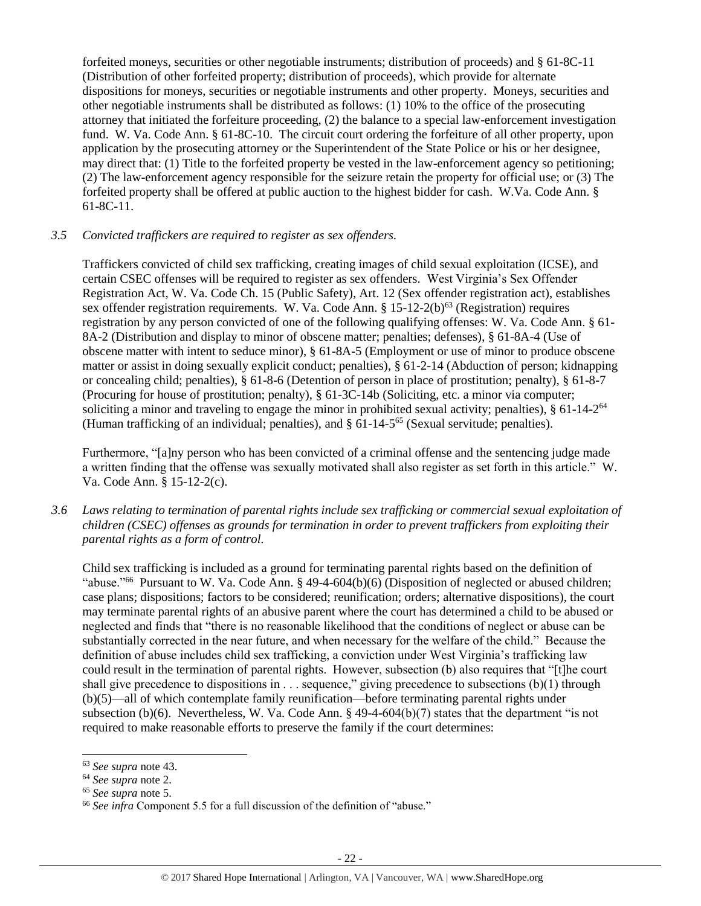forfeited moneys, securities or other negotiable instruments; distribution of proceeds) and § 61-8C-11 (Distribution of other forfeited property; distribution of proceeds), which provide for alternate dispositions for moneys, securities or negotiable instruments and other property. Moneys, securities and other negotiable instruments shall be distributed as follows: (1) 10% to the office of the prosecuting attorney that initiated the forfeiture proceeding, (2) the balance to a special law-enforcement investigation fund. W. Va. Code Ann. § 61-8C-10. The circuit court ordering the forfeiture of all other property, upon application by the prosecuting attorney or the Superintendent of the State Police or his or her designee, may direct that: (1) Title to the forfeited property be vested in the law-enforcement agency so petitioning; (2) The law-enforcement agency responsible for the seizure retain the property for official use; or (3) The forfeited property shall be offered at public auction to the highest bidder for cash. W.Va. Code Ann. § 61-8C-11.

*3.5 Convicted traffickers are required to register as sex offenders.*

Traffickers convicted of child sex trafficking, creating images of child sexual exploitation (ICSE), and certain CSEC offenses will be required to register as sex offenders. West Virginia's Sex Offender Registration Act, W. Va. Code Ch. 15 (Public Safety), Art. 12 (Sex offender registration act), establishes sex offender registration requirements. W. Va. Code Ann. § 15-12-2(b)[63] (Registration) requires registration by any person convicted of one of the following qualifying offenses: W. Va. Code Ann. § 61-8A-2 (Distribution and display to minor of obscene matter; penalties; defenses), § 61-8A-4 (Use of obscene matter with intent to seduce minor), § 61-8A-5 (Employment or use of minor to produce obscene matter or assist in doing sexually explicit conduct; penalties), § 61-2-14 (Abduction of person; kidnapping or concealing child; penalties), § 61-8-6 (Detention of person in place of prostitution; penalty), § 61-8-7 (Procuring for house of prostitution; penalty), § 61-3C-14b (Soliciting, etc. a minor via computer; soliciting a minor and traveling to engage the minor in prohibited sexual activity; penalties), § 61-14-2[64] (Human trafficking of an individual; penalties), and § 61-14-5[65] (Sexual servitude; penalties).

Furthermore, "[a]ny person who has been convicted of a criminal offense and the sentencing judge made a written finding that the offense was sexually motivated shall also register as set forth in this article." W. Va. Code Ann. § 15-12-2(c).

*3.6 Laws relating to termination of parental rights include sex trafficking or commercial sexual exploitation of children (CSEC) offenses as grounds for termination in order to prevent traffickers from exploiting their parental rights as a form of control.*

Child sex trafficking is included as a ground for terminating parental rights based on the definition of "abuse."[66] Pursuant to W. Va. Code Ann. § 49-4-604(b)(6) (Disposition of neglected or abused children; case plans; dispositions; factors to be considered; reunification; orders; alternative dispositions), the court may terminate parental rights of an abusive parent where the court has determined a child to be abused or neglected and finds that "there is no reasonable likelihood that the conditions of neglect or abuse can be substantially corrected in the near future, and when necessary for the welfare of the child." Because the definition of abuse includes child sex trafficking, a conviction under West Virginia's trafficking law could result in the termination of parental rights. However, subsection (b) also requires that "[t]he court shall give precedence to dispositions in . . . sequence," giving precedence to subsections (b)(1) through (b)(5)—all of which contemplate family reunification—before terminating parental rights under subsection (b)(6). Nevertheless, W. Va. Code Ann. § 49-4-604(b)(7) states that the department "is not required to make reasonable efforts to preserve the family if the court determines:

[63] *See supra* note 43.

[64] *See supra* note 2.

[65] *See supra* note 5.

[66] *See infra* Component 5.5 for a full discussion of the definition of "abuse."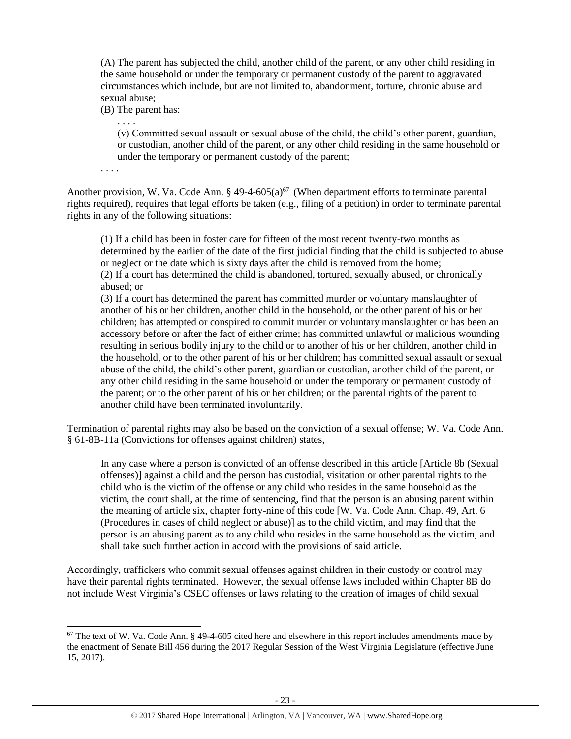(A) The parent has subjected the child, another child of the parent, or any other child residing in the same household or under the temporary or permanent custody of the parent to aggravated circumstances which include, but are not limited to, abandonment, torture, chronic abuse and sexual abuse;

(B) The parent has:

. . . .

(v) Committed sexual assault or sexual abuse of the child, the child's other parent, guardian, or custodian, another child of the parent, or any other child residing in the same household or under the temporary or permanent custody of the parent;

. . . .

Another provision, W. Va. Code Ann. § 49-4-605(a)[67] (When department efforts to terminate parental rights required), requires that legal efforts be taken (e.g., filing of a petition) in order to terminate parental rights in any of the following situations:

(1) If a child has been in foster care for fifteen of the most recent twenty-two months as determined by the earlier of the date of the first judicial finding that the child is subjected to abuse or neglect or the date which is sixty days after the child is removed from the home;
(2) If a court has determined the child is abandoned, tortured, sexually abused, or chronically abused; or
(3) If a court has determined the parent has committed murder or voluntary manslaughter of another of his or her children, another child in the household, or the other parent of his or her children; has attempted or conspired to commit murder or voluntary manslaughter or has been an accessory before or after the fact of either crime; has committed unlawful or malicious wounding resulting in serious bodily injury to the child or to another of his or her children, another child in the household, or to the other parent of his or her children; has committed sexual assault or sexual abuse of the child, the child's other parent, guardian or custodian, another child of the parent, or any other child residing in the same household or under the temporary or permanent custody of the parent; or to the other parent of his or her children; or the parental rights of the parent to another child have been terminated involuntarily.

Termination of parental rights may also be based on the conviction of a sexual offense; W. Va. Code Ann. § 61-8B-11a (Convictions for offenses against children) states,

In any case where a person is convicted of an offense described in this article [Article 8b (Sexual offenses)] against a child and the person has custodial, visitation or other parental rights to the child who is the victim of the offense or any child who resides in the same household as the victim, the court shall, at the time of sentencing, find that the person is an abusing parent within the meaning of article six, chapter forty-nine of this code [W. Va. Code Ann. Chap. 49, Art. 6 (Procedures in cases of child neglect or abuse)] as to the child victim, and may find that the person is an abusing parent as to any child who resides in the same household as the victim, and shall take such further action in accord with the provisions of said article.

Accordingly, traffickers who commit sexual offenses against children in their custody or control may have their parental rights terminated. However, the sexual offense laws included within Chapter 8B do not include West Virginia's CSEC offenses or laws relating to the creation of images of child sexual

[67] The text of W. Va. Code Ann. § 49-4-605 cited here and elsewhere in this report includes amendments made by the enactment of Senate Bill 456 during the 2017 Regular Session of the West Virginia Legislature (effective June 15, 2017).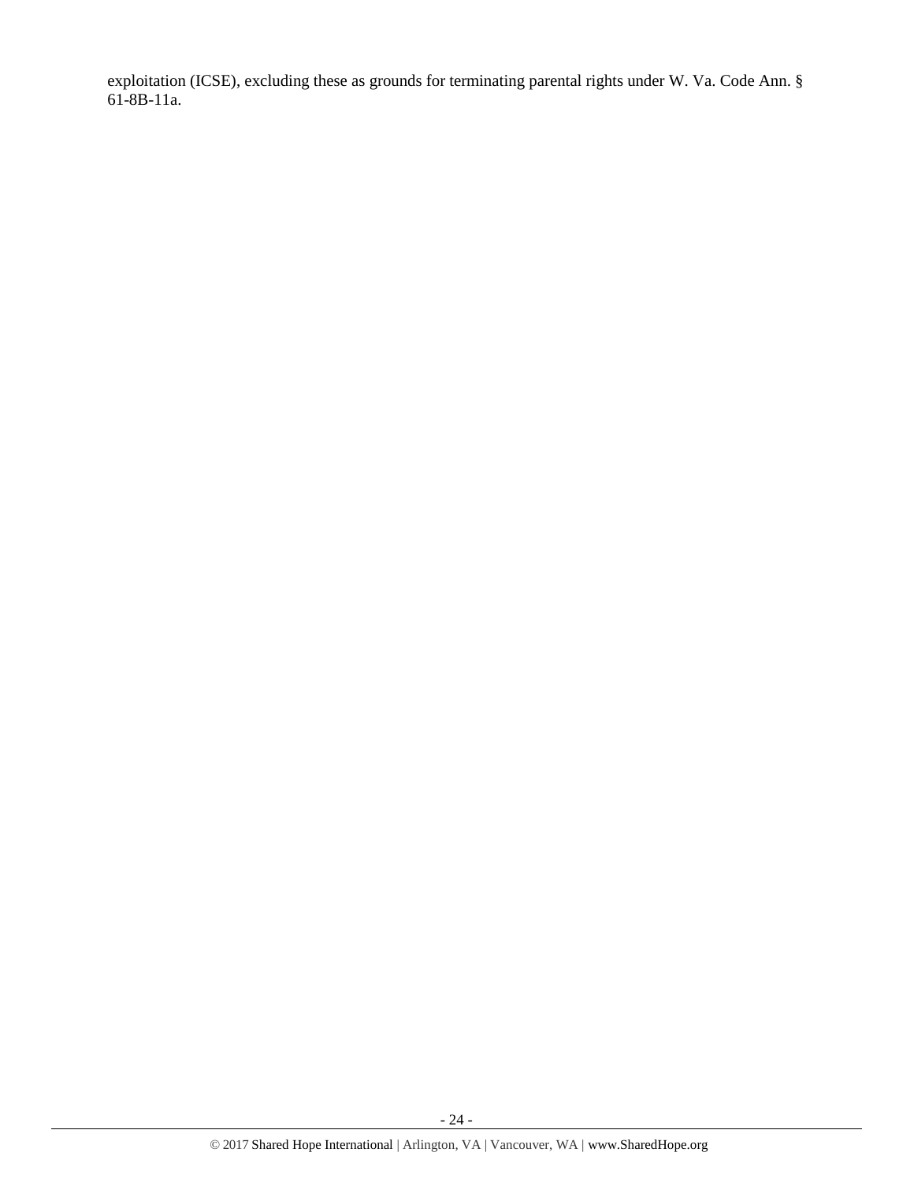exploitation (ICSE), excluding these as grounds for terminating parental rights under W. Va. Code Ann. § 61-8B-11a.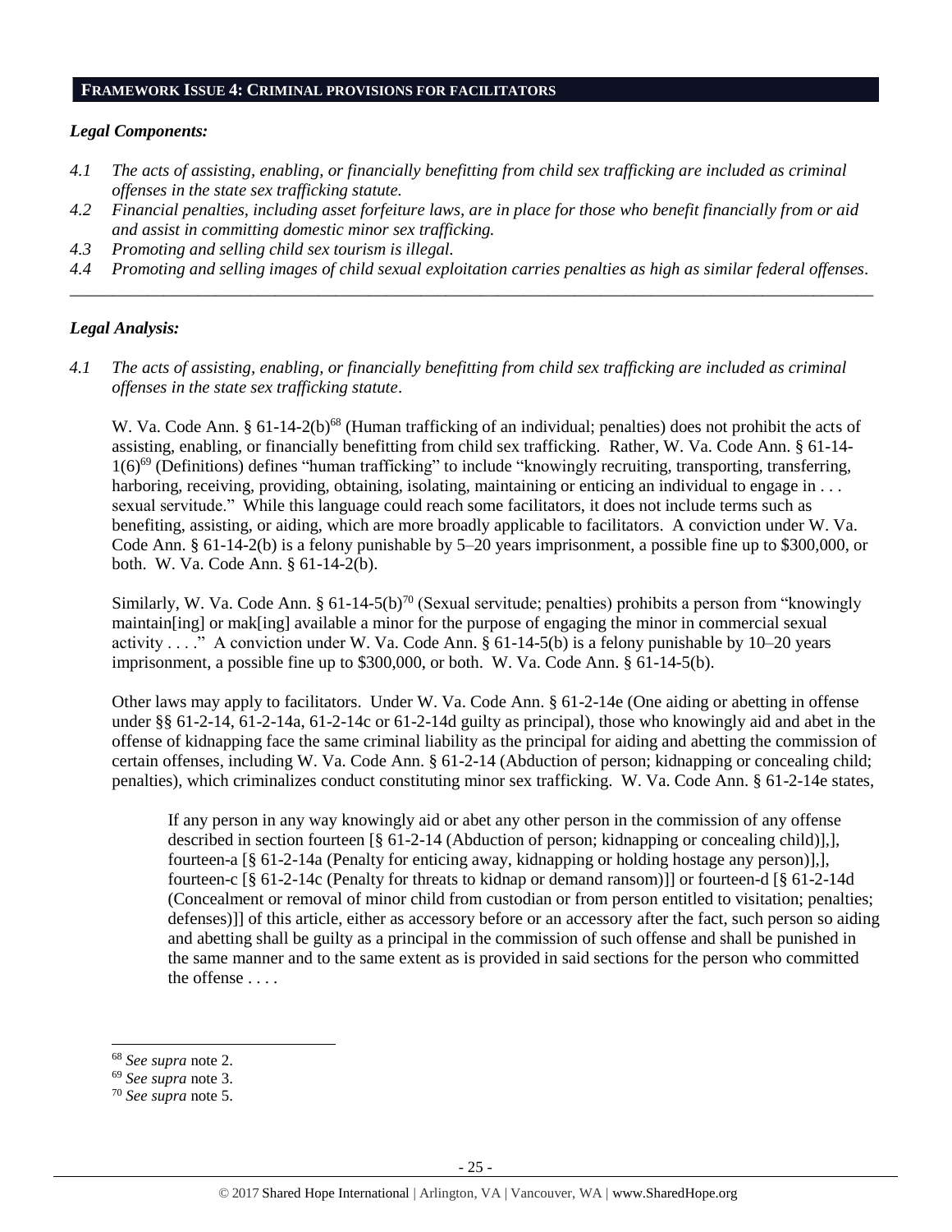## FRAMEWORK ISSUE 4: CRIMINAL PROVISIONS FOR FACILITATORS

### *Legal Components:*

*4.1 The acts of assisting, enabling, or financially benefitting from child sex trafficking are included as criminal offenses in the state sex trafficking statute.*

*4.2 Financial penalties, including asset forfeiture laws, are in place for those who benefit financially from or aid and assist in committing domestic minor sex trafficking.*

*4.3 Promoting and selling child sex tourism is illegal.*

*4.4 Promoting and selling images of child sexual exploitation carries penalties as high as similar federal offenses.*

---

### *Legal Analysis:*

*4.1 The acts of assisting, enabling, or financially benefitting from child sex trafficking are included as criminal offenses in the state sex trafficking statute.*

W. Va. Code Ann. § 61-14-2(b)[68] (Human trafficking of an individual; penalties) does not prohibit the acts of assisting, enabling, or financially benefitting from child sex trafficking. Rather, W. Va. Code Ann. § 61-14-1(6)[69] (Definitions) defines "human trafficking" to include "knowingly recruiting, transporting, transferring, harboring, receiving, providing, obtaining, isolating, maintaining or enticing an individual to engage in . . . sexual servitude." While this language could reach some facilitators, it does not include terms such as benefiting, assisting, or aiding, which are more broadly applicable to facilitators. A conviction under W. Va. Code Ann. § 61-14-2(b) is a felony punishable by 5–20 years imprisonment, a possible fine up to $300,000, or both. W. Va. Code Ann. § 61-14-2(b).

Similarly, W. Va. Code Ann. § 61-14-5(b)[70] (Sexual servitude; penalties) prohibits a person from "knowingly maintain[ing] or mak[ing] available a minor for the purpose of engaging the minor in commercial sexual activity . . . ." A conviction under W. Va. Code Ann. § 61-14-5(b) is a felony punishable by 10–20 years imprisonment, a possible fine up to $300,000, or both. W. Va. Code Ann. § 61-14-5(b).

Other laws may apply to facilitators. Under W. Va. Code Ann. § 61-2-14e (One aiding or abetting in offense under §§ 61-2-14, 61-2-14a, 61-2-14c or 61-2-14d guilty as principal), those who knowingly aid and abet in the offense of kidnapping face the same criminal liability as the principal for aiding and abetting the commission of certain offenses, including W. Va. Code Ann. § 61-2-14 (Abduction of person; kidnapping or concealing child; penalties), which criminalizes conduct constituting minor sex trafficking. W. Va. Code Ann. § 61-2-14e states,

> If any person in any way knowingly aid or abet any other person in the commission of any offense described in section fourteen [§ 61-2-14 (Abduction of person; kidnapping or concealing child)],], fourteen-a [§ 61-2-14a (Penalty for enticing away, kidnapping or holding hostage any person)],], fourteen-c [§ 61-2-14c (Penalty for threats to kidnap or demand ransom)]] or fourteen-d [§ 61-2-14d (Concealment or removal of minor child from custodian or from person entitled to visitation; penalties; defenses)]] of this article, either as accessory before or an accessory after the fact, such person so aiding and abetting shall be guilty as a principal in the commission of such offense and shall be punished in the same manner and to the same extent as is provided in said sections for the person who committed the offense . . . .

---

[68] *See supra* note 2.

[69] *See supra* note 3.

[70] *See supra* note 5.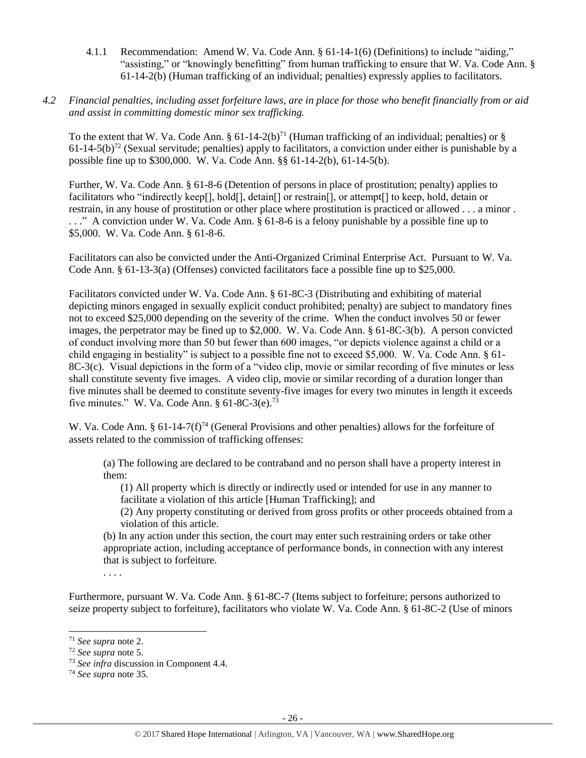4.1.1 Recommendation: Amend W. Va. Code Ann. § 61-14-1(6) (Definitions) to include "aiding," "assisting," or "knowingly benefitting" from human trafficking to ensure that W. Va. Code Ann. § 61-14-2(b) (Human trafficking of an individual; penalties) expressly applies to facilitators.

*4.2 Financial penalties, including asset forfeiture laws, are in place for those who benefit financially from or aid and assist in committing domestic minor sex trafficking.*

To the extent that W. Va. Code Ann. § 61-14-2(b)[71] (Human trafficking of an individual; penalties) or § 61-14-5(b)[72] (Sexual servitude; penalties) apply to facilitators, a conviction under either is punishable by a possible fine up to $300,000. W. Va. Code Ann. §§ 61-14-2(b), 61-14-5(b).

Further, W. Va. Code Ann. § 61-8-6 (Detention of persons in place of prostitution; penalty) applies to facilitators who "indirectly keep[], hold[], detain[] or restrain[], or attempt[] to keep, hold, detain or restrain, in any house of prostitution or other place where prostitution is practiced or allowed . . . a minor . . . ." A conviction under W. Va. Code Ann. § 61-8-6 is a felony punishable by a possible fine up to $5,000. W. Va. Code Ann. § 61-8-6.

Facilitators can also be convicted under the Anti-Organized Criminal Enterprise Act. Pursuant to W. Va. Code Ann. § 61-13-3(a) (Offenses) convicted facilitators face a possible fine up to $25,000.

Facilitators convicted under W. Va. Code Ann. § 61-8C-3 (Distributing and exhibiting of material depicting minors engaged in sexually explicit conduct prohibited; penalty) are subject to mandatory fines not to exceed $25,000 depending on the severity of the crime. When the conduct involves 50 or fewer images, the perpetrator may be fined up to $2,000. W. Va. Code Ann. § 61-8C-3(b). A person convicted of conduct involving more than 50 but fewer than 600 images, "or depicts violence against a child or a child engaging in bestiality" is subject to a possible fine not to exceed $5,000. W. Va. Code Ann. § 61-8C-3(c). Visual depictions in the form of a "video clip, movie or similar recording of five minutes or less shall constitute seventy five images. A video clip, movie or similar recording of a duration longer than five minutes shall be deemed to constitute seventy-five images for every two minutes in length it exceeds five minutes." W. Va. Code Ann. § 61-8C-3(e).[73]

W. Va. Code Ann. § 61-14-7(f)[74] (General Provisions and other penalties) allows for the forfeiture of assets related to the commission of trafficking offenses:

> (a) The following are declared to be contraband and no person shall have a property interest in them:
>
> (1) All property which is directly or indirectly used or intended for use in any manner to facilitate a violation of this article [Human Trafficking]; and
>
> (2) Any property constituting or derived from gross profits or other proceeds obtained from a violation of this article.
>
> (b) In any action under this section, the court may enter such restraining orders or take other appropriate action, including acceptance of performance bonds, in connection with any interest that is subject to forfeiture.
>
> . . . .

Furthermore, pursuant W. Va. Code Ann. § 61-8C-7 (Items subject to forfeiture; persons authorized to seize property subject to forfeiture), facilitators who violate W. Va. Code Ann. § 61-8C-2 (Use of minors

---

[71] *See supra* note 2.

[72] *See supra* note 5.

[73] *See infra* discussion in Component 4.4.

[74] *See supra* note 35.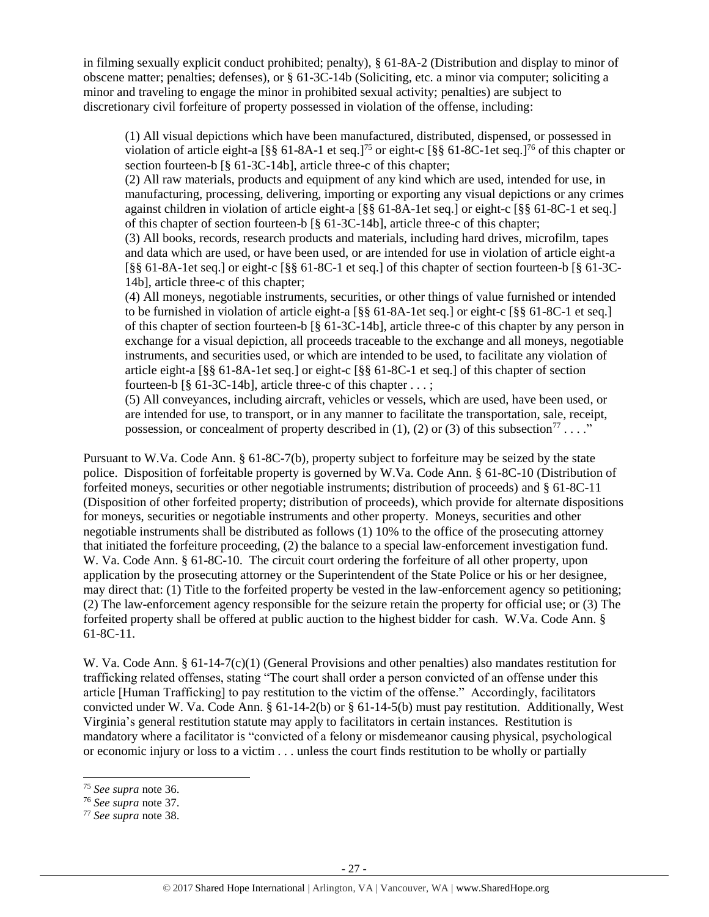in filming sexually explicit conduct prohibited; penalty), § 61-8A-2 (Distribution and display to minor of obscene matter; penalties; defenses), or § 61-3C-14b (Soliciting, etc. a minor via computer; soliciting a minor and traveling to engage the minor in prohibited sexual activity; penalties) are subject to discretionary civil forfeiture of property possessed in violation of the offense, including:

> (1) All visual depictions which have been manufactured, distributed, dispensed, or possessed in violation of article eight-a [§§ 61-8A-1 et seq.][75] or eight-c [§§ 61-8C-1et seq.][76] of this chapter or section fourteen-b [§ 61-3C-14b], article three-c of this chapter;
>
> (2) All raw materials, products and equipment of any kind which are used, intended for use, in manufacturing, processing, delivering, importing or exporting any visual depictions or any crimes against children in violation of article eight-a [§§ 61-8A-1et seq.] or eight-c [§§ 61-8C-1 et seq.] of this chapter of section fourteen-b [§ 61-3C-14b], article three-c of this chapter;
>
> (3) All books, records, research products and materials, including hard drives, microfilm, tapes and data which are used, or have been used, or are intended for use in violation of article eight-a [§§ 61-8A-1et seq.] or eight-c [§§ 61-8C-1 et seq.] of this chapter of section fourteen-b [§ 61-3C-14b], article three-c of this chapter;
>
> (4) All moneys, negotiable instruments, securities, or other things of value furnished or intended to be furnished in violation of article eight-a [§§ 61-8A-1et seq.] or eight-c [§§ 61-8C-1 et seq.] of this chapter of section fourteen-b [§ 61-3C-14b], article three-c of this chapter by any person in exchange for a visual depiction, all proceeds traceable to the exchange and all moneys, negotiable instruments, and securities used, or which are intended to be used, to facilitate any violation of article eight-a [§§ 61-8A-1et seq.] or eight-c [§§ 61-8C-1 et seq.] of this chapter of section fourteen-b [§ 61-3C-14b], article three-c of this chapter . . . ;
>
> (5) All conveyances, including aircraft, vehicles or vessels, which are used, have been used, or are intended for use, to transport, or in any manner to facilitate the transportation, sale, receipt, possession, or concealment of property described in (1), (2) or (3) of this subsection[77] . . . ."

Pursuant to W.Va. Code Ann. § 61-8C-7(b), property subject to forfeiture may be seized by the state police. Disposition of forfeitable property is governed by W.Va. Code Ann. § 61-8C-10 (Distribution of forfeited moneys, securities or other negotiable instruments; distribution of proceeds) and § 61-8C-11 (Disposition of other forfeited property; distribution of proceeds), which provide for alternate dispositions for moneys, securities or negotiable instruments and other property. Moneys, securities and other negotiable instruments shall be distributed as follows (1) 10% to the office of the prosecuting attorney that initiated the forfeiture proceeding, (2) the balance to a special law-enforcement investigation fund. W. Va. Code Ann. § 61-8C-10. The circuit court ordering the forfeiture of all other property, upon application by the prosecuting attorney or the Superintendent of the State Police or his or her designee, may direct that: (1) Title to the forfeited property be vested in the law-enforcement agency so petitioning; (2) The law-enforcement agency responsible for the seizure retain the property for official use; or (3) The forfeited property shall be offered at public auction to the highest bidder for cash. W.Va. Code Ann. § 61-8C-11.

W. Va. Code Ann. § 61-14-7(c)(1) (General Provisions and other penalties) also mandates restitution for trafficking related offenses, stating "The court shall order a person convicted of an offense under this article [Human Trafficking] to pay restitution to the victim of the offense." Accordingly, facilitators convicted under W. Va. Code Ann. § 61-14-2(b) or § 61-14-5(b) must pay restitution. Additionally, West Virginia's general restitution statute may apply to facilitators in certain instances. Restitution is mandatory where a facilitator is "convicted of a felony or misdemeanor causing physical, psychological or economic injury or loss to a victim . . . unless the court finds restitution to be wholly or partially

---

[75] *See supra* note 36.

[76] *See supra* note 37.

[77] *See supra* note 38.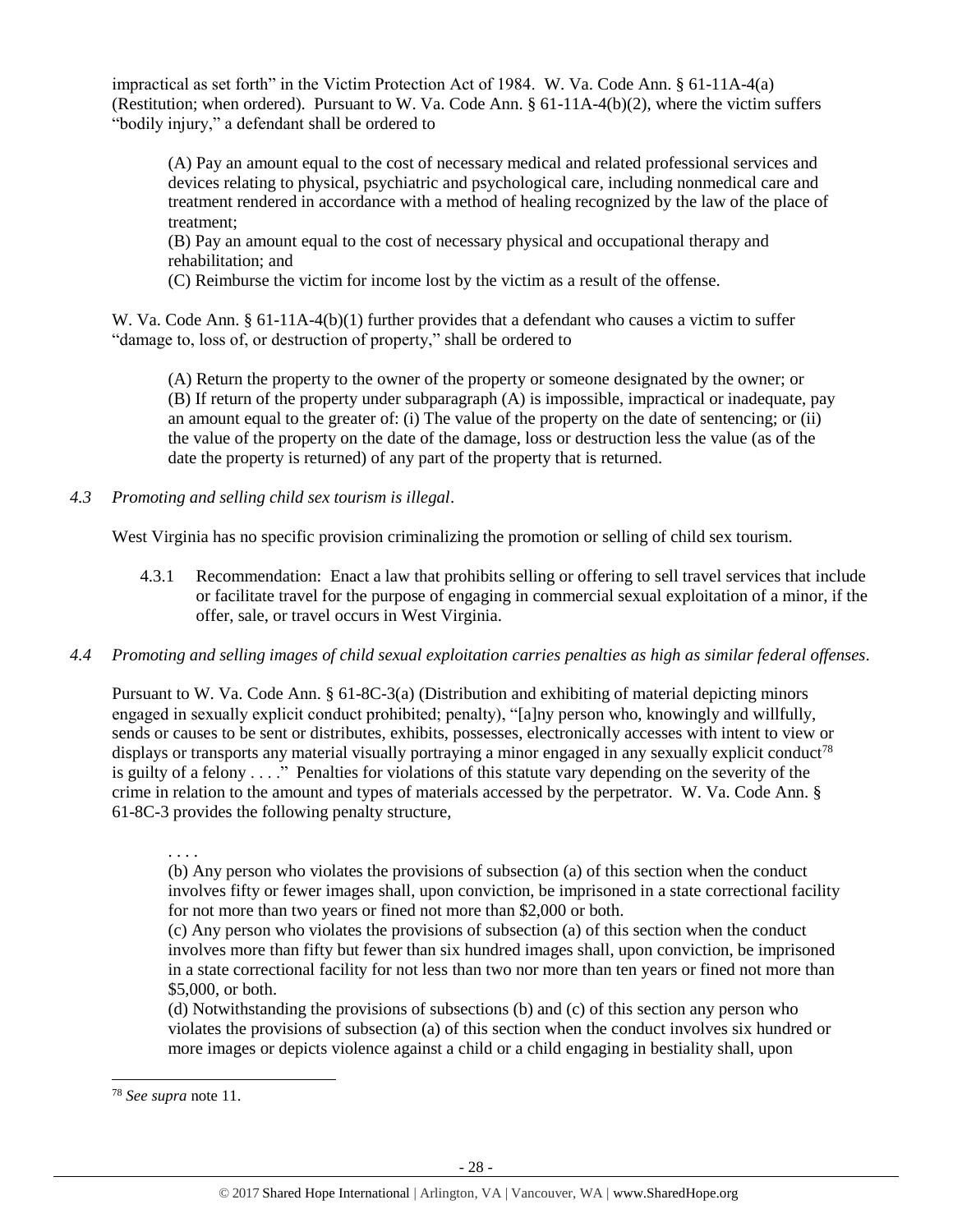impractical as set forth" in the Victim Protection Act of 1984. W. Va. Code Ann. § 61-11A-4(a) (Restitution; when ordered). Pursuant to W. Va. Code Ann. § 61-11A-4(b)(2), where the victim suffers "bodily injury," a defendant shall be ordered to

> (A) Pay an amount equal to the cost of necessary medical and related professional services and devices relating to physical, psychiatric and psychological care, including nonmedical care and treatment rendered in accordance with a method of healing recognized by the law of the place of treatment;
> (B) Pay an amount equal to the cost of necessary physical and occupational therapy and rehabilitation; and
> (C) Reimburse the victim for income lost by the victim as a result of the offense.

W. Va. Code Ann. § 61-11A-4(b)(1) further provides that a defendant who causes a victim to suffer "damage to, loss of, or destruction of property," shall be ordered to

> (A) Return the property to the owner of the property or someone designated by the owner; or
> (B) If return of the property under subparagraph (A) is impossible, impractical or inadequate, pay an amount equal to the greater of: (i) The value of the property on the date of sentencing; or (ii) the value of the property on the date of the damage, loss or destruction less the value (as of the date the property is returned) of any part of the property that is returned.

*4.3 Promoting and selling child sex tourism is illegal.*

West Virginia has no specific provision criminalizing the promotion or selling of child sex tourism.

4.3.1 Recommendation: Enact a law that prohibits selling or offering to sell travel services that include or facilitate travel for the purpose of engaging in commercial sexual exploitation of a minor, if the offer, sale, or travel occurs in West Virginia.

*4.4 Promoting and selling images of child sexual exploitation carries penalties as high as similar federal offenses.*

Pursuant to W. Va. Code Ann. § 61-8C-3(a) (Distribution and exhibiting of material depicting minors engaged in sexually explicit conduct prohibited; penalty), "[a]ny person who, knowingly and willfully, sends or causes to be sent or distributes, exhibits, possesses, electronically accesses with intent to view or displays or transports any material visually portraying a minor engaged in any sexually explicit conduct[78] is guilty of a felony . . . ." Penalties for violations of this statute vary depending on the severity of the crime in relation to the amount and types of materials accessed by the perpetrator. W. Va. Code Ann. § 61-8C-3 provides the following penalty structure,

> . . . .
> (b) Any person who violates the provisions of subsection (a) of this section when the conduct involves fifty or fewer images shall, upon conviction, be imprisoned in a state correctional facility for not more than two years or fined not more than $2,000 or both.
> (c) Any person who violates the provisions of subsection (a) of this section when the conduct involves more than fifty but fewer than six hundred images shall, upon conviction, be imprisoned in a state correctional facility for not less than two nor more than ten years or fined not more than $5,000, or both.
> (d) Notwithstanding the provisions of subsections (b) and (c) of this section any person who violates the provisions of subsection (a) of this section when the conduct involves six hundred or more images or depicts violence against a child or a child engaging in bestiality shall, upon

[78] *See supra* note 11.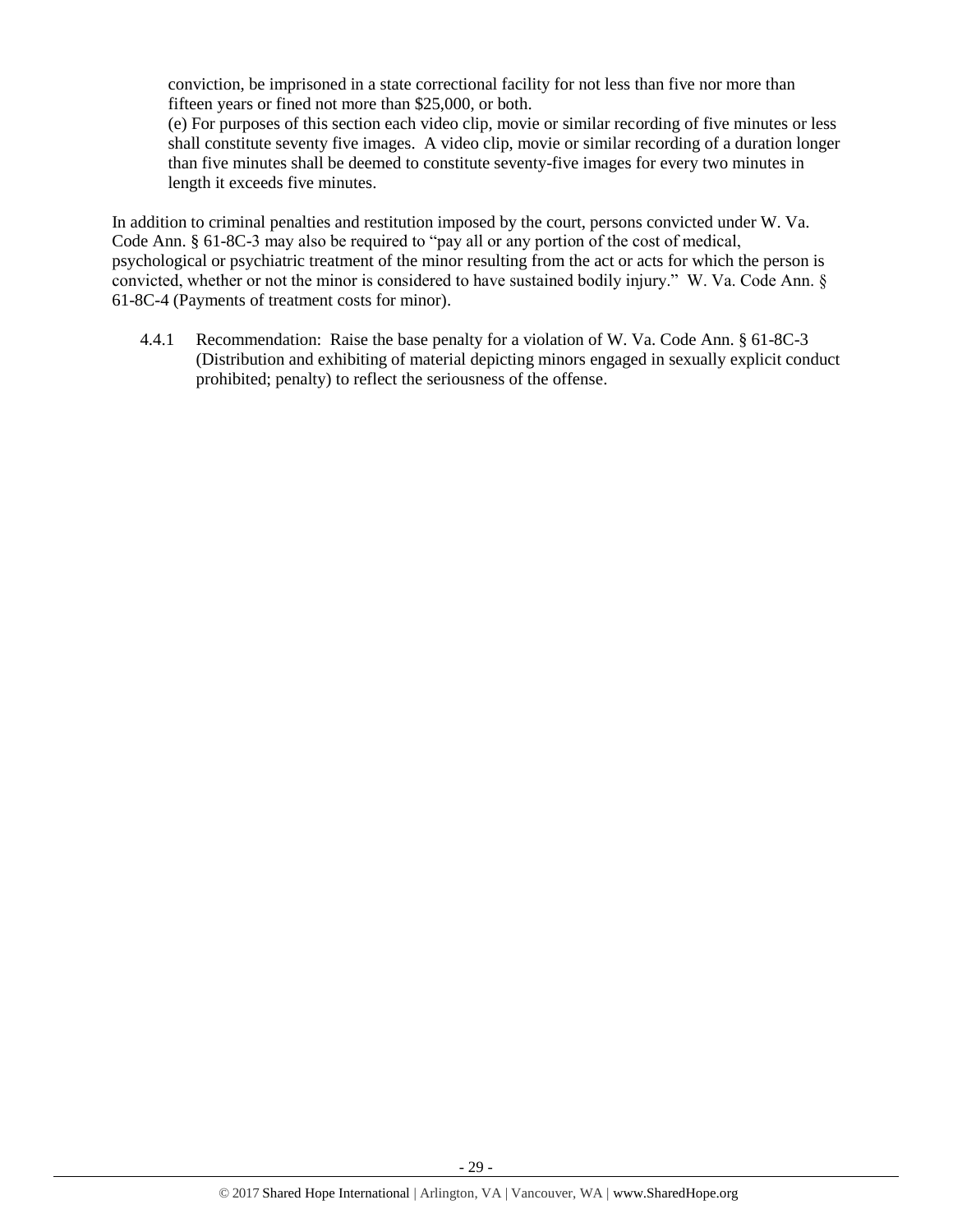conviction, be imprisoned in a state correctional facility for not less than five nor more than fifteen years or fined not more than $25,000, or both.

(e) For purposes of this section each video clip, movie or similar recording of five minutes or less shall constitute seventy five images. A video clip, movie or similar recording of a duration longer than five minutes shall be deemed to constitute seventy-five images for every two minutes in length it exceeds five minutes.

In addition to criminal penalties and restitution imposed by the court, persons convicted under W. Va. Code Ann. § 61-8C-3 may also be required to "pay all or any portion of the cost of medical, psychological or psychiatric treatment of the minor resulting from the act or acts for which the person is convicted, whether or not the minor is considered to have sustained bodily injury." W. Va. Code Ann. § 61-8C-4 (Payments of treatment costs for minor).

4.4.1 Recommendation: Raise the base penalty for a violation of W. Va. Code Ann. § 61-8C-3 (Distribution and exhibiting of material depicting minors engaged in sexually explicit conduct prohibited; penalty) to reflect the seriousness of the offense.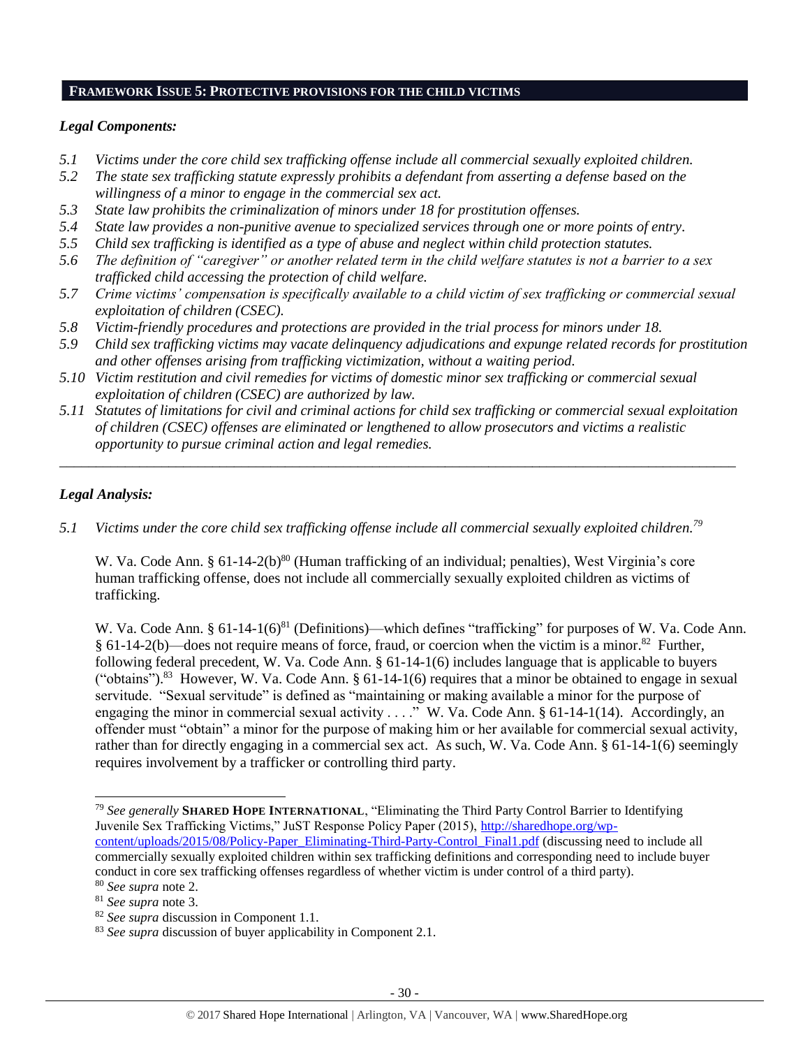## **FRAMEWORK ISSUE 5: PROTECTIVE PROVISIONS FOR THE CHILD VICTIMS**

### *Legal Components:*

*5.1 Victims under the core child sex trafficking offense include all commercial sexually exploited children.*

*5.2 The state sex trafficking statute expressly prohibits a defendant from asserting a defense based on the willingness of a minor to engage in the commercial sex act.*

*5.3 State law prohibits the criminalization of minors under 18 for prostitution offenses.*

*5.4 State law provides a non-punitive avenue to specialized services through one or more points of entry.*

*5.5 Child sex trafficking is identified as a type of abuse and neglect within child protection statutes.*

*5.6 The definition of "caregiver" or another related term in the child welfare statutes is not a barrier to a sex trafficked child accessing the protection of child welfare.*

*5.7 Crime victims' compensation is specifically available to a child victim of sex trafficking or commercial sexual exploitation of children (CSEC).*

*5.8 Victim-friendly procedures and protections are provided in the trial process for minors under 18.*

*5.9 Child sex trafficking victims may vacate delinquency adjudications and expunge related records for prostitution and other offenses arising from trafficking victimization, without a waiting period.*

*5.10 Victim restitution and civil remedies for victims of domestic minor sex trafficking or commercial sexual exploitation of children (CSEC) are authorized by law.*

*5.11 Statutes of limitations for civil and criminal actions for child sex trafficking or commercial sexual exploitation of children (CSEC) offenses are eliminated or lengthened to allow prosecutors and victims a realistic opportunity to pursue criminal action and legal remedies.*

---

### *Legal Analysis:*

*5.1 Victims under the core child sex trafficking offense include all commercial sexually exploited children.*[79]

W. Va. Code Ann. § 61-14-2(b)[80] (Human trafficking of an individual; penalties), West Virginia's core human trafficking offense, does not include all commercially sexually exploited children as victims of trafficking.

W. Va. Code Ann. § 61-14-1(6)[81] (Definitions)—which defines "trafficking" for purposes of W. Va. Code Ann. § 61-14-2(b)—does not require means of force, fraud, or coercion when the victim is a minor.[82] Further, following federal precedent, W. Va. Code Ann. § 61-14-1(6) includes language that is applicable to buyers ("obtains").[83] However, W. Va. Code Ann. § 61-14-1(6) requires that a minor be obtained to engage in sexual servitude. "Sexual servitude" is defined as "maintaining or making available a minor for the purpose of engaging the minor in commercial sexual activity . . . ." W. Va. Code Ann. § 61-14-1(14). Accordingly, an offender must "obtain" a minor for the purpose of making him or her available for commercial sexual activity, rather than for directly engaging in a commercial sex act. As such, W. Va. Code Ann. § 61-14-1(6) seemingly requires involvement by a trafficker or controlling third party.

---

[79] *See generally* **SHARED HOPE INTERNATIONAL**, "Eliminating the Third Party Control Barrier to Identifying Juvenile Sex Trafficking Victims," JuST Response Policy Paper (2015), http://sharedhope.org/wp-content/uploads/2015/08/Policy-Paper_Eliminating-Third-Party-Control_Final1.pdf (discussing need to include all commercially sexually exploited children within sex trafficking definitions and corresponding need to include buyer conduct in core sex trafficking offenses regardless of whether victim is under control of a third party).

[80] *See supra* note 2.

[81] *See supra* note 3.

[82] *See supra* discussion in Component 1.1.

[83] *See supra* discussion of buyer applicability in Component 2.1.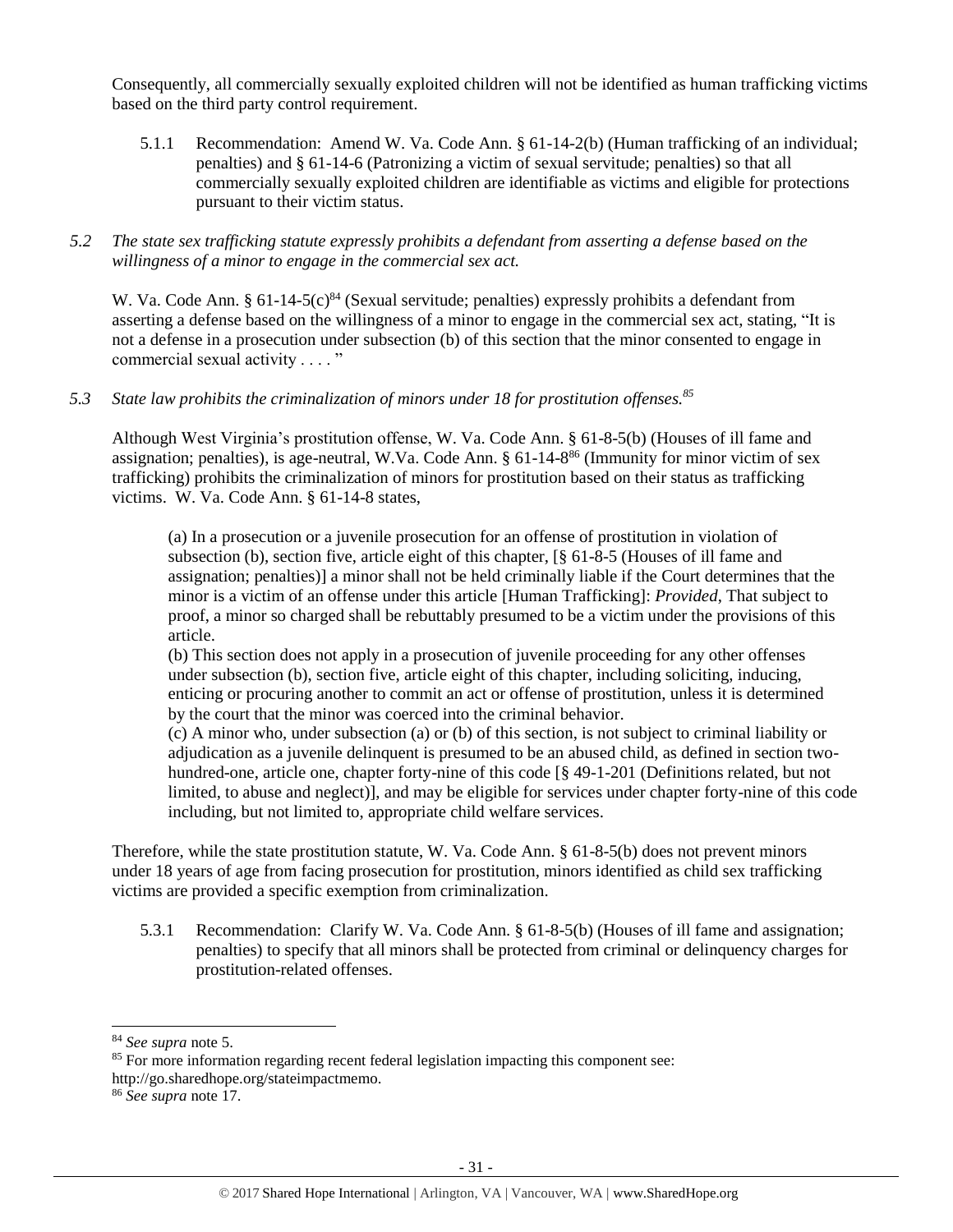Consequently, all commercially sexually exploited children will not be identified as human trafficking victims based on the third party control requirement.

5.1.1 Recommendation: Amend W. Va. Code Ann. § 61-14-2(b) (Human trafficking of an individual; penalties) and § 61-14-6 (Patronizing a victim of sexual servitude; penalties) so that all commercially sexually exploited children are identifiable as victims and eligible for protections pursuant to their victim status.

*5.2 The state sex trafficking statute expressly prohibits a defendant from asserting a defense based on the willingness of a minor to engage in the commercial sex act.*

W. Va. Code Ann. § 61-14-5(c)[84] (Sexual servitude; penalties) expressly prohibits a defendant from asserting a defense based on the willingness of a minor to engage in the commercial sex act, stating, "It is not a defense in a prosecution under subsection (b) of this section that the minor consented to engage in commercial sexual activity . . . . "

*5.3 State law prohibits the criminalization of minors under 18 for prostitution offenses.[85]*

Although West Virginia's prostitution offense, W. Va. Code Ann. § 61-8-5(b) (Houses of ill fame and assignation; penalties), is age-neutral, W.Va. Code Ann. § 61-14-8[86] (Immunity for minor victim of sex trafficking) prohibits the criminalization of minors for prostitution based on their status as trafficking victims. W. Va. Code Ann. § 61-14-8 states,

> (a) In a prosecution or a juvenile prosecution for an offense of prostitution in violation of subsection (b), section five, article eight of this chapter, [§ 61-8-5 (Houses of ill fame and assignation; penalties)] a minor shall not be held criminally liable if the Court determines that the minor is a victim of an offense under this article [Human Trafficking]: *Provided*, That subject to proof, a minor so charged shall be rebuttably presumed to be a victim under the provisions of this article.
>
> (b) This section does not apply in a prosecution of juvenile proceeding for any other offenses under subsection (b), section five, article eight of this chapter, including soliciting, inducing, enticing or procuring another to commit an act or offense of prostitution, unless it is determined by the court that the minor was coerced into the criminal behavior.
>
> (c) A minor who, under subsection (a) or (b) of this section, is not subject to criminal liability or adjudication as a juvenile delinquent is presumed to be an abused child, as defined in section two-hundred-one, article one, chapter forty-nine of this code [§ 49-1-201 (Definitions related, but not limited, to abuse and neglect)], and may be eligible for services under chapter forty-nine of this code including, but not limited to, appropriate child welfare services.

Therefore, while the state prostitution statute, W. Va. Code Ann. § 61-8-5(b) does not prevent minors under 18 years of age from facing prosecution for prostitution, minors identified as child sex trafficking victims are provided a specific exemption from criminalization.

5.3.1 Recommendation: Clarify W. Va. Code Ann. § 61-8-5(b) (Houses of ill fame and assignation; penalties) to specify that all minors shall be protected from criminal or delinquency charges for prostitution-related offenses.

---

[84] *See supra* note 5.

[85] For more information regarding recent federal legislation impacting this component see: http://go.sharedhope.org/stateimpactmemo.

[86] *See supra* note 17.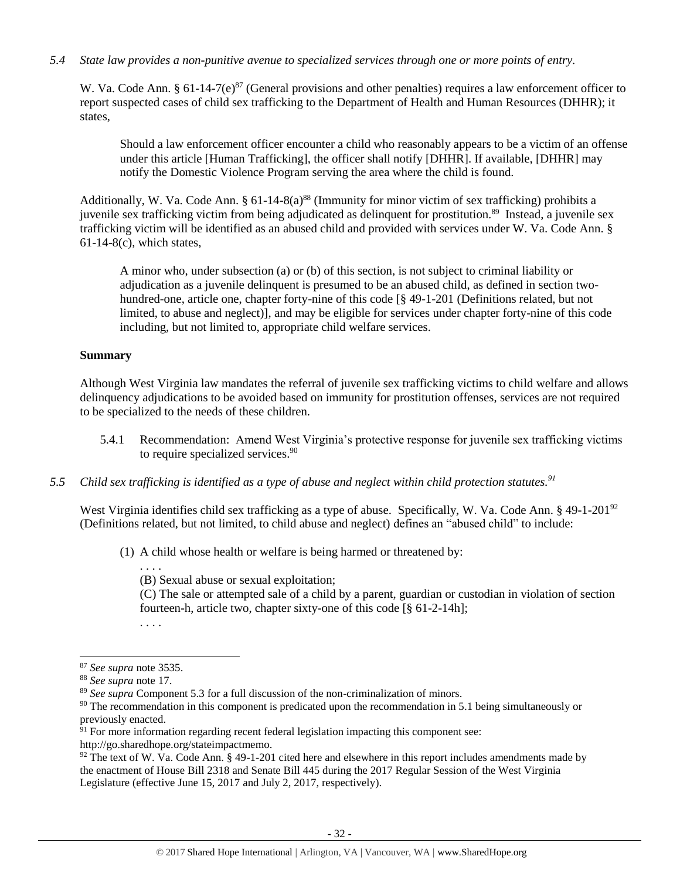*5.4 State law provides a non-punitive avenue to specialized services through one or more points of entry.*

W. Va. Code Ann. § 61-14-7(e)[87] (General provisions and other penalties) requires a law enforcement officer to report suspected cases of child sex trafficking to the Department of Health and Human Resources (DHHR); it states,

> Should a law enforcement officer encounter a child who reasonably appears to be a victim of an offense under this article [Human Trafficking], the officer shall notify [DHHR]. If available, [DHHR] may notify the Domestic Violence Program serving the area where the child is found.

Additionally, W. Va. Code Ann. § 61-14-8(a)[88] (Immunity for minor victim of sex trafficking) prohibits a juvenile sex trafficking victim from being adjudicated as delinquent for prostitution.[89] Instead, a juvenile sex trafficking victim will be identified as an abused child and provided with services under W. Va. Code Ann. § 61-14-8(c), which states,

> A minor who, under subsection (a) or (b) of this section, is not subject to criminal liability or adjudication as a juvenile delinquent is presumed to be an abused child, as defined in section two-hundred-one, article one, chapter forty-nine of this code [§ 49-1-201 (Definitions related, but not limited, to abuse and neglect)], and may be eligible for services under chapter forty-nine of this code including, but not limited to, appropriate child welfare services.

**Summary**

Although West Virginia law mandates the referral of juvenile sex trafficking victims to child welfare and allows delinquency adjudications to be avoided based on immunity for prostitution offenses, services are not required to be specialized to the needs of these children.

5.4.1 Recommendation: Amend West Virginia's protective response for juvenile sex trafficking victims to require specialized services.[90]

*5.5 Child sex trafficking is identified as a type of abuse and neglect within child protection statutes.[91]*

West Virginia identifies child sex trafficking as a type of abuse. Specifically, W. Va. Code Ann. § 49-1-201[92] (Definitions related, but not limited, to child abuse and neglect) defines an "abused child" to include:

> (1) A child whose health or welfare is being harmed or threatened by:
>
> . . . .
>
> (B) Sexual abuse or sexual exploitation;
>
> (C) The sale or attempted sale of a child by a parent, guardian or custodian in violation of section fourteen-h, article two, chapter sixty-one of this code [§ 61-2-14h];
>
> . . . .

---

[87] *See supra* note 3535.

[88] *See supra* note 17.

[89] *See supra* Component 5.3 for a full discussion of the non-criminalization of minors.

[90] The recommendation in this component is predicated upon the recommendation in 5.1 being simultaneously or previously enacted.

[91] For more information regarding recent federal legislation impacting this component see: http://go.sharedhope.org/stateimpactmemo.

[92] The text of W. Va. Code Ann. § 49-1-201 cited here and elsewhere in this report includes amendments made by the enactment of House Bill 2318 and Senate Bill 445 during the 2017 Regular Session of the West Virginia Legislature (effective June 15, 2017 and July 2, 2017, respectively).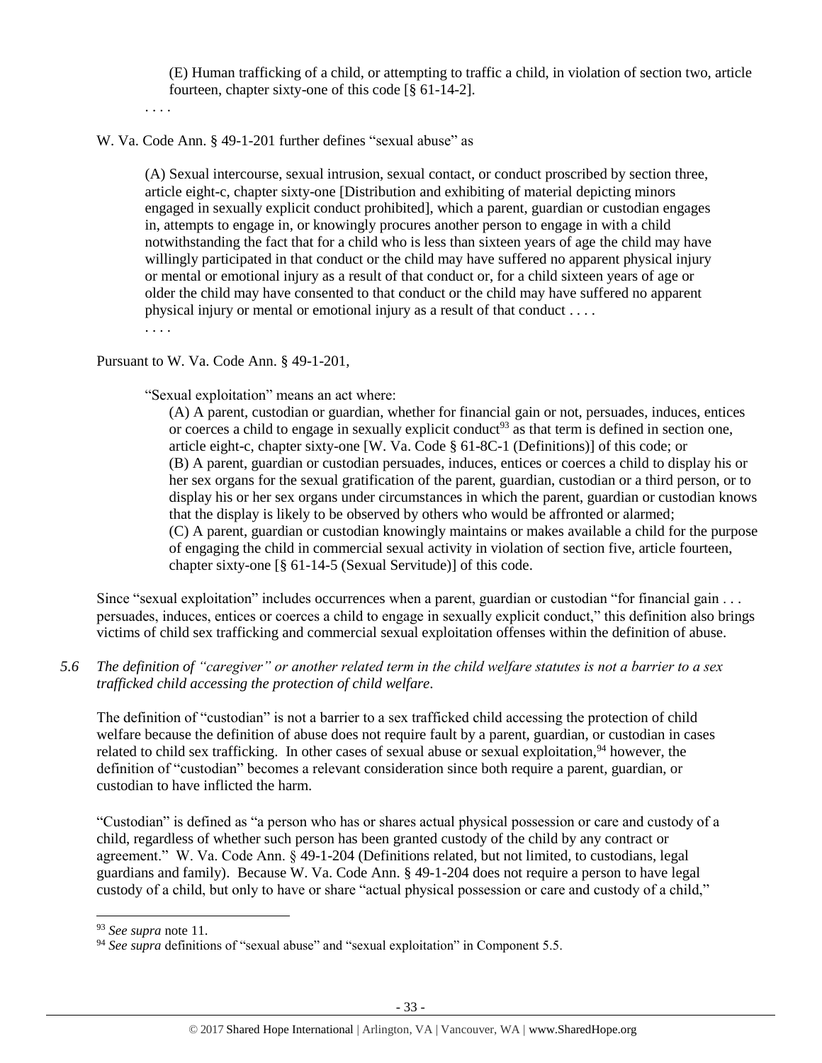(E) Human trafficking of a child, or attempting to traffic a child, in violation of section two, article fourteen, chapter sixty-one of this code [§ 61-14-2].

. . . .

W. Va. Code Ann. § 49-1-201 further defines "sexual abuse" as

> (A) Sexual intercourse, sexual intrusion, sexual contact, or conduct proscribed by section three, article eight-c, chapter sixty-one [Distribution and exhibiting of material depicting minors engaged in sexually explicit conduct prohibited], which a parent, guardian or custodian engages in, attempts to engage in, or knowingly procures another person to engage in with a child notwithstanding the fact that for a child who is less than sixteen years of age the child may have willingly participated in that conduct or the child may have suffered no apparent physical injury or mental or emotional injury as a result of that conduct or, for a child sixteen years of age or older the child may have consented to that conduct or the child may have suffered no apparent physical injury or mental or emotional injury as a result of that conduct . . . .
>
> . . . .

Pursuant to W. Va. Code Ann. § 49-1-201,

> "Sexual exploitation" means an act where:
>
> (A) A parent, custodian or guardian, whether for financial gain or not, persuades, induces, entices or coerces a child to engage in sexually explicit conduct[93] as that term is defined in section one, article eight-c, chapter sixty-one [W. Va. Code § 61-8C-1 (Definitions)] of this code; or
> (B) A parent, guardian or custodian persuades, induces, entices or coerces a child to display his or her sex organs for the sexual gratification of the parent, guardian, custodian or a third person, or to display his or her sex organs under circumstances in which the parent, guardian or custodian knows that the display is likely to be observed by others who would be affronted or alarmed;
> (C) A parent, guardian or custodian knowingly maintains or makes available a child for the purpose of engaging the child in commercial sexual activity in violation of section five, article fourteen, chapter sixty-one [§ 61-14-5 (Sexual Servitude)] of this code.

Since "sexual exploitation" includes occurrences when a parent, guardian or custodian "for financial gain . . . persuades, induces, entices or coerces a child to engage in sexually explicit conduct," this definition also brings victims of child sex trafficking and commercial sexual exploitation offenses within the definition of abuse.

*5.6 The definition of "caregiver" or another related term in the child welfare statutes is not a barrier to a sex trafficked child accessing the protection of child welfare.*

The definition of "custodian" is not a barrier to a sex trafficked child accessing the protection of child welfare because the definition of abuse does not require fault by a parent, guardian, or custodian in cases related to child sex trafficking. In other cases of sexual abuse or sexual exploitation,[94] however, the definition of "custodian" becomes a relevant consideration since both require a parent, guardian, or custodian to have inflicted the harm.

"Custodian" is defined as "a person who has or shares actual physical possession or care and custody of a child, regardless of whether such person has been granted custody of the child by any contract or agreement." W. Va. Code Ann. § 49-1-204 (Definitions related, but not limited, to custodians, legal guardians and family). Because W. Va. Code Ann. § 49-1-204 does not require a person to have legal custody of a child, but only to have or share "actual physical possession or care and custody of a child,"

---

[93] *See supra* note 11.

[94] *See supra* definitions of "sexual abuse" and "sexual exploitation" in Component 5.5.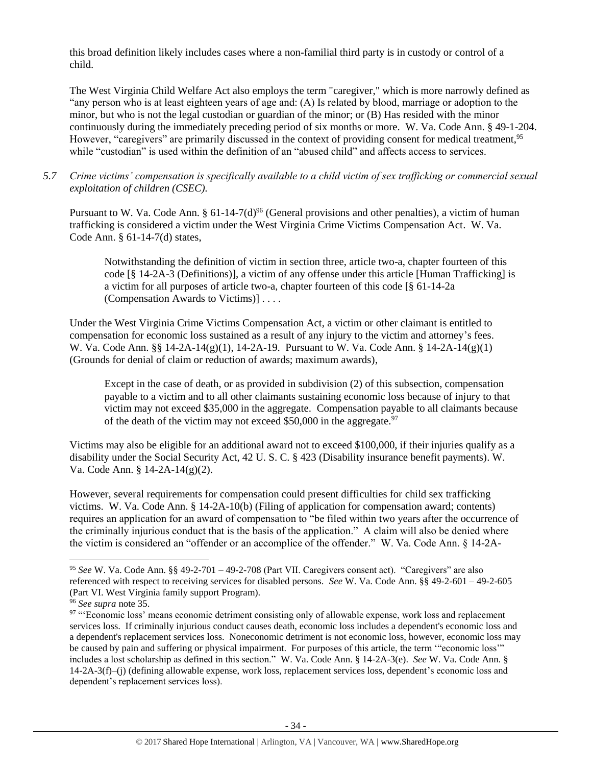this broad definition likely includes cases where a non-familial third party is in custody or control of a child.

The West Virginia Child Welfare Act also employs the term "caregiver," which is more narrowly defined as "any person who is at least eighteen years of age and: (A) Is related by blood, marriage or adoption to the minor, but who is not the legal custodian or guardian of the minor; or (B) Has resided with the minor continuously during the immediately preceding period of six months or more. W. Va. Code Ann. § 49-1-204. However, "caregivers" are primarily discussed in the context of providing consent for medical treatment,[95] while "custodian" is used within the definition of an "abused child" and affects access to services.

*5.7 Crime victims' compensation is specifically available to a child victim of sex trafficking or commercial sexual exploitation of children (CSEC).*

Pursuant to W. Va. Code Ann. § 61-14-7(d)[96] (General provisions and other penalties), a victim of human trafficking is considered a victim under the West Virginia Crime Victims Compensation Act. W. Va. Code Ann. § 61-14-7(d) states,

> Notwithstanding the definition of victim in section three, article two-a, chapter fourteen of this code [§ 14-2A-3 (Definitions)], a victim of any offense under this article [Human Trafficking] is a victim for all purposes of article two-a, chapter fourteen of this code [§ 61-14-2a (Compensation Awards to Victims)] . . . .

Under the West Virginia Crime Victims Compensation Act, a victim or other claimant is entitled to compensation for economic loss sustained as a result of any injury to the victim and attorney's fees. W. Va. Code Ann. §§ 14-2A-14(g)(1), 14-2A-19. Pursuant to W. Va. Code Ann. § 14-2A-14(g)(1) (Grounds for denial of claim or reduction of awards; maximum awards),

> Except in the case of death, or as provided in subdivision (2) of this subsection, compensation payable to a victim and to all other claimants sustaining economic loss because of injury to that victim may not exceed $35,000 in the aggregate. Compensation payable to all claimants because of the death of the victim may not exceed $50,000 in the aggregate.[97]

Victims may also be eligible for an additional award not to exceed $100,000, if their injuries qualify as a disability under the Social Security Act, 42 U. S. C. § 423 (Disability insurance benefit payments). W. Va. Code Ann. § 14-2A-14(g)(2).

However, several requirements for compensation could present difficulties for child sex trafficking victims. W. Va. Code Ann. § 14-2A-10(b) (Filing of application for compensation award; contents) requires an application for an award of compensation to "be filed within two years after the occurrence of the criminally injurious conduct that is the basis of the application." A claim will also be denied where the victim is considered an "offender or an accomplice of the offender." W. Va. Code Ann. § 14-2A-

---

[95] *See* W. Va. Code Ann. §§ 49-2-701 – 49-2-708 (Part VII. Caregivers consent act). "Caregivers" are also referenced with respect to receiving services for disabled persons. *See* W. Va. Code Ann. §§ 49-2-601 – 49-2-605 (Part VI. West Virginia family support Program).

[96] *See supra* note 35.

[97] "'Economic loss' means economic detriment consisting only of allowable expense, work loss and replacement services loss. If criminally injurious conduct causes death, economic loss includes a dependent's economic loss and a dependent's replacement services loss. Noneconomic detriment is not economic loss, however, economic loss may be caused by pain and suffering or physical impairment. For purposes of this article, the term '"economic loss"' includes a lost scholarship as defined in this section." W. Va. Code Ann. § 14-2A-3(e). *See* W. Va. Code Ann. § 14-2A-3(f)–(j) (defining allowable expense, work loss, replacement services loss, dependent's economic loss and dependent's replacement services loss).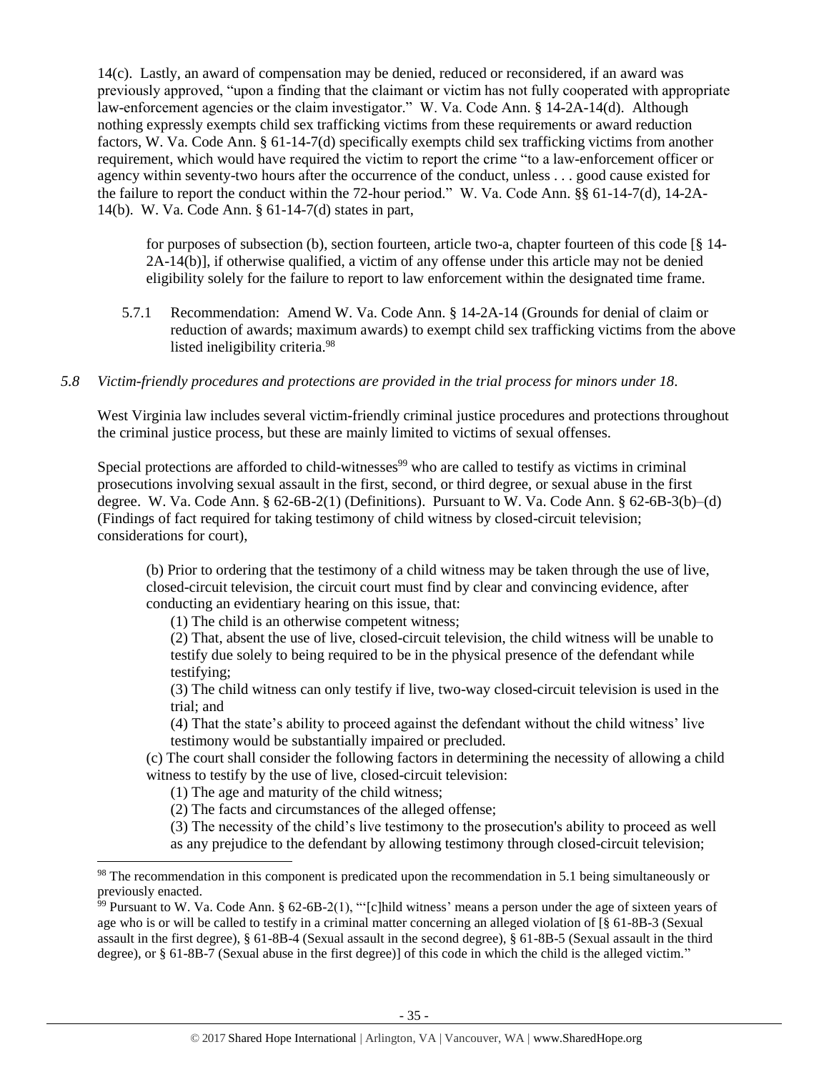14(c). Lastly, an award of compensation may be denied, reduced or reconsidered, if an award was previously approved, "upon a finding that the claimant or victim has not fully cooperated with appropriate law-enforcement agencies or the claim investigator." W. Va. Code Ann. § 14-2A-14(d). Although nothing expressly exempts child sex trafficking victims from these requirements or award reduction factors, W. Va. Code Ann. § 61-14-7(d) specifically exempts child sex trafficking victims from another requirement, which would have required the victim to report the crime "to a law-enforcement officer or agency within seventy-two hours after the occurrence of the conduct, unless . . . good cause existed for the failure to report the conduct within the 72-hour period." W. Va. Code Ann. §§ 61-14-7(d), 14-2A-14(b). W. Va. Code Ann. § 61-14-7(d) states in part,

> for purposes of subsection (b), section fourteen, article two-a, chapter fourteen of this code [§ 14-2A-14(b)], if otherwise qualified, a victim of any offense under this article may not be denied eligibility solely for the failure to report to law enforcement within the designated time frame.

5.7.1 Recommendation: Amend W. Va. Code Ann. § 14-2A-14 (Grounds for denial of claim or reduction of awards; maximum awards) to exempt child sex trafficking victims from the above listed ineligibility criteria.[98]

*5.8 Victim-friendly procedures and protections are provided in the trial process for minors under 18.*

West Virginia law includes several victim-friendly criminal justice procedures and protections throughout the criminal justice process, but these are mainly limited to victims of sexual offenses.

Special protections are afforded to child-witnesses[99] who are called to testify as victims in criminal prosecutions involving sexual assault in the first, second, or third degree, or sexual abuse in the first degree. W. Va. Code Ann. § 62-6B-2(1) (Definitions). Pursuant to W. Va. Code Ann. § 62-6B-3(b)–(d) (Findings of fact required for taking testimony of child witness by closed-circuit television; considerations for court),

> (b) Prior to ordering that the testimony of a child witness may be taken through the use of live, closed-circuit television, the circuit court must find by clear and convincing evidence, after conducting an evidentiary hearing on this issue, that:
>
> (1) The child is an otherwise competent witness;
>
> (2) That, absent the use of live, closed-circuit television, the child witness will be unable to testify due solely to being required to be in the physical presence of the defendant while testifying;
>
> (3) The child witness can only testify if live, two-way closed-circuit television is used in the trial; and
>
> (4) That the state's ability to proceed against the defendant without the child witness' live testimony would be substantially impaired or precluded.
>
> (c) The court shall consider the following factors in determining the necessity of allowing a child witness to testify by the use of live, closed-circuit television:
>
> (1) The age and maturity of the child witness;
>
> (2) The facts and circumstances of the alleged offense;
>
> (3) The necessity of the child's live testimony to the prosecution's ability to proceed as well as any prejudice to the defendant by allowing testimony through closed-circuit television;

---

[98] The recommendation in this component is predicated upon the recommendation in 5.1 being simultaneously or previously enacted.

[99] Pursuant to W. Va. Code Ann. § 62-6B-2(1), "'[c]hild witness' means a person under the age of sixteen years of age who is or will be called to testify in a criminal matter concerning an alleged violation of [§ 61-8B-3 (Sexual assault in the first degree), § 61-8B-4 (Sexual assault in the second degree), § 61-8B-5 (Sexual assault in the third degree), or § 61-8B-7 (Sexual abuse in the first degree)] of this code in which the child is the alleged victim."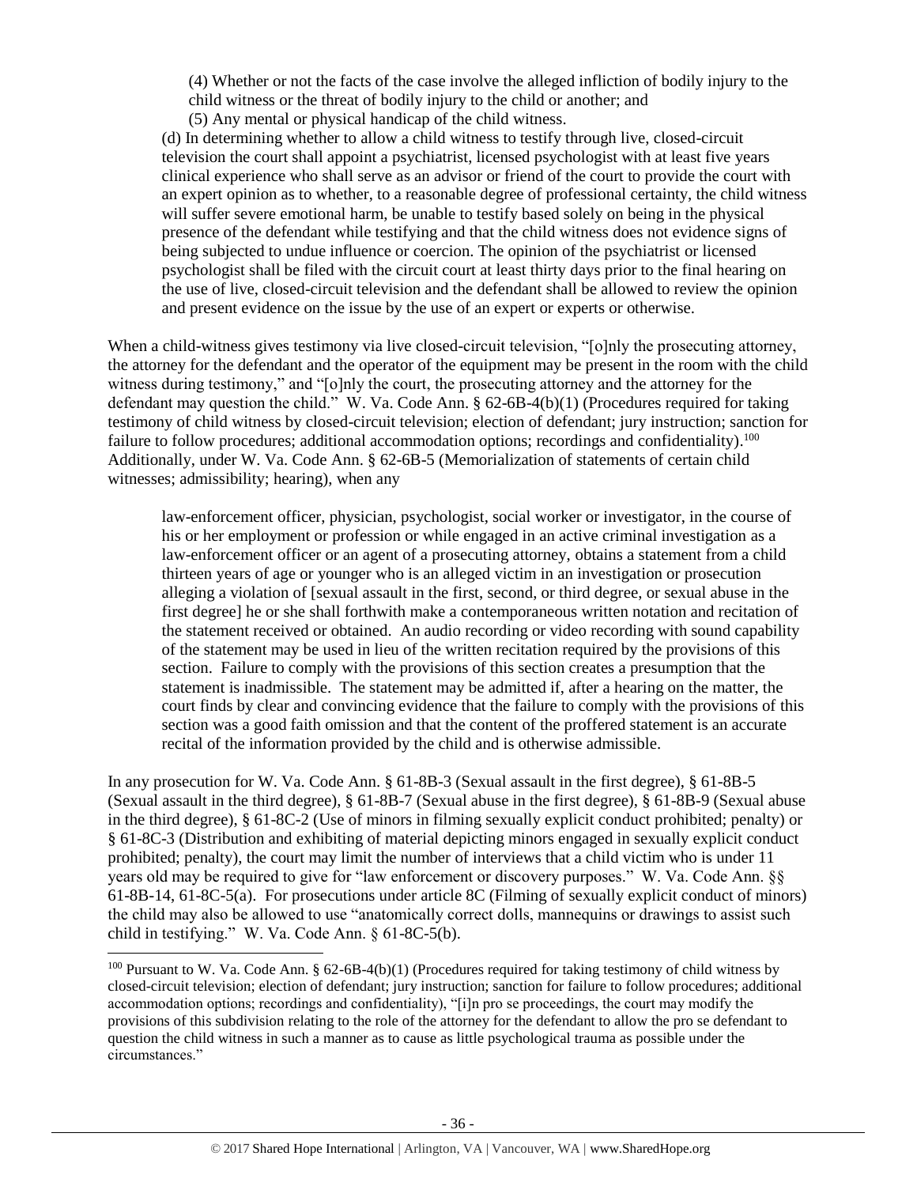> (4) Whether or not the facts of the case involve the alleged infliction of bodily injury to the child witness or the threat of bodily injury to the child or another; and
> (5) Any mental or physical handicap of the child witness.
>
> (d) In determining whether to allow a child witness to testify through live, closed-circuit television the court shall appoint a psychiatrist, licensed psychologist with at least five years clinical experience who shall serve as an advisor or friend of the court to provide the court with an expert opinion as to whether, to a reasonable degree of professional certainty, the child witness will suffer severe emotional harm, be unable to testify based solely on being in the physical presence of the defendant while testifying and that the child witness does not evidence signs of being subjected to undue influence or coercion. The opinion of the psychiatrist or licensed psychologist shall be filed with the circuit court at least thirty days prior to the final hearing on the use of live, closed-circuit television and the defendant shall be allowed to review the opinion and present evidence on the issue by the use of an expert or experts or otherwise.

When a child-witness gives testimony via live closed-circuit television, "[o]nly the prosecuting attorney, the attorney for the defendant and the operator of the equipment may be present in the room with the child witness during testimony," and "[o]nly the court, the prosecuting attorney and the attorney for the defendant may question the child." W. Va. Code Ann. § 62-6B-4(b)(1) (Procedures required for taking testimony of child witness by closed-circuit television; election of defendant; jury instruction; sanction for failure to follow procedures; additional accommodation options; recordings and confidentiality).[100] Additionally, under W. Va. Code Ann. § 62-6B-5 (Memorialization of statements of certain child witnesses; admissibility; hearing), when any

> law-enforcement officer, physician, psychologist, social worker or investigator, in the course of his or her employment or profession or while engaged in an active criminal investigation as a law-enforcement officer or an agent of a prosecuting attorney, obtains a statement from a child thirteen years of age or younger who is an alleged victim in an investigation or prosecution alleging a violation of [sexual assault in the first, second, or third degree, or sexual abuse in the first degree] he or she shall forthwith make a contemporaneous written notation and recitation of the statement received or obtained. An audio recording or video recording with sound capability of the statement may be used in lieu of the written recitation required by the provisions of this section. Failure to comply with the provisions of this section creates a presumption that the statement is inadmissible. The statement may be admitted if, after a hearing on the matter, the court finds by clear and convincing evidence that the failure to comply with the provisions of this section was a good faith omission and that the content of the proffered statement is an accurate recital of the information provided by the child and is otherwise admissible.

In any prosecution for W. Va. Code Ann. § 61-8B-3 (Sexual assault in the first degree), § 61-8B-5 (Sexual assault in the third degree), § 61-8B-7 (Sexual abuse in the first degree), § 61-8B-9 (Sexual abuse in the third degree), § 61-8C-2 (Use of minors in filming sexually explicit conduct prohibited; penalty) or § 61-8C-3 (Distribution and exhibiting of material depicting minors engaged in sexually explicit conduct prohibited; penalty), the court may limit the number of interviews that a child victim who is under 11 years old may be required to give for "law enforcement or discovery purposes." W. Va. Code Ann. §§ 61-8B-14, 61-8C-5(a). For prosecutions under article 8C (Filming of sexually explicit conduct of minors) the child may also be allowed to use "anatomically correct dolls, mannequins or drawings to assist such child in testifying." W. Va. Code Ann. § 61-8C-5(b).

---

[100] Pursuant to W. Va. Code Ann. § 62-6B-4(b)(1) (Procedures required for taking testimony of child witness by closed-circuit television; election of defendant; jury instruction; sanction for failure to follow procedures; additional accommodation options; recordings and confidentiality), "[i]n pro se proceedings, the court may modify the provisions of this subdivision relating to the role of the attorney for the defendant to allow the pro se defendant to question the child witness in such a manner as to cause as little psychological trauma as possible under the circumstances."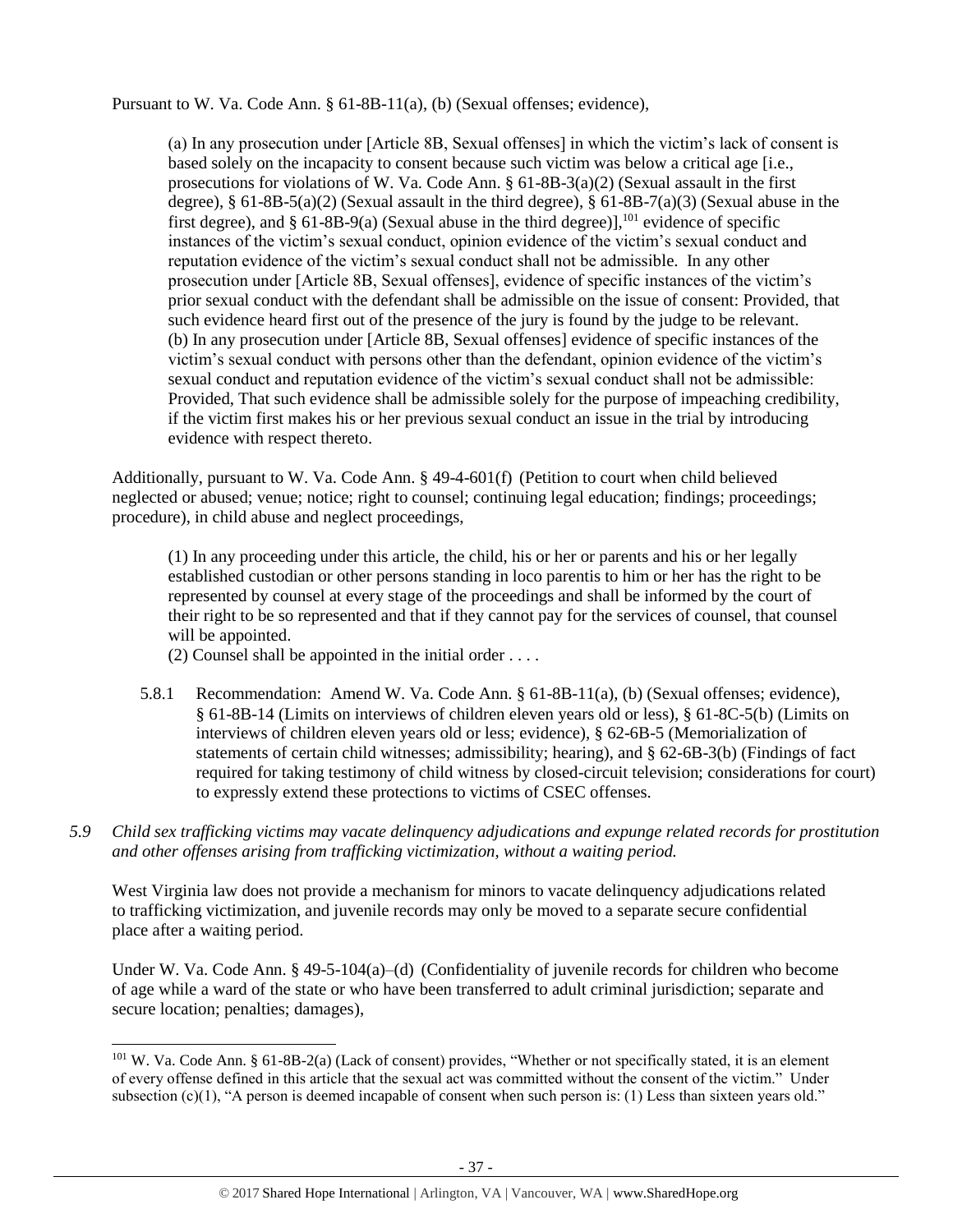Pursuant to W. Va. Code Ann. § 61-8B-11(a), (b) (Sexual offenses; evidence),

> (a) In any prosecution under [Article 8B, Sexual offenses] in which the victim's lack of consent is based solely on the incapacity to consent because such victim was below a critical age [i.e., prosecutions for violations of W. Va. Code Ann. § 61-8B-3(a)(2) (Sexual assault in the first degree), § 61-8B-5(a)(2) (Sexual assault in the third degree), § 61-8B-7(a)(3) (Sexual abuse in the first degree), and § 61-8B-9(a) (Sexual abuse in the third degree)],[101] evidence of specific instances of the victim's sexual conduct, opinion evidence of the victim's sexual conduct and reputation evidence of the victim's sexual conduct shall not be admissible. In any other prosecution under [Article 8B, Sexual offenses], evidence of specific instances of the victim's prior sexual conduct with the defendant shall be admissible on the issue of consent: Provided, that such evidence heard first out of the presence of the jury is found by the judge to be relevant.
> (b) In any prosecution under [Article 8B, Sexual offenses] evidence of specific instances of the victim's sexual conduct with persons other than the defendant, opinion evidence of the victim's sexual conduct and reputation evidence of the victim's sexual conduct shall not be admissible: Provided, That such evidence shall be admissible solely for the purpose of impeaching credibility, if the victim first makes his or her previous sexual conduct an issue in the trial by introducing evidence with respect thereto.

Additionally, pursuant to W. Va. Code Ann. § 49-4-601(f) (Petition to court when child believed neglected or abused; venue; notice; right to counsel; continuing legal education; findings; proceedings; procedure), in child abuse and neglect proceedings,

> (1) In any proceeding under this article, the child, his or her or parents and his or her legally established custodian or other persons standing in loco parentis to him or her has the right to be represented by counsel at every stage of the proceedings and shall be informed by the court of their right to be so represented and that if they cannot pay for the services of counsel, that counsel will be appointed.
> (2) Counsel shall be appointed in the initial order . . . .

5.8.1 Recommendation: Amend W. Va. Code Ann. § 61-8B-11(a), (b) (Sexual offenses; evidence), § 61-8B-14 (Limits on interviews of children eleven years old or less), § 61-8C-5(b) (Limits on interviews of children eleven years old or less; evidence), § 62-6B-5 (Memorialization of statements of certain child witnesses; admissibility; hearing), and § 62-6B-3(b) (Findings of fact required for taking testimony of child witness by closed-circuit television; considerations for court) to expressly extend these protections to victims of CSEC offenses.

*5.9 Child sex trafficking victims may vacate delinquency adjudications and expunge related records for prostitution and other offenses arising from trafficking victimization, without a waiting period.*

West Virginia law does not provide a mechanism for minors to vacate delinquency adjudications related to trafficking victimization, and juvenile records may only be moved to a separate secure confidential place after a waiting period.

Under W. Va. Code Ann. § 49-5-104(a)–(d) (Confidentiality of juvenile records for children who become of age while a ward of the state or who have been transferred to adult criminal jurisdiction; separate and secure location; penalties; damages),

---

[101] W. Va. Code Ann. § 61-8B-2(a) (Lack of consent) provides, "Whether or not specifically stated, it is an element of every offense defined in this article that the sexual act was committed without the consent of the victim." Under subsection (c)(1), "A person is deemed incapable of consent when such person is: (1) Less than sixteen years old."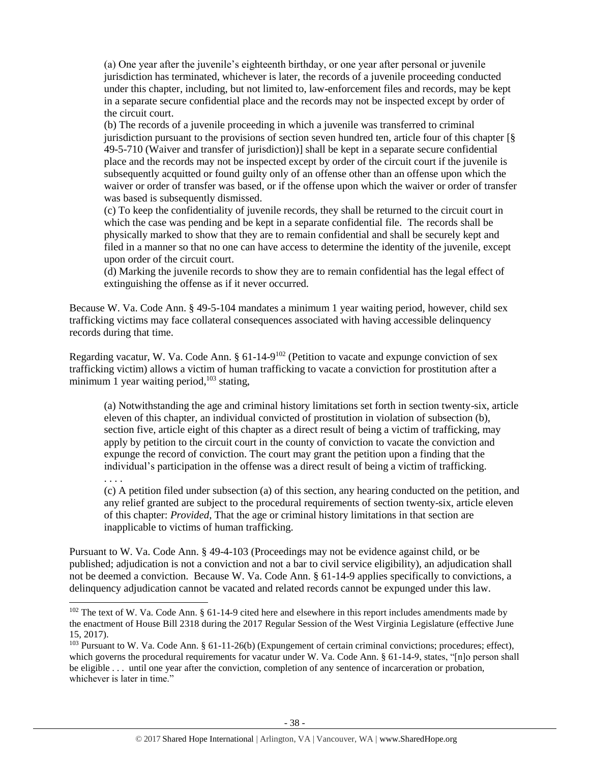> (a) One year after the juvenile's eighteenth birthday, or one year after personal or juvenile jurisdiction has terminated, whichever is later, the records of a juvenile proceeding conducted under this chapter, including, but not limited to, law-enforcement files and records, may be kept in a separate secure confidential place and the records may not be inspected except by order of the circuit court.
> (b) The records of a juvenile proceeding in which a juvenile was transferred to criminal jurisdiction pursuant to the provisions of section seven hundred ten, article four of this chapter [§ 49-5-710 (Waiver and transfer of jurisdiction)] shall be kept in a separate secure confidential place and the records may not be inspected except by order of the circuit court if the juvenile is subsequently acquitted or found guilty only of an offense other than an offense upon which the waiver or order of transfer was based, or if the offense upon which the waiver or order of transfer was based is subsequently dismissed.
> (c) To keep the confidentiality of juvenile records, they shall be returned to the circuit court in which the case was pending and be kept in a separate confidential file. The records shall be physically marked to show that they are to remain confidential and shall be securely kept and filed in a manner so that no one can have access to determine the identity of the juvenile, except upon order of the circuit court.
> (d) Marking the juvenile records to show they are to remain confidential has the legal effect of extinguishing the offense as if it never occurred.

Because W. Va. Code Ann. § 49-5-104 mandates a minimum 1 year waiting period, however, child sex trafficking victims may face collateral consequences associated with having accessible delinquency records during that time.

Regarding vacatur, W. Va. Code Ann. § 61-14-9[102] (Petition to vacate and expunge conviction of sex trafficking victim) allows a victim of human trafficking to vacate a conviction for prostitution after a minimum 1 year waiting period,[103] stating,

> (a) Notwithstanding the age and criminal history limitations set forth in section twenty-six, article eleven of this chapter, an individual convicted of prostitution in violation of subsection (b), section five, article eight of this chapter as a direct result of being a victim of trafficking, may apply by petition to the circuit court in the county of conviction to vacate the conviction and expunge the record of conviction. The court may grant the petition upon a finding that the individual's participation in the offense was a direct result of being a victim of trafficking.
> . . . .
> (c) A petition filed under subsection (a) of this section, any hearing conducted on the petition, and any relief granted are subject to the procedural requirements of section twenty-six, article eleven of this chapter: *Provided*, That the age or criminal history limitations in that section are inapplicable to victims of human trafficking.

Pursuant to W. Va. Code Ann. § 49-4-103 (Proceedings may not be evidence against child, or be published; adjudication is not a conviction and not a bar to civil service eligibility), an adjudication shall not be deemed a conviction. Because W. Va. Code Ann. § 61-14-9 applies specifically to convictions, a delinquency adjudication cannot be vacated and related records cannot be expunged under this law.

---

[102] The text of W. Va. Code Ann. § 61-14-9 cited here and elsewhere in this report includes amendments made by the enactment of House Bill 2318 during the 2017 Regular Session of the West Virginia Legislature (effective June 15, 2017).

[103] Pursuant to W. Va. Code Ann. § 61-11-26(b) (Expungement of certain criminal convictions; procedures; effect), which governs the procedural requirements for vacatur under W. Va. Code Ann. § 61-14-9, states, "[n]o person shall be eligible . . . until one year after the conviction, completion of any sentence of incarceration or probation, whichever is later in time."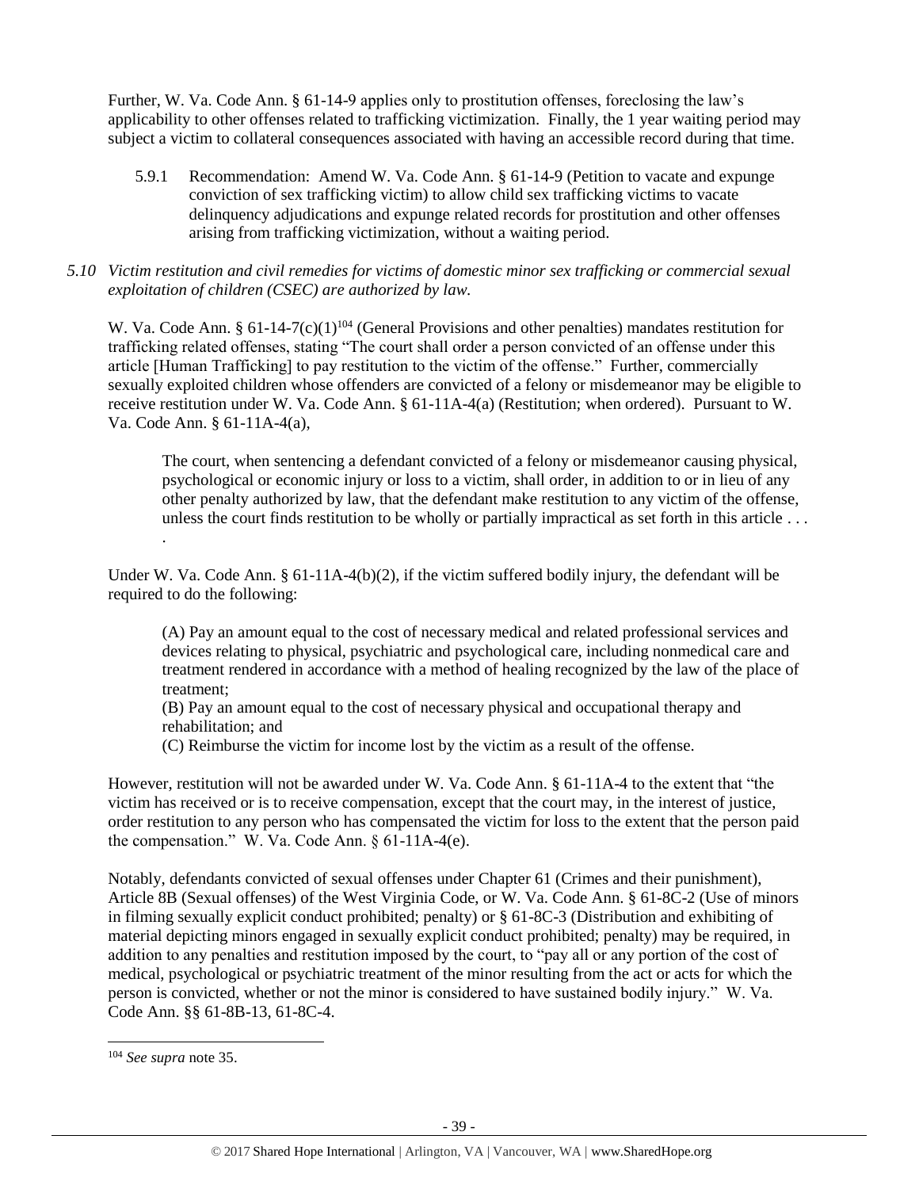Further, W. Va. Code Ann. § 61-14-9 applies only to prostitution offenses, foreclosing the law's applicability to other offenses related to trafficking victimization. Finally, the 1 year waiting period may subject a victim to collateral consequences associated with having an accessible record during that time.

5.9.1 Recommendation: Amend W. Va. Code Ann. § 61-14-9 (Petition to vacate and expunge conviction of sex trafficking victim) to allow child sex trafficking victims to vacate delinquency adjudications and expunge related records for prostitution and other offenses arising from trafficking victimization, without a waiting period.

*5.10 Victim restitution and civil remedies for victims of domestic minor sex trafficking or commercial sexual exploitation of children (CSEC) are authorized by law.*

W. Va. Code Ann. § 61-14-7(c)(1)[104] (General Provisions and other penalties) mandates restitution for trafficking related offenses, stating "The court shall order a person convicted of an offense under this article [Human Trafficking] to pay restitution to the victim of the offense." Further, commercially sexually exploited children whose offenders are convicted of a felony or misdemeanor may be eligible to receive restitution under W. Va. Code Ann. § 61-11A-4(a) (Restitution; when ordered). Pursuant to W. Va. Code Ann. § 61-11A-4(a),

> The court, when sentencing a defendant convicted of a felony or misdemeanor causing physical, psychological or economic injury or loss to a victim, shall order, in addition to or in lieu of any other penalty authorized by law, that the defendant make restitution to any victim of the offense, unless the court finds restitution to be wholly or partially impractical as set forth in this article . . . .

Under W. Va. Code Ann. § 61-11A-4(b)(2), if the victim suffered bodily injury, the defendant will be required to do the following:

> (A) Pay an amount equal to the cost of necessary medical and related professional services and devices relating to physical, psychiatric and psychological care, including nonmedical care and treatment rendered in accordance with a method of healing recognized by the law of the place of treatment;
> (B) Pay an amount equal to the cost of necessary physical and occupational therapy and rehabilitation; and
> (C) Reimburse the victim for income lost by the victim as a result of the offense.

However, restitution will not be awarded under W. Va. Code Ann. § 61-11A-4 to the extent that "the victim has received or is to receive compensation, except that the court may, in the interest of justice, order restitution to any person who has compensated the victim for loss to the extent that the person paid the compensation." W. Va. Code Ann. § 61-11A-4(e).

Notably, defendants convicted of sexual offenses under Chapter 61 (Crimes and their punishment), Article 8B (Sexual offenses) of the West Virginia Code, or W. Va. Code Ann. § 61-8C-2 (Use of minors in filming sexually explicit conduct prohibited; penalty) or § 61-8C-3 (Distribution and exhibiting of material depicting minors engaged in sexually explicit conduct prohibited; penalty) may be required, in addition to any penalties and restitution imposed by the court, to "pay all or any portion of the cost of medical, psychological or psychiatric treatment of the minor resulting from the act or acts for which the person is convicted, whether or not the minor is considered to have sustained bodily injury." W. Va. Code Ann. §§ 61-8B-13, 61-8C-4.

[104] *See supra* note 35.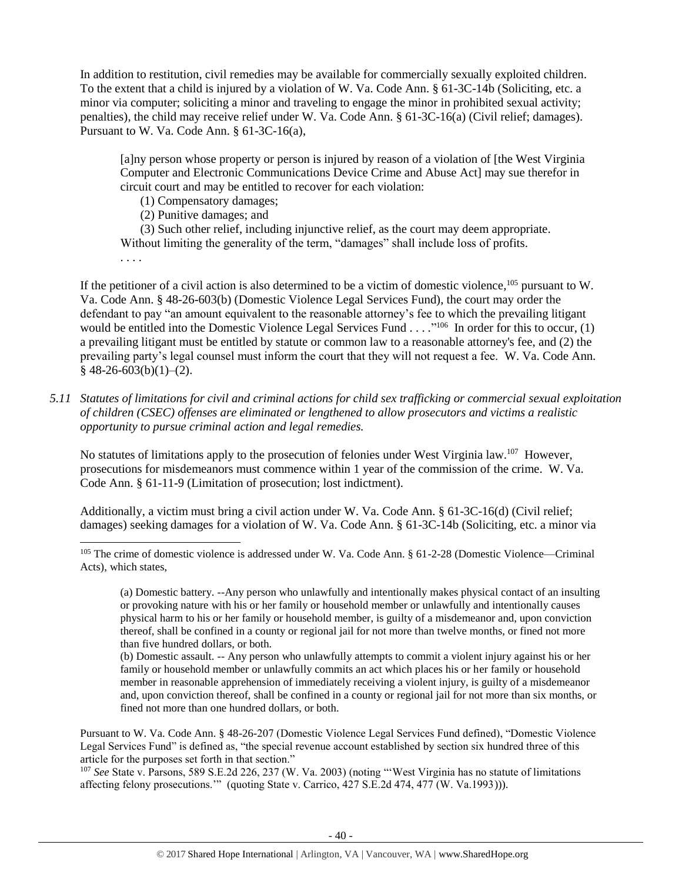In addition to restitution, civil remedies may be available for commercially sexually exploited children. To the extent that a child is injured by a violation of W. Va. Code Ann. § 61-3C-14b (Soliciting, etc. a minor via computer; soliciting a minor and traveling to engage the minor in prohibited sexual activity; penalties), the child may receive relief under W. Va. Code Ann. § 61-3C-16(a) (Civil relief; damages). Pursuant to W. Va. Code Ann. § 61-3C-16(a),

> [a]ny person whose property or person is injured by reason of a violation of [the West Virginia Computer and Electronic Communications Device Crime and Abuse Act] may sue therefor in circuit court and may be entitled to recover for each violation:
>
> (1) Compensatory damages;
>
> (2) Punitive damages; and
>
> (3) Such other relief, including injunctive relief, as the court may deem appropriate.
>
> Without limiting the generality of the term, "damages" shall include loss of profits.
>
> . . . .

If the petitioner of a civil action is also determined to be a victim of domestic violence,[105] pursuant to W. Va. Code Ann. § 48-26-603(b) (Domestic Violence Legal Services Fund), the court may order the defendant to pay "an amount equivalent to the reasonable attorney's fee to which the prevailing litigant would be entitled into the Domestic Violence Legal Services Fund . . . ."[106] In order for this to occur, (1) a prevailing litigant must be entitled by statute or common law to a reasonable attorney's fee, and (2) the prevailing party's legal counsel must inform the court that they will not request a fee. W. Va. Code Ann. § 48-26-603(b)(1)–(2).

*5.11 Statutes of limitations for civil and criminal actions for child sex trafficking or commercial sexual exploitation of children (CSEC) offenses are eliminated or lengthened to allow prosecutors and victims a realistic opportunity to pursue criminal action and legal remedies.*

No statutes of limitations apply to the prosecution of felonies under West Virginia law.[107] However, prosecutions for misdemeanors must commence within 1 year of the commission of the crime. W. Va. Code Ann. § 61-11-9 (Limitation of prosecution; lost indictment).

Additionally, a victim must bring a civil action under W. Va. Code Ann. § 61-3C-16(d) (Civil relief; damages) seeking damages for a violation of W. Va. Code Ann. § 61-3C-14b (Soliciting, etc. a minor via

---

[105] The crime of domestic violence is addressed under W. Va. Code Ann. § 61-2-28 (Domestic Violence—Criminal Acts), which states,

> (a) Domestic battery. --Any person who unlawfully and intentionally makes physical contact of an insulting or provoking nature with his or her family or household member or unlawfully and intentionally causes physical harm to his or her family or household member, is guilty of a misdemeanor and, upon conviction thereof, shall be confined in a county or regional jail for not more than twelve months, or fined not more than five hundred dollars, or both.
>
> (b) Domestic assault. -- Any person who unlawfully attempts to commit a violent injury against his or her family or household member or unlawfully commits an act which places his or her family or household member in reasonable apprehension of immediately receiving a violent injury, is guilty of a misdemeanor and, upon conviction thereof, shall be confined in a county or regional jail for not more than six months, or fined not more than one hundred dollars, or both.

Pursuant to W. Va. Code Ann. § 48-26-207 (Domestic Violence Legal Services Fund defined), "Domestic Violence Legal Services Fund" is defined as, "the special revenue account established by section six hundred three of this article for the purposes set forth in that section."

[107] *See* State v. Parsons, 589 S.E.2d 226, 237 (W. Va. 2003) (noting "'West Virginia has no statute of limitations affecting felony prosecutions.'" (quoting State v. Carrico, 427 S.E.2d 474, 477 (W. Va.1993))).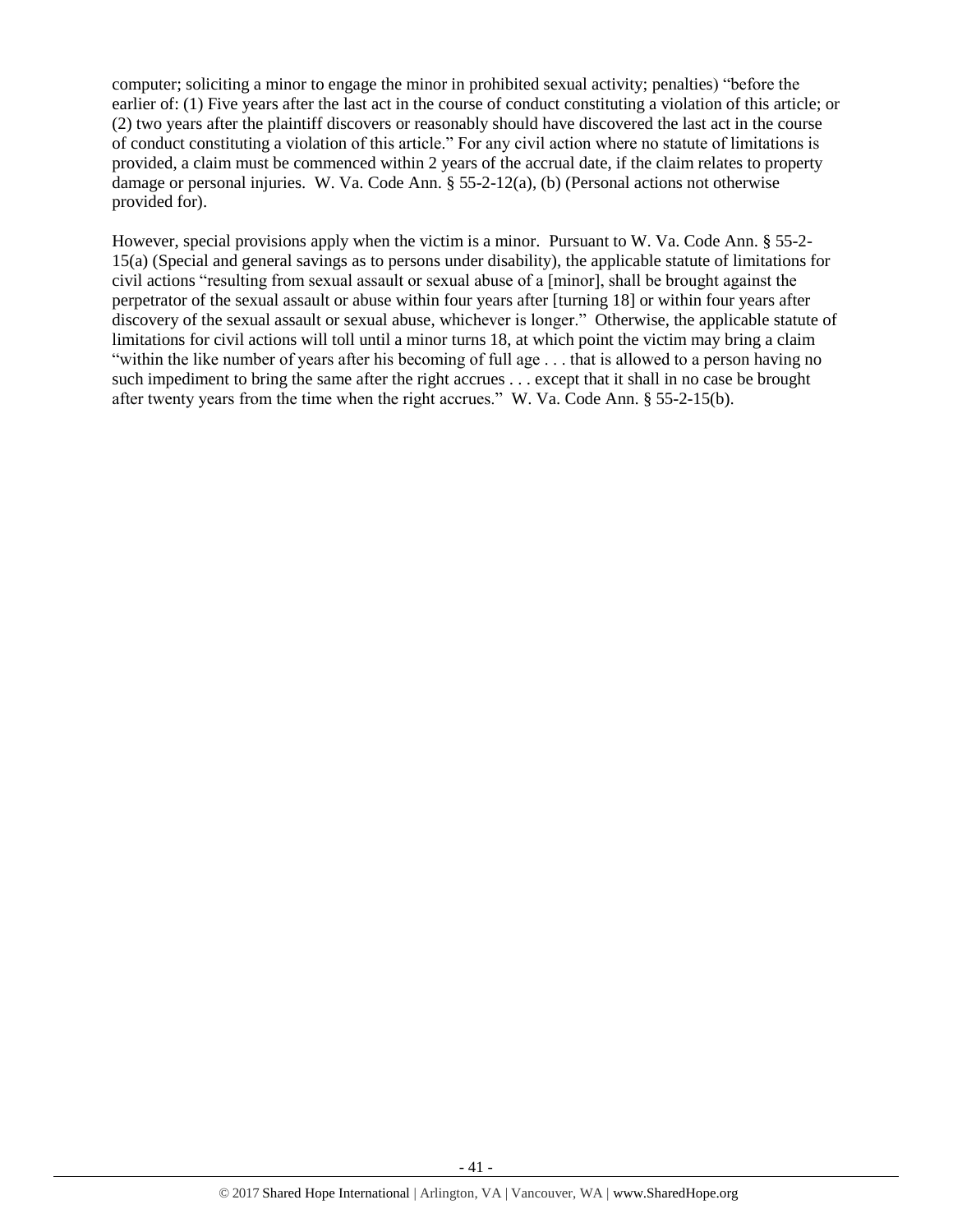computer; soliciting a minor to engage the minor in prohibited sexual activity; penalties) "before the earlier of: (1) Five years after the last act in the course of conduct constituting a violation of this article; or (2) two years after the plaintiff discovers or reasonably should have discovered the last act in the course of conduct constituting a violation of this article." For any civil action where no statute of limitations is provided, a claim must be commenced within 2 years of the accrual date, if the claim relates to property damage or personal injuries. W. Va. Code Ann. § 55-2-12(a), (b) (Personal actions not otherwise provided for).

However, special provisions apply when the victim is a minor. Pursuant to W. Va. Code Ann. § 55-2-15(a) (Special and general savings as to persons under disability), the applicable statute of limitations for civil actions "resulting from sexual assault or sexual abuse of a [minor], shall be brought against the perpetrator of the sexual assault or abuse within four years after [turning 18] or within four years after discovery of the sexual assault or sexual abuse, whichever is longer." Otherwise, the applicable statute of limitations for civil actions will toll until a minor turns 18, at which point the victim may bring a claim "within the like number of years after his becoming of full age . . . that is allowed to a person having no such impediment to bring the same after the right accrues . . . except that it shall in no case be brought after twenty years from the time when the right accrues." W. Va. Code Ann. § 55-2-15(b).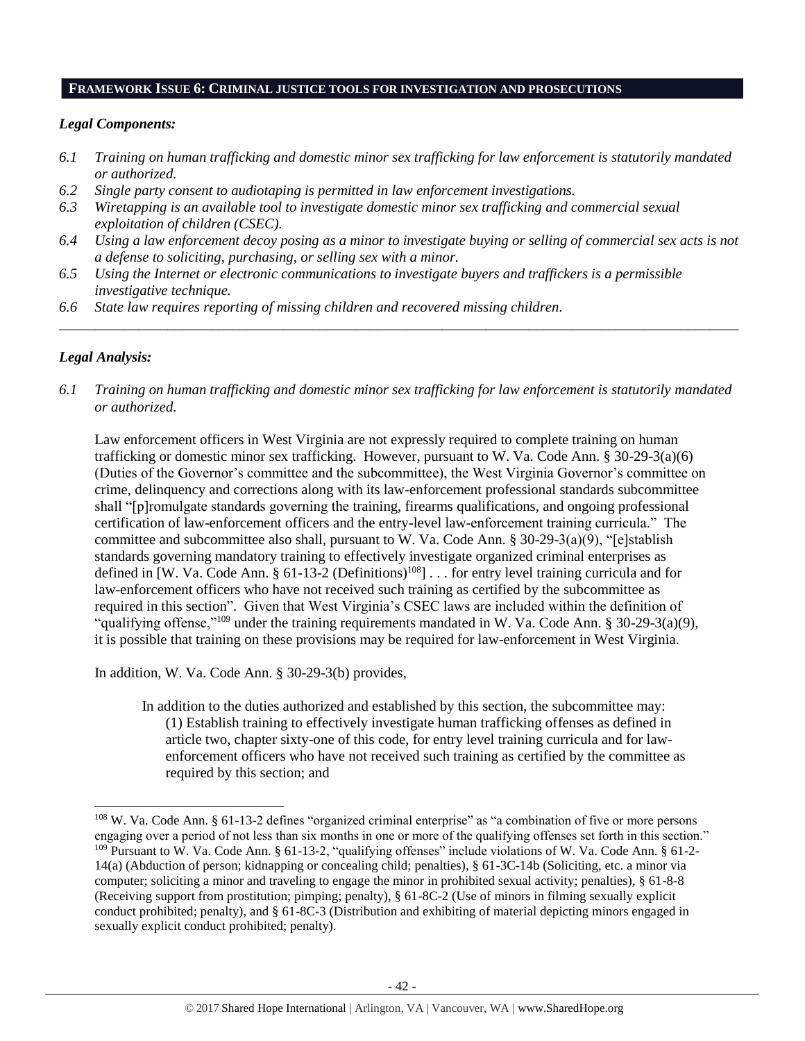## FRAMEWORK ISSUE 6: CRIMINAL JUSTICE TOOLS FOR INVESTIGATION AND PROSECUTIONS

### *Legal Components:*

- *6.1 Training on human trafficking and domestic minor sex trafficking for law enforcement is statutorily mandated or authorized.*
- *6.2 Single party consent to audiotaping is permitted in law enforcement investigations.*
- *6.3 Wiretapping is an available tool to investigate domestic minor sex trafficking and commercial sexual exploitation of children (CSEC).*
- *6.4 Using a law enforcement decoy posing as a minor to investigate buying or selling of commercial sex acts is not a defense to soliciting, purchasing, or selling sex with a minor.*
- *6.5 Using the Internet or electronic communications to investigate buyers and traffickers is a permissible investigative technique.*
- *6.6 State law requires reporting of missing children and recovered missing children.*

---

### *Legal Analysis:*

*6.1 Training on human trafficking and domestic minor sex trafficking for law enforcement is statutorily mandated or authorized.*

Law enforcement officers in West Virginia are not expressly required to complete training on human trafficking or domestic minor sex trafficking. However, pursuant to W. Va. Code Ann. § 30-29-3(a)(6) (Duties of the Governor's committee and the subcommittee), the West Virginia Governor's committee on crime, delinquency and corrections along with its law-enforcement professional standards subcommittee shall "[p]romulgate standards governing the training, firearms qualifications, and ongoing professional certification of law-enforcement officers and the entry-level law-enforcement training curricula." The committee and subcommittee also shall, pursuant to W. Va. Code Ann. § 30-29-3(a)(9), "[e]stablish standards governing mandatory training to effectively investigate organized criminal enterprises as defined in [W. Va. Code Ann. § 61-13-2 (Definitions)[108]] . . . for entry level training curricula and for law-enforcement officers who have not received such training as certified by the subcommittee as required in this section". Given that West Virginia's CSEC laws are included within the definition of "qualifying offense,"[109] under the training requirements mandated in W. Va. Code Ann. § 30-29-3(a)(9), it is possible that training on these provisions may be required for law-enforcement in West Virginia.

In addition, W. Va. Code Ann. § 30-29-3(b) provides,

> In addition to the duties authorized and established by this section, the subcommittee may:
> (1) Establish training to effectively investigate human trafficking offenses as defined in article two, chapter sixty-one of this code, for entry level training curricula and for law-enforcement officers who have not received such training as certified by the committee as required by this section; and

---

[108] W. Va. Code Ann. § 61-13-2 defines "organized criminal enterprise" as "a combination of five or more persons engaging over a period of not less than six months in one or more of the qualifying offenses set forth in this section."

[109] Pursuant to W. Va. Code Ann. § 61-13-2, "qualifying offenses" include violations of W. Va. Code Ann. § 61-2-14(a) (Abduction of person; kidnapping or concealing child; penalties), § 61-3C-14b (Soliciting, etc. a minor via computer; soliciting a minor and traveling to engage the minor in prohibited sexual activity; penalties), § 61-8-8 (Receiving support from prostitution; pimping; penalty), § 61-8C-2 (Use of minors in filming sexually explicit conduct prohibited; penalty), and § 61-8C-3 (Distribution and exhibiting of material depicting minors engaged in sexually explicit conduct prohibited; penalty).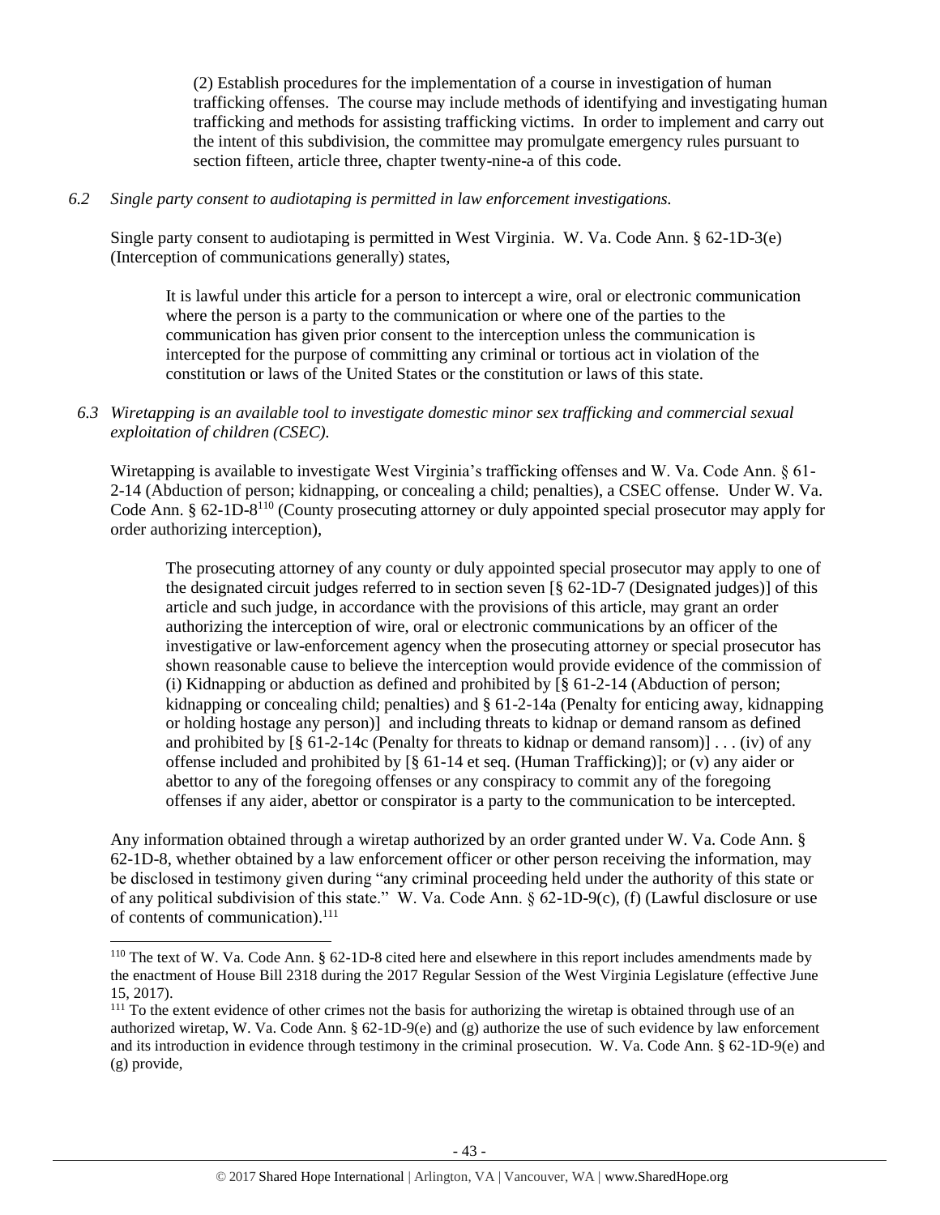> (2) Establish procedures for the implementation of a course in investigation of human trafficking offenses. The course may include methods of identifying and investigating human trafficking and methods for assisting trafficking victims. In order to implement and carry out the intent of this subdivision, the committee may promulgate emergency rules pursuant to section fifteen, article three, chapter twenty-nine-a of this code.

*6.2 Single party consent to audiotaping is permitted in law enforcement investigations.*

Single party consent to audiotaping is permitted in West Virginia. W. Va. Code Ann. § 62-1D-3(e) (Interception of communications generally) states,

> It is lawful under this article for a person to intercept a wire, oral or electronic communication where the person is a party to the communication or where one of the parties to the communication has given prior consent to the interception unless the communication is intercepted for the purpose of committing any criminal or tortious act in violation of the constitution or laws of the United States or the constitution or laws of this state.

*6.3 Wiretapping is an available tool to investigate domestic minor sex trafficking and commercial sexual exploitation of children (CSEC).*

Wiretapping is available to investigate West Virginia's trafficking offenses and W. Va. Code Ann. § 61-2-14 (Abduction of person; kidnapping, or concealing a child; penalties), a CSEC offense. Under W. Va. Code Ann. § 62-1D-8[110] (County prosecuting attorney or duly appointed special prosecutor may apply for order authorizing interception),

> The prosecuting attorney of any county or duly appointed special prosecutor may apply to one of the designated circuit judges referred to in section seven [§ 62-1D-7 (Designated judges)] of this article and such judge, in accordance with the provisions of this article, may grant an order authorizing the interception of wire, oral or electronic communications by an officer of the investigative or law-enforcement agency when the prosecuting attorney or special prosecutor has shown reasonable cause to believe the interception would provide evidence of the commission of (i) Kidnapping or abduction as defined and prohibited by [§ 61-2-14 (Abduction of person; kidnapping or concealing child; penalties) and § 61-2-14a (Penalty for enticing away, kidnapping or holding hostage any person)] and including threats to kidnap or demand ransom as defined and prohibited by [§ 61-2-14c (Penalty for threats to kidnap or demand ransom)] . . . (iv) of any offense included and prohibited by [§ 61-14 et seq. (Human Trafficking)]; or (v) any aider or abettor to any of the foregoing offenses or any conspiracy to commit any of the foregoing offenses if any aider, abettor or conspirator is a party to the communication to be intercepted.

Any information obtained through a wiretap authorized by an order granted under W. Va. Code Ann. § 62-1D-8, whether obtained by a law enforcement officer or other person receiving the information, may be disclosed in testimony given during "any criminal proceeding held under the authority of this state or of any political subdivision of this state." W. Va. Code Ann. § 62-1D-9(c), (f) (Lawful disclosure or use of contents of communication).[111]

---

[110] The text of W. Va. Code Ann. § 62-1D-8 cited here and elsewhere in this report includes amendments made by the enactment of House Bill 2318 during the 2017 Regular Session of the West Virginia Legislature (effective June 15, 2017).

[111] To the extent evidence of other crimes not the basis for authorizing the wiretap is obtained through use of an authorized wiretap, W. Va. Code Ann. § 62-1D-9(e) and (g) authorize the use of such evidence by law enforcement and its introduction in evidence through testimony in the criminal prosecution. W. Va. Code Ann. § 62-1D-9(e) and (g) provide,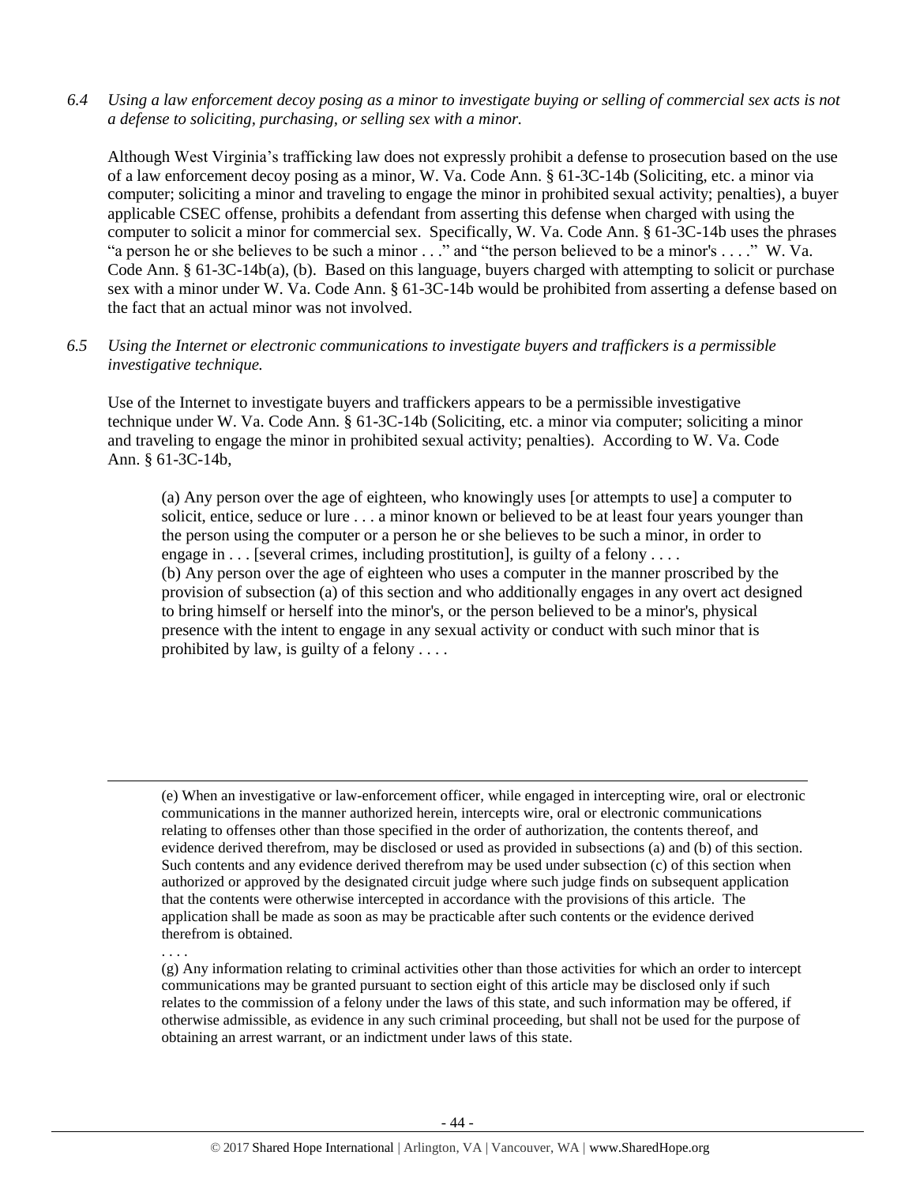*6.4 Using a law enforcement decoy posing as a minor to investigate buying or selling of commercial sex acts is not a defense to soliciting, purchasing, or selling sex with a minor.*

Although West Virginia's trafficking law does not expressly prohibit a defense to prosecution based on the use of a law enforcement decoy posing as a minor, W. Va. Code Ann. § 61-3C-14b (Soliciting, etc. a minor via computer; soliciting a minor and traveling to engage the minor in prohibited sexual activity; penalties), a buyer applicable CSEC offense, prohibits a defendant from asserting this defense when charged with using the computer to solicit a minor for commercial sex. Specifically, W. Va. Code Ann. § 61-3C-14b uses the phrases "a person he or she believes to be such a minor . . ." and "the person believed to be a minor's . . . ." W. Va. Code Ann. § 61-3C-14b(a), (b). Based on this language, buyers charged with attempting to solicit or purchase sex with a minor under W. Va. Code Ann. § 61-3C-14b would be prohibited from asserting a defense based on the fact that an actual minor was not involved.

*6.5 Using the Internet or electronic communications to investigate buyers and traffickers is a permissible investigative technique.*

Use of the Internet to investigate buyers and traffickers appears to be a permissible investigative technique under W. Va. Code Ann. § 61-3C-14b (Soliciting, etc. a minor via computer; soliciting a minor and traveling to engage the minor in prohibited sexual activity; penalties). According to W. Va. Code Ann. § 61-3C-14b,

> (a) Any person over the age of eighteen, who knowingly uses [or attempts to use] a computer to solicit, entice, seduce or lure . . . a minor known or believed to be at least four years younger than the person using the computer or a person he or she believes to be such a minor, in order to engage in . . . [several crimes, including prostitution], is guilty of a felony . . . .
> (b) Any person over the age of eighteen who uses a computer in the manner proscribed by the provision of subsection (a) of this section and who additionally engages in any overt act designed to bring himself or herself into the minor's, or the person believed to be a minor's, physical presence with the intent to engage in any sexual activity or conduct with such minor that is prohibited by law, is guilty of a felony . . . .

---

> (e) When an investigative or law-enforcement officer, while engaged in intercepting wire, oral or electronic communications in the manner authorized herein, intercepts wire, oral or electronic communications relating to offenses other than those specified in the order of authorization, the contents thereof, and evidence derived therefrom, may be disclosed or used as provided in subsections (a) and (b) of this section. Such contents and any evidence derived therefrom may be used under subsection (c) of this section when authorized or approved by the designated circuit judge where such judge finds on subsequent application that the contents were otherwise intercepted in accordance with the provisions of this article. The application shall be made as soon as may be practicable after such contents or the evidence derived therefrom is obtained.
> . . . .
> (g) Any information relating to criminal activities other than those activities for which an order to intercept communications may be granted pursuant to section eight of this article may be disclosed only if such relates to the commission of a felony under the laws of this state, and such information may be offered, if otherwise admissible, as evidence in any such criminal proceeding, but shall not be used for the purpose of obtaining an arrest warrant, or an indictment under laws of this state.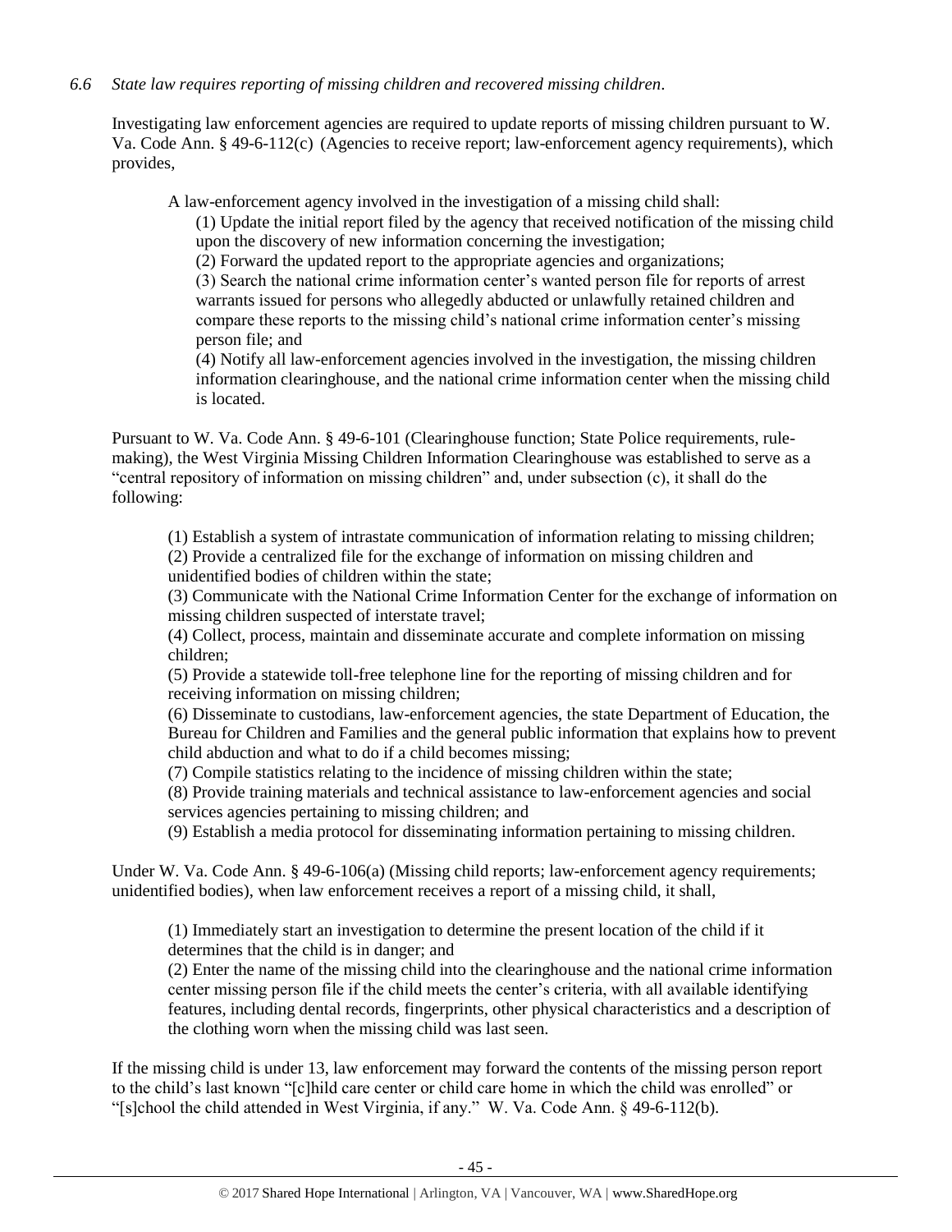*6.6 State law requires reporting of missing children and recovered missing children.*

Investigating law enforcement agencies are required to update reports of missing children pursuant to W. Va. Code Ann. § 49-6-112(c) (Agencies to receive report; law-enforcement agency requirements), which provides,

> A law-enforcement agency involved in the investigation of a missing child shall:
>
> (1) Update the initial report filed by the agency that received notification of the missing child upon the discovery of new information concerning the investigation;
>
> (2) Forward the updated report to the appropriate agencies and organizations;
>
> (3) Search the national crime information center's wanted person file for reports of arrest warrants issued for persons who allegedly abducted or unlawfully retained children and compare these reports to the missing child's national crime information center's missing person file; and
>
> (4) Notify all law-enforcement agencies involved in the investigation, the missing children information clearinghouse, and the national crime information center when the missing child is located.

Pursuant to W. Va. Code Ann. § 49-6-101 (Clearinghouse function; State Police requirements, rule-making), the West Virginia Missing Children Information Clearinghouse was established to serve as a "central repository of information on missing children" and, under subsection (c), it shall do the following:

> (1) Establish a system of intrastate communication of information relating to missing children;
>
> (2) Provide a centralized file for the exchange of information on missing children and unidentified bodies of children within the state;
>
> (3) Communicate with the National Crime Information Center for the exchange of information on missing children suspected of interstate travel;
>
> (4) Collect, process, maintain and disseminate accurate and complete information on missing children;
>
> (5) Provide a statewide toll-free telephone line for the reporting of missing children and for receiving information on missing children;
>
> (6) Disseminate to custodians, law-enforcement agencies, the state Department of Education, the Bureau for Children and Families and the general public information that explains how to prevent child abduction and what to do if a child becomes missing;
>
> (7) Compile statistics relating to the incidence of missing children within the state;
>
> (8) Provide training materials and technical assistance to law-enforcement agencies and social services agencies pertaining to missing children; and
>
> (9) Establish a media protocol for disseminating information pertaining to missing children.

Under W. Va. Code Ann. § 49-6-106(a) (Missing child reports; law-enforcement agency requirements; unidentified bodies), when law enforcement receives a report of a missing child, it shall,

> (1) Immediately start an investigation to determine the present location of the child if it determines that the child is in danger; and
>
> (2) Enter the name of the missing child into the clearinghouse and the national crime information center missing person file if the child meets the center's criteria, with all available identifying features, including dental records, fingerprints, other physical characteristics and a description of the clothing worn when the missing child was last seen.

If the missing child is under 13, law enforcement may forward the contents of the missing person report to the child's last known "[c]hild care center or child care home in which the child was enrolled" or "[s]chool the child attended in West Virginia, if any." W. Va. Code Ann. § 49-6-112(b).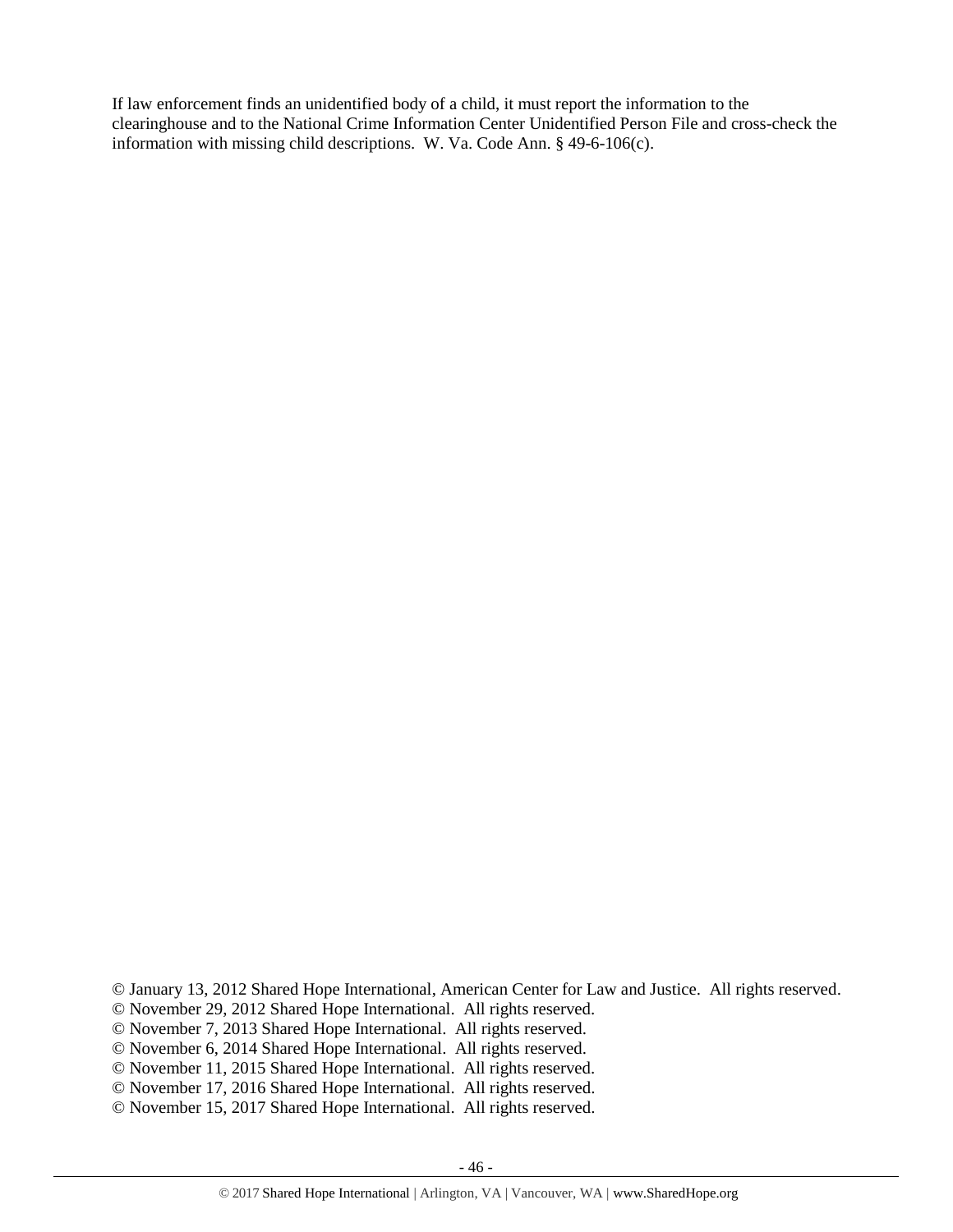If law enforcement finds an unidentified body of a child, it must report the information to the clearinghouse and to the National Crime Information Center Unidentified Person File and cross-check the information with missing child descriptions. W. Va. Code Ann. § 49-6-106(c).

© January 13, 2012 Shared Hope International, American Center for Law and Justice. All rights reserved.
© November 29, 2012 Shared Hope International. All rights reserved.
© November 7, 2013 Shared Hope International. All rights reserved.
© November 6, 2014 Shared Hope International. All rights reserved.
© November 11, 2015 Shared Hope International. All rights reserved.
© November 17, 2016 Shared Hope International. All rights reserved.
© November 15, 2017 Shared Hope International. All rights reserved.